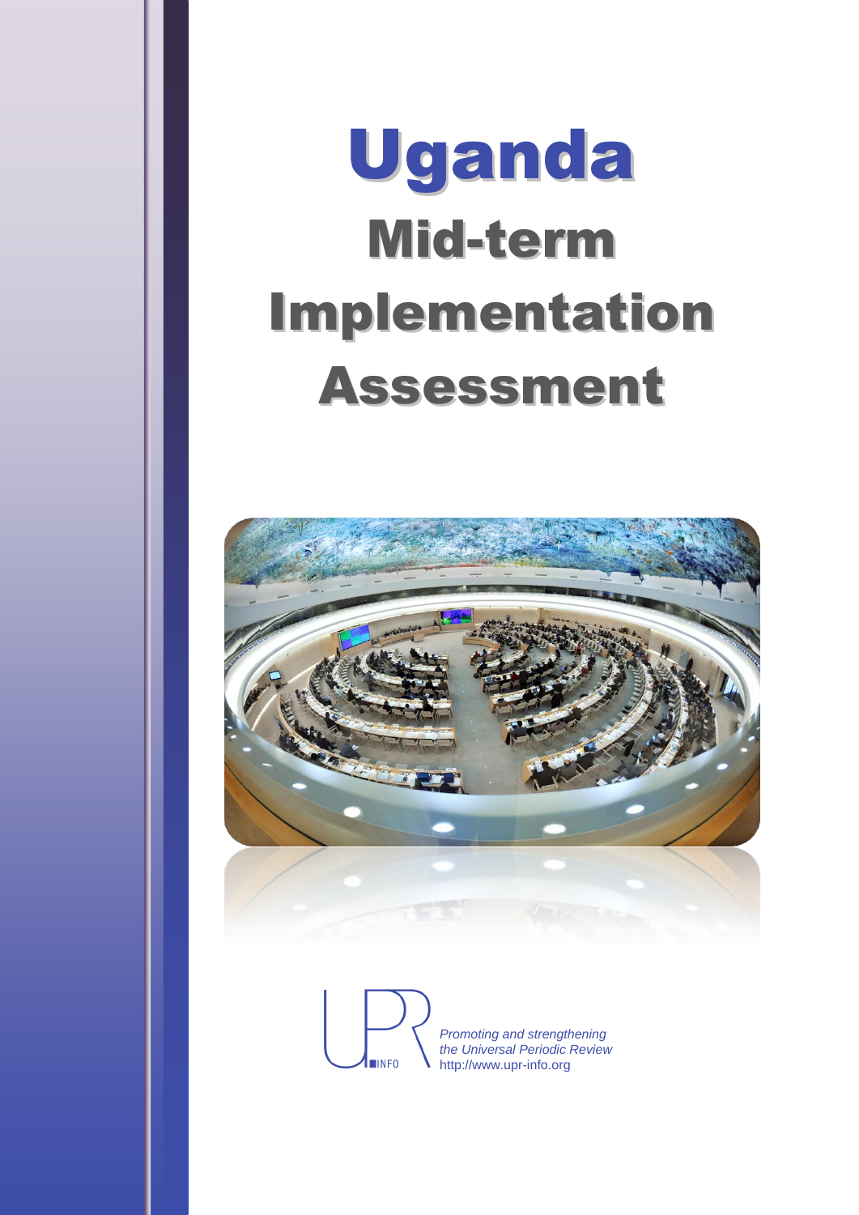# Uganda

# Mid-term Implementation Assessment

*Promoting and strengthening the Universal Periodic Review*
http://www.upr-info.org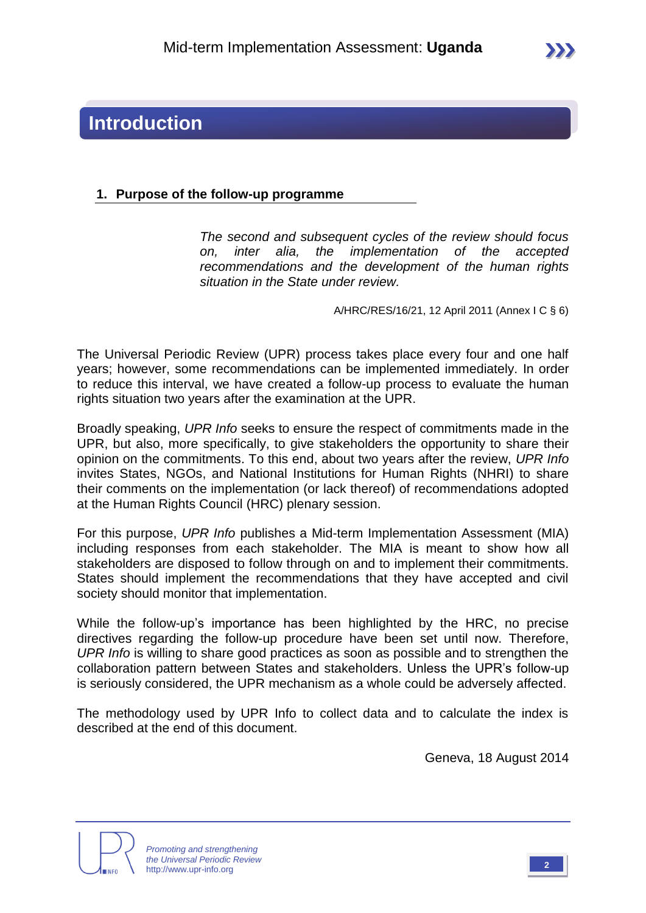# Introduction

## 1. Purpose of the follow-up programme

> *The second and subsequent cycles of the review should focus on, inter alia, the implementation of the accepted recommendations and the development of the human rights situation in the State under review.*
>
> A/HRC/RES/16/21, 12 April 2011 (Annex I C § 6)

The Universal Periodic Review (UPR) process takes place every four and one half years; however, some recommendations can be implemented immediately. In order to reduce this interval, we have created a follow-up process to evaluate the human rights situation two years after the examination at the UPR.

Broadly speaking, *UPR Info* seeks to ensure the respect of commitments made in the UPR, but also, more specifically, to give stakeholders the opportunity to share their opinion on the commitments. To this end, about two years after the review, *UPR Info* invites States, NGOs, and National Institutions for Human Rights (NHRI) to share their comments on the implementation (or lack thereof) of recommendations adopted at the Human Rights Council (HRC) plenary session.

For this purpose, *UPR Info* publishes a Mid-term Implementation Assessment (MIA) including responses from each stakeholder. The MIA is meant to show how all stakeholders are disposed to follow through on and to implement their commitments. States should implement the recommendations that they have accepted and civil society should monitor that implementation.

While the follow-up's importance has been highlighted by the HRC, no precise directives regarding the follow-up procedure have been set until now. Therefore, *UPR Info* is willing to share good practices as soon as possible and to strengthen the collaboration pattern between States and stakeholders. Unless the UPR's follow-up is seriously considered, the UPR mechanism as a whole could be adversely affected.

The methodology used by UPR Info to collect data and to calculate the index is described at the end of this document.

Geneva, 18 August 2014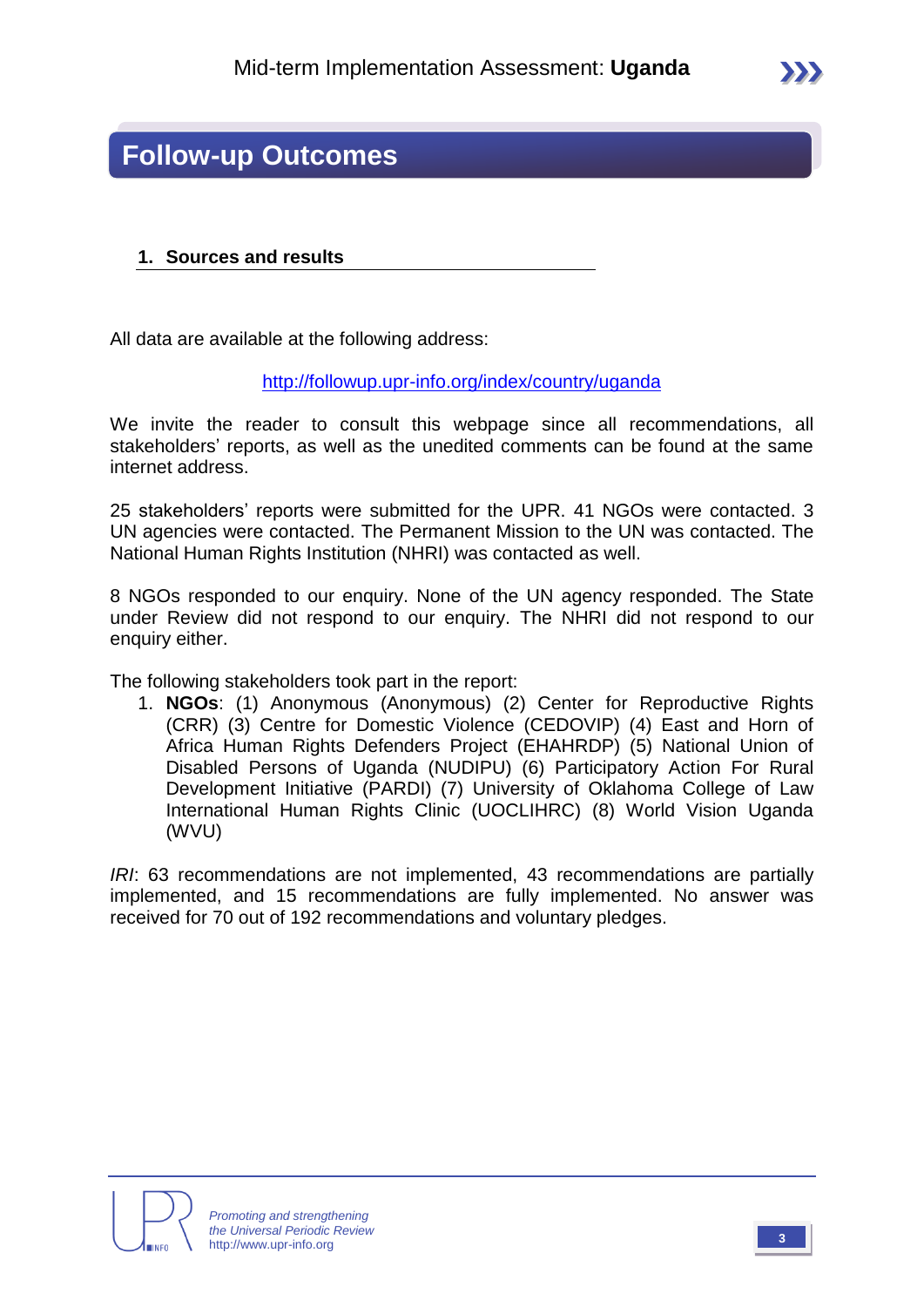# Follow-up Outcomes

## 1. Sources and results

All data are available at the following address:

http://followup.upr-info.org/index/country/uganda

We invite the reader to consult this webpage since all recommendations, all stakeholders' reports, as well as the unedited comments can be found at the same internet address.

25 stakeholders' reports were submitted for the UPR. 41 NGOs were contacted. 3 UN agencies were contacted. The Permanent Mission to the UN was contacted. The National Human Rights Institution (NHRI) was contacted as well.

8 NGOs responded to our enquiry. None of the UN agency responded. The State under Review did not respond to our enquiry. The NHRI did not respond to our enquiry either.

The following stakeholders took part in the report:

1. **NGOs**: (1) Anonymous (Anonymous) (2) Center for Reproductive Rights (CRR) (3) Centre for Domestic Violence (CEDOVIP) (4) East and Horn of Africa Human Rights Defenders Project (EHAHRDP) (5) National Union of Disabled Persons of Uganda (NUDIPU) (6) Participatory Action For Rural Development Initiative (PARDI) (7) University of Oklahoma College of Law International Human Rights Clinic (UOCLIHRC) (8) World Vision Uganda (WVU)

*IRI*: 63 recommendations are not implemented, 43 recommendations are partially implemented, and 15 recommendations are fully implemented. No answer was received for 70 out of 192 recommendations and voluntary pledges.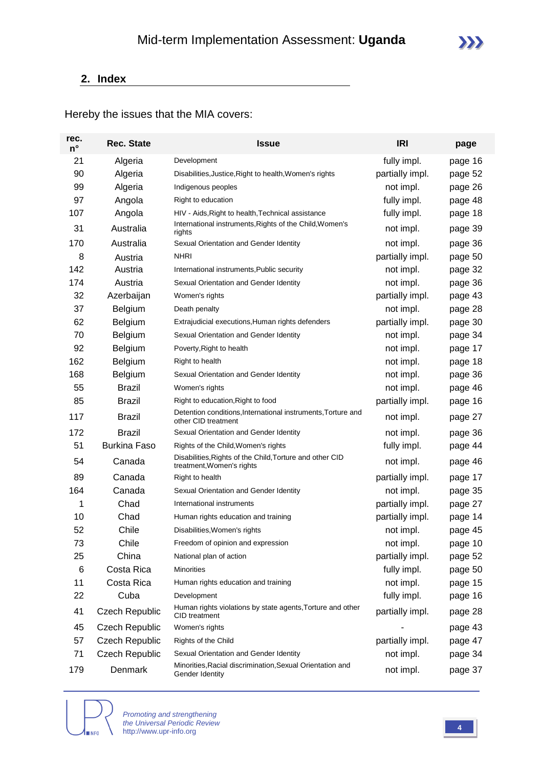## 2. Index

Hereby the issues that the MIA covers:

| rec. n° | Rec. State | Issue | IRI | page |
|---|---|---|---|---|
| 21 | Algeria | Development | fully impl. | page 16 |
| 90 | Algeria | Disabilities,Justice,Right to health,Women's rights | partially impl. | page 52 |
| 99 | Algeria | Indigenous peoples | not impl. | page 26 |
| 97 | Angola | Right to education | fully impl. | page 48 |
| 107 | Angola | HIV - Aids,Right to health,Technical assistance | fully impl. | page 18 |
| 31 | Australia | International instruments,Rights of the Child,Women's rights | not impl. | page 39 |
| 170 | Australia | Sexual Orientation and Gender Identity | not impl. | page 36 |
| 8 | Austria | NHRI | partially impl. | page 50 |
| 142 | Austria | International instruments,Public security | not impl. | page 32 |
| 174 | Austria | Sexual Orientation and Gender Identity | not impl. | page 36 |
| 32 | Azerbaijan | Women's rights | partially impl. | page 43 |
| 37 | Belgium | Death penalty | not impl. | page 28 |
| 62 | Belgium | Extrajudicial executions,Human rights defenders | partially impl. | page 30 |
| 70 | Belgium | Sexual Orientation and Gender Identity | not impl. | page 34 |
| 92 | Belgium | Poverty,Right to health | not impl. | page 17 |
| 162 | Belgium | Right to health | not impl. | page 18 |
| 168 | Belgium | Sexual Orientation and Gender Identity | not impl. | page 36 |
| 55 | Brazil | Women's rights | not impl. | page 46 |
| 85 | Brazil | Right to education,Right to food | partially impl. | page 16 |
| 117 | Brazil | Detention conditions,International instruments,Torture and other CID treatment | not impl. | page 27 |
| 172 | Brazil | Sexual Orientation and Gender Identity | not impl. | page 36 |
| 51 | Burkina Faso | Rights of the Child,Women's rights | fully impl. | page 44 |
| 54 | Canada | Disabilities,Rights of the Child,Torture and other CID treatment,Women's rights | not impl. | page 46 |
| 89 | Canada | Right to health | partially impl. | page 17 |
| 164 | Canada | Sexual Orientation and Gender Identity | not impl. | page 35 |
| 1 | Chad | International instruments | partially impl. | page 27 |
| 10 | Chad | Human rights education and training | partially impl. | page 14 |
| 52 | Chile | Disabilities,Women's rights | not impl. | page 45 |
| 73 | Chile | Freedom of opinion and expression | not impl. | page 10 |
| 25 | China | National plan of action | partially impl. | page 52 |
| 6 | Costa Rica | Minorities | fully impl. | page 50 |
| 11 | Costa Rica | Human rights education and training | not impl. | page 15 |
| 22 | Cuba | Development | fully impl. | page 16 |
| 41 | Czech Republic | Human rights violations by state agents,Torture and other CID treatment | partially impl. | page 28 |
| 45 | Czech Republic | Women's rights | - | page 43 |
| 57 | Czech Republic | Rights of the Child | partially impl. | page 47 |
| 71 | Czech Republic | Sexual Orientation and Gender Identity | not impl. | page 34 |
| 179 | Denmark | Minorities,Racial discrimination,Sexual Orientation and Gender Identity | not impl. | page 37 |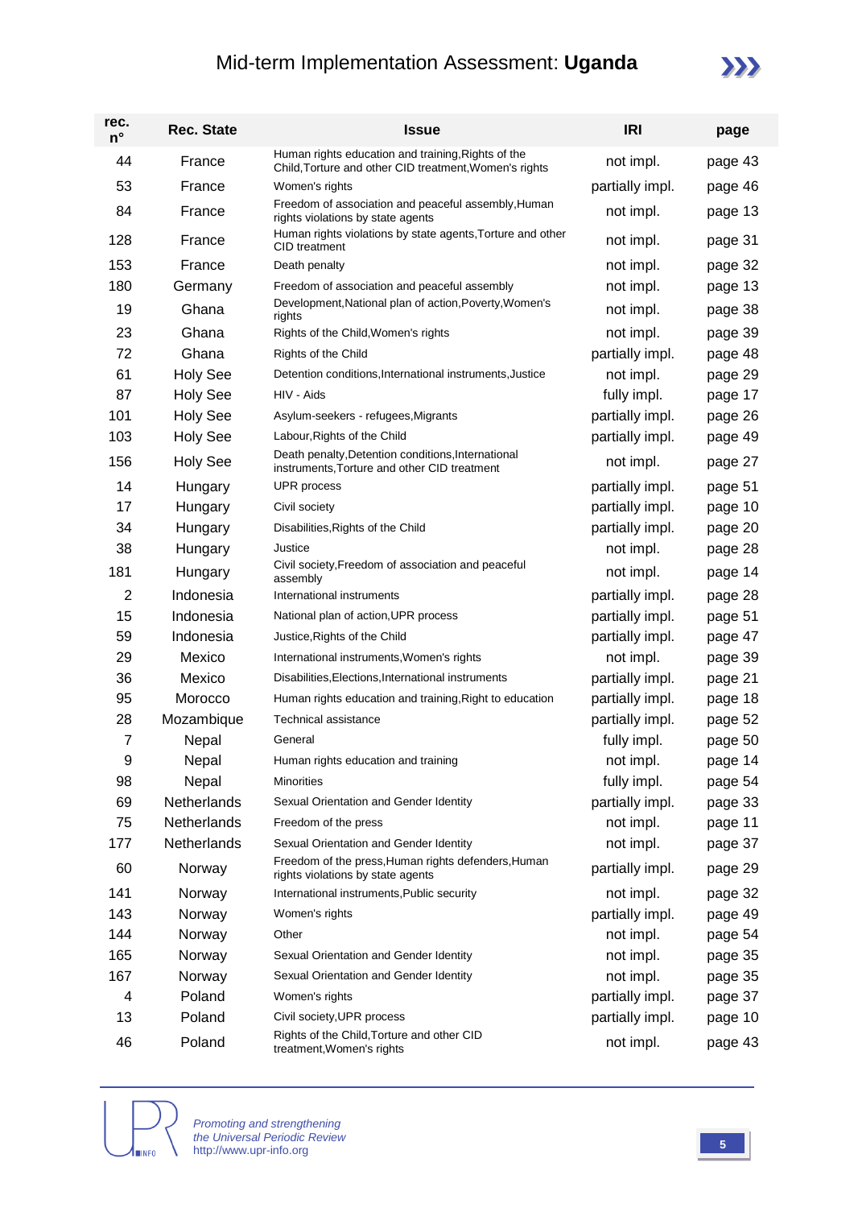| rec. n° | Rec. State | Issue | IRI | page |
|---|---|---|---|---|
| 44 | France | Human rights education and training,Rights of the Child,Torture and other CID treatment,Women's rights | not impl. | page 43 |
| 53 | France | Women's rights | partially impl. | page 46 |
| 84 | France | Freedom of association and peaceful assembly,Human rights violations by state agents | not impl. | page 13 |
| 128 | France | Human rights violations by state agents,Torture and other CID treatment | not impl. | page 31 |
| 153 | France | Death penalty | not impl. | page 32 |
| 180 | Germany | Freedom of association and peaceful assembly | not impl. | page 13 |
| 19 | Ghana | Development,National plan of action,Poverty,Women's rights | not impl. | page 38 |
| 23 | Ghana | Rights of the Child,Women's rights | not impl. | page 39 |
| 72 | Ghana | Rights of the Child | partially impl. | page 48 |
| 61 | Holy See | Detention conditions,International instruments,Justice | not impl. | page 29 |
| 87 | Holy See | HIV - Aids | fully impl. | page 17 |
| 101 | Holy See | Asylum-seekers - refugees,Migrants | partially impl. | page 26 |
| 103 | Holy See | Labour,Rights of the Child | partially impl. | page 49 |
| 156 | Holy See | Death penalty,Detention conditions,International instruments,Torture and other CID treatment | not impl. | page 27 |
| 14 | Hungary | UPR process | partially impl. | page 51 |
| 17 | Hungary | Civil society | partially impl. | page 10 |
| 34 | Hungary | Disabilities,Rights of the Child | partially impl. | page 20 |
| 38 | Hungary | Justice | not impl. | page 28 |
| 181 | Hungary | Civil society,Freedom of association and peaceful assembly | not impl. | page 14 |
| 2 | Indonesia | International instruments | partially impl. | page 28 |
| 15 | Indonesia | National plan of action,UPR process | partially impl. | page 51 |
| 59 | Indonesia | Justice,Rights of the Child | partially impl. | page 47 |
| 29 | Mexico | International instruments,Women's rights | not impl. | page 39 |
| 36 | Mexico | Disabilities,Elections,International instruments | partially impl. | page 21 |
| 95 | Morocco | Human rights education and training,Right to education | partially impl. | page 18 |
| 28 | Mozambique | Technical assistance | partially impl. | page 52 |
| 7 | Nepal | General | fully impl. | page 50 |
| 9 | Nepal | Human rights education and training | not impl. | page 14 |
| 98 | Nepal | Minorities | fully impl. | page 54 |
| 69 | Netherlands | Sexual Orientation and Gender Identity | partially impl. | page 33 |
| 75 | Netherlands | Freedom of the press | not impl. | page 11 |
| 177 | Netherlands | Sexual Orientation and Gender Identity | not impl. | page 37 |
| 60 | Norway | Freedom of the press,Human rights defenders,Human rights violations by state agents | partially impl. | page 29 |
| 141 | Norway | International instruments,Public security | not impl. | page 32 |
| 143 | Norway | Women's rights | partially impl. | page 49 |
| 144 | Norway | Other | not impl. | page 54 |
| 165 | Norway | Sexual Orientation and Gender Identity | not impl. | page 35 |
| 167 | Norway | Sexual Orientation and Gender Identity | not impl. | page 35 |
| 4 | Poland | Women's rights | partially impl. | page 37 |
| 13 | Poland | Civil society,UPR process | partially impl. | page 10 |
| 46 | Poland | Rights of the Child,Torture and other CID treatment,Women's rights | not impl. | page 43 |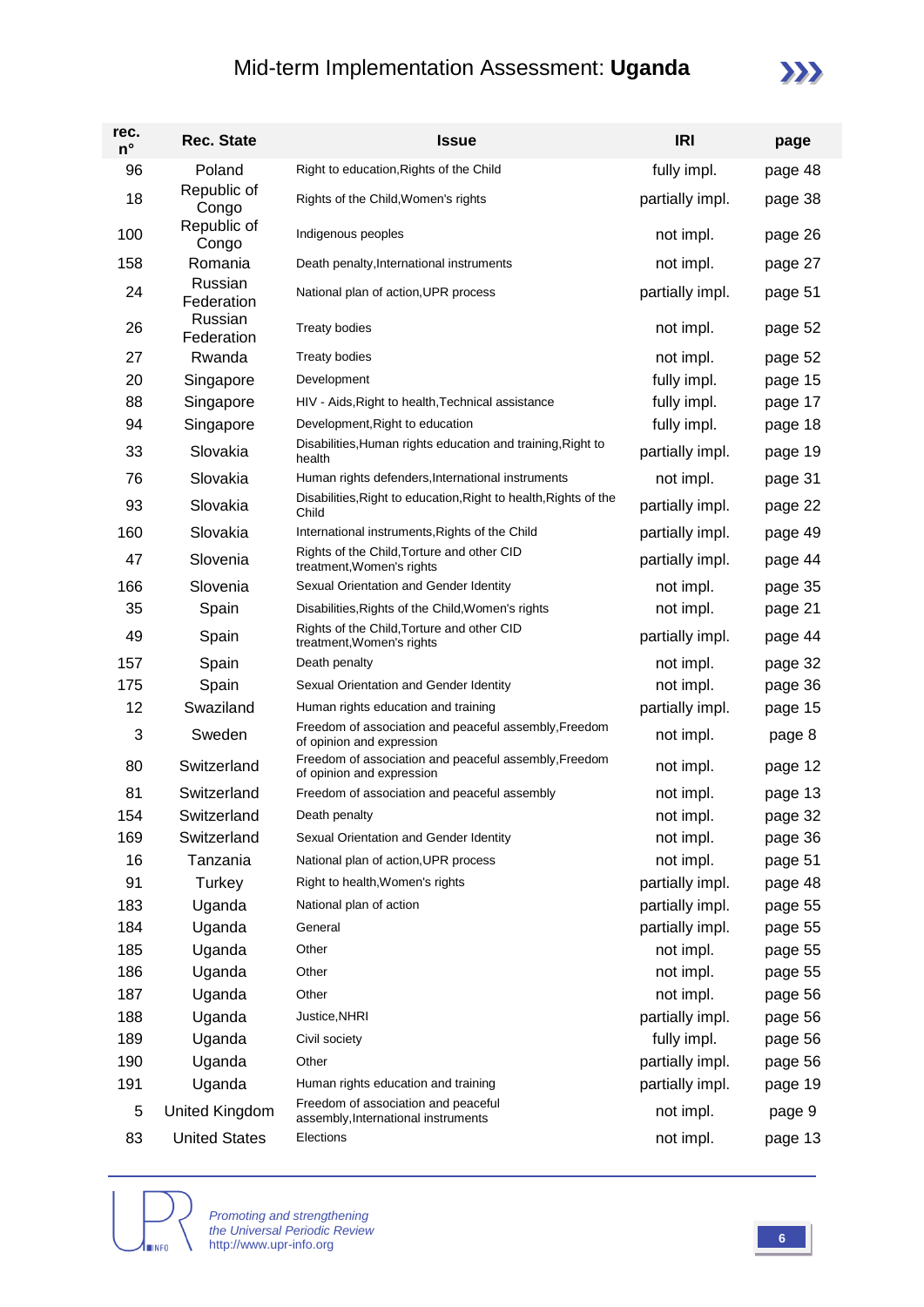# Mid-term Implementation Assessment: **Uganda**

| rec. n° | Rec. State | Issue | IRI | page |
|---|---|---|---|---|
| 96 | Poland | Right to education,Rights of the Child | fully impl. | page 48 |
| 18 | Republic of Congo | Rights of the Child,Women's rights | partially impl. | page 38 |
| 100 | Republic of Congo | Indigenous peoples | not impl. | page 26 |
| 158 | Romania | Death penalty,International instruments | not impl. | page 27 |
| 24 | Russian Federation | National plan of action,UPR process | partially impl. | page 51 |
| 26 | Russian Federation | Treaty bodies | not impl. | page 52 |
| 27 | Rwanda | Treaty bodies | not impl. | page 52 |
| 20 | Singapore | Development | fully impl. | page 15 |
| 88 | Singapore | HIV - Aids,Right to health,Technical assistance | fully impl. | page 17 |
| 94 | Singapore | Development,Right to education | fully impl. | page 18 |
| 33 | Slovakia | Disabilities,Human rights education and training,Right to health | partially impl. | page 19 |
| 76 | Slovakia | Human rights defenders,International instruments | not impl. | page 31 |
| 93 | Slovakia | Disabilities,Right to education,Right to health,Rights of the Child | partially impl. | page 22 |
| 160 | Slovakia | International instruments,Rights of the Child | partially impl. | page 49 |
| 47 | Slovenia | Rights of the Child,Torture and other CID treatment,Women's rights | partially impl. | page 44 |
| 166 | Slovenia | Sexual Orientation and Gender Identity | not impl. | page 35 |
| 35 | Spain | Disabilities,Rights of the Child,Women's rights | not impl. | page 21 |
| 49 | Spain | Rights of the Child,Torture and other CID treatment,Women's rights | partially impl. | page 44 |
| 157 | Spain | Death penalty | not impl. | page 32 |
| 175 | Spain | Sexual Orientation and Gender Identity | not impl. | page 36 |
| 12 | Swaziland | Human rights education and training | partially impl. | page 15 |
| 3 | Sweden | Freedom of association and peaceful assembly,Freedom of opinion and expression | not impl. | page 8 |
| 80 | Switzerland | Freedom of association and peaceful assembly,Freedom of opinion and expression | not impl. | page 12 |
| 81 | Switzerland | Freedom of association and peaceful assembly | not impl. | page 13 |
| 154 | Switzerland | Death penalty | not impl. | page 32 |
| 169 | Switzerland | Sexual Orientation and Gender Identity | not impl. | page 36 |
| 16 | Tanzania | National plan of action,UPR process | not impl. | page 51 |
| 91 | Turkey | Right to health,Women's rights | partially impl. | page 48 |
| 183 | Uganda | National plan of action | partially impl. | page 55 |
| 184 | Uganda | General | partially impl. | page 55 |
| 185 | Uganda | Other | not impl. | page 55 |
| 186 | Uganda | Other | not impl. | page 55 |
| 187 | Uganda | Other | not impl. | page 56 |
| 188 | Uganda | Justice,NHRI | partially impl. | page 56 |
| 189 | Uganda | Civil society | fully impl. | page 56 |
| 190 | Uganda | Other | partially impl. | page 56 |
| 191 | Uganda | Human rights education and training | partially impl. | page 19 |
| 5 | United Kingdom | Freedom of association and peaceful assembly,International instruments | not impl. | page 9 |
| 83 | United States | Elections | not impl. | page 13 |

*Promoting and strengthening the Universal Periodic Review*
http://www.upr-info.org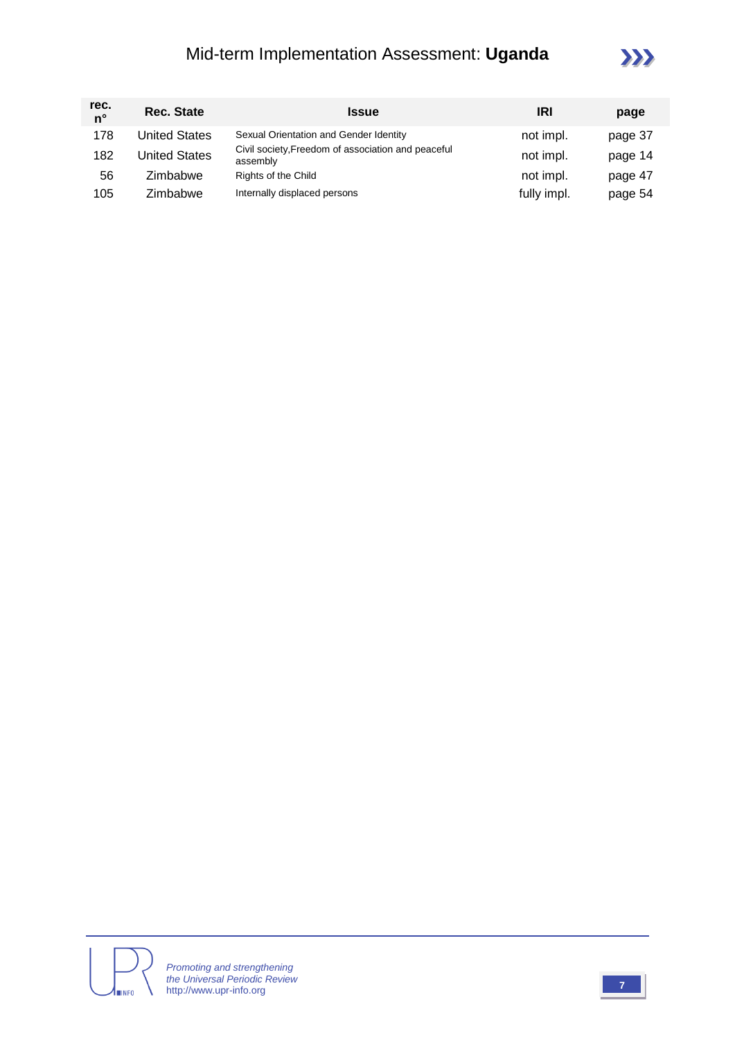| rec. n° | Rec. State | Issue | IRI | page |
|---|---|---|---|---|
| 178 | United States | Sexual Orientation and Gender Identity | not impl. | page 37 |
| 182 | United States | Civil society,Freedom of association and peaceful assembly | not impl. | page 14 |
| 56 | Zimbabwe | Rights of the Child | not impl. | page 47 |
| 105 | Zimbabwe | Internally displaced persons | fully impl. | page 54 |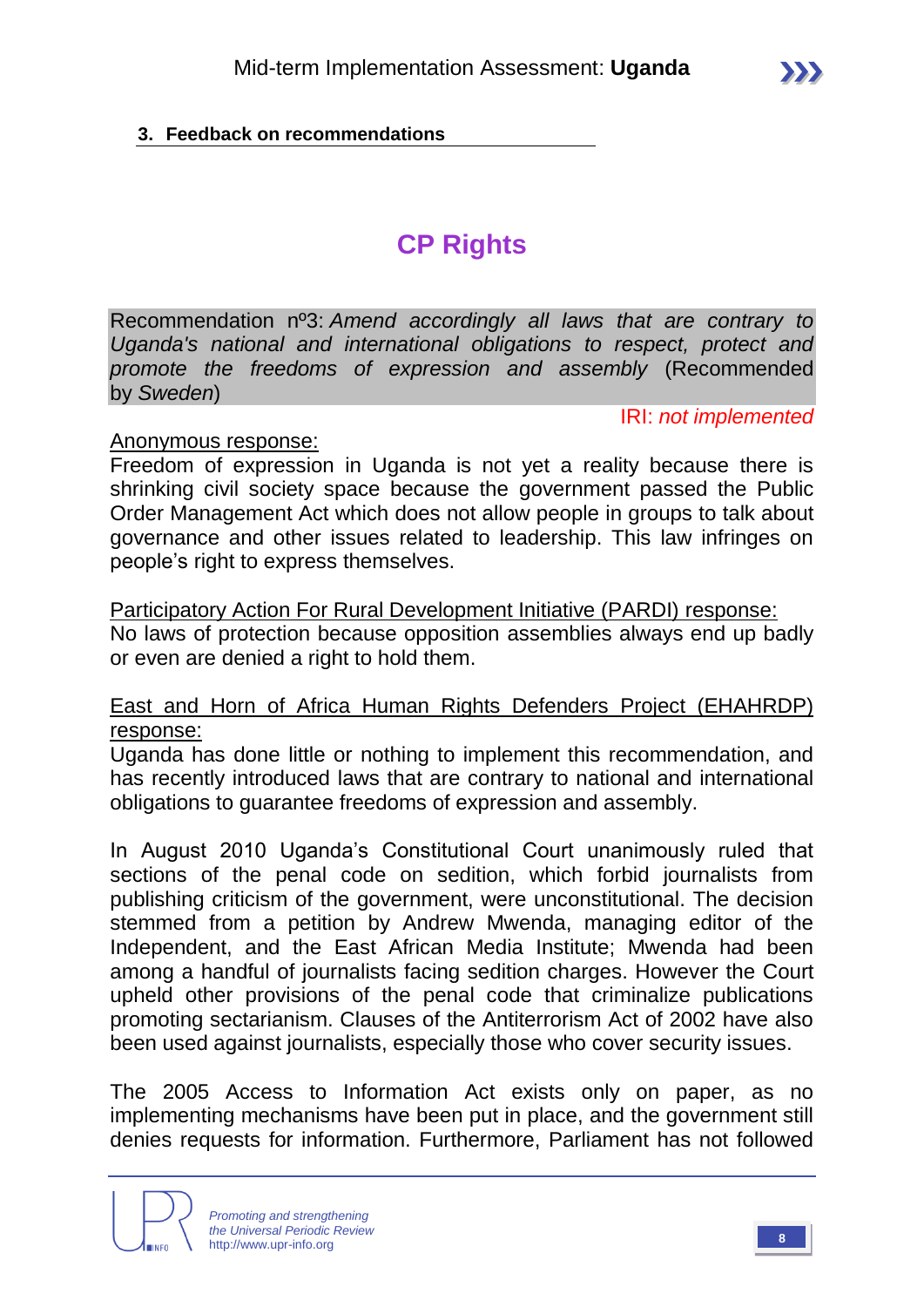## 3. Feedback on recommendations

# CP Rights

Recommendation nº3: *Amend accordingly all laws that are contrary to Uganda's national and international obligations to respect, protect and promote the freedoms of expression and assembly* (Recommended by *Sweden*)

IRI: *not implemented*

Anonymous response:

Freedom of expression in Uganda is not yet a reality because there is shrinking civil society space because the government passed the Public Order Management Act which does not allow people in groups to talk about governance and other issues related to leadership. This law infringes on people's right to express themselves.

Participatory Action For Rural Development Initiative (PARDI) response:

No laws of protection because opposition assemblies always end up badly or even are denied a right to hold them.

East and Horn of Africa Human Rights Defenders Project (EHAHRDP) response:

Uganda has done little or nothing to implement this recommendation, and has recently introduced laws that are contrary to national and international obligations to guarantee freedoms of expression and assembly.

In August 2010 Uganda's Constitutional Court unanimously ruled that sections of the penal code on sedition, which forbid journalists from publishing criticism of the government, were unconstitutional. The decision stemmed from a petition by Andrew Mwenda, managing editor of the Independent, and the East African Media Institute; Mwenda had been among a handful of journalists facing sedition charges. However the Court upheld other provisions of the penal code that criminalize publications promoting sectarianism. Clauses of the Antiterrorism Act of 2002 have also been used against journalists, especially those who cover security issues.

The 2005 Access to Information Act exists only on paper, as no implementing mechanisms have been put in place, and the government still denies requests for information. Furthermore, Parliament has not followed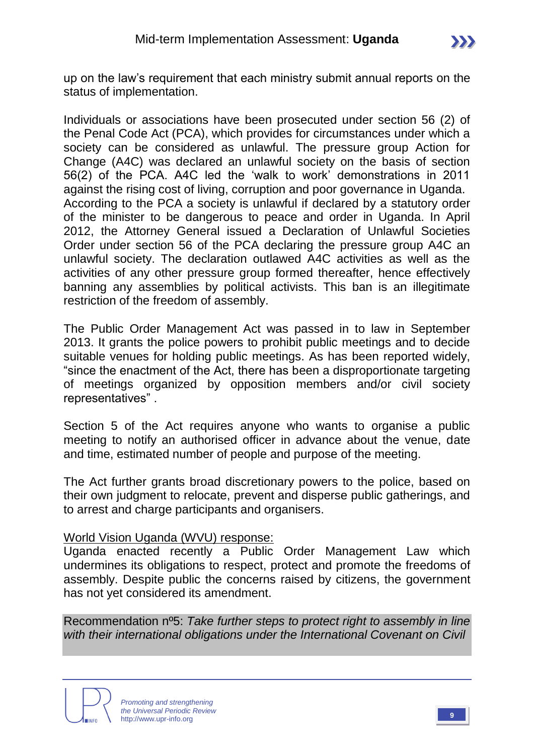up on the law's requirement that each ministry submit annual reports on the status of implementation.

Individuals or associations have been prosecuted under section 56 (2) of the Penal Code Act (PCA), which provides for circumstances under which a society can be considered as unlawful. The pressure group Action for Change (A4C) was declared an unlawful society on the basis of section 56(2) of the PCA. A4C led the 'walk to work' demonstrations in 2011 against the rising cost of living, corruption and poor governance in Uganda. According to the PCA a society is unlawful if declared by a statutory order of the minister to be dangerous to peace and order in Uganda. In April 2012, the Attorney General issued a Declaration of Unlawful Societies Order under section 56 of the PCA declaring the pressure group A4C an unlawful society. The declaration outlawed A4C activities as well as the activities of any other pressure group formed thereafter, hence effectively banning any assemblies by political activists. This ban is an illegitimate restriction of the freedom of assembly.

The Public Order Management Act was passed in to law in September 2013. It grants the police powers to prohibit public meetings and to decide suitable venues for holding public meetings. As has been reported widely, "since the enactment of the Act, there has been a disproportionate targeting of meetings organized by opposition members and/or civil society representatives" .

Section 5 of the Act requires anyone who wants to organise a public meeting to notify an authorised officer in advance about the venue, date and time, estimated number of people and purpose of the meeting.

The Act further grants broad discretionary powers to the police, based on their own judgment to relocate, prevent and disperse public gatherings, and to arrest and charge participants and organisers.

World Vision Uganda (WVU) response:

Uganda enacted recently a Public Order Management Law which undermines its obligations to respect, protect and promote the freedoms of assembly. Despite public the concerns raised by citizens, the government has not yet considered its amendment.

Recommendation nº5: *Take further steps to protect right to assembly in line with their international obligations under the International Covenant on Civil*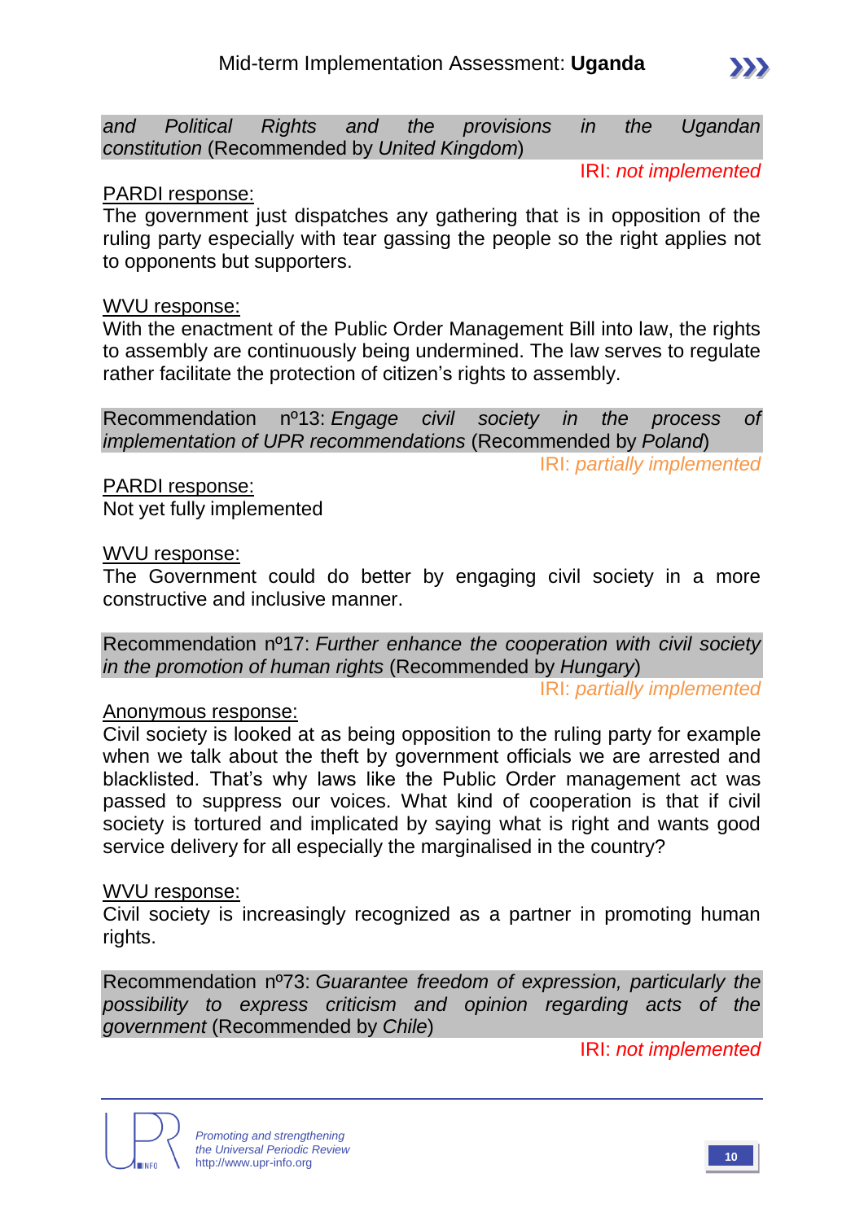*and Political Rights and the provisions in the Ugandan constitution* (Recommended by *United Kingdom*)

IRI: *not implemented*

PARDI response:

The government just dispatches any gathering that is in opposition of the ruling party especially with tear gassing the people so the right applies not to opponents but supporters.

WVU response:

With the enactment of the Public Order Management Bill into law, the rights to assembly are continuously being undermined. The law serves to regulate rather facilitate the protection of citizen's rights to assembly.

Recommendation nº13: *Engage civil society in the process of implementation of UPR recommendations* (Recommended by *Poland*)

IRI: *partially implemented*

PARDI response:

Not yet fully implemented

WVU response:

The Government could do better by engaging civil society in a more constructive and inclusive manner.

Recommendation nº17: *Further enhance the cooperation with civil society in the promotion of human rights* (Recommended by *Hungary*)

IRI: *partially implemented*

Anonymous response:

Civil society is looked at as being opposition to the ruling party for example when we talk about the theft by government officials we are arrested and blacklisted. That's why laws like the Public Order management act was passed to suppress our voices. What kind of cooperation is that if civil society is tortured and implicated by saying what is right and wants good service delivery for all especially the marginalised in the country?

WVU response:

Civil society is increasingly recognized as a partner in promoting human rights.

Recommendation nº73: *Guarantee freedom of expression, particularly the possibility to express criticism and opinion regarding acts of the government* (Recommended by *Chile*)

IRI: *not implemented*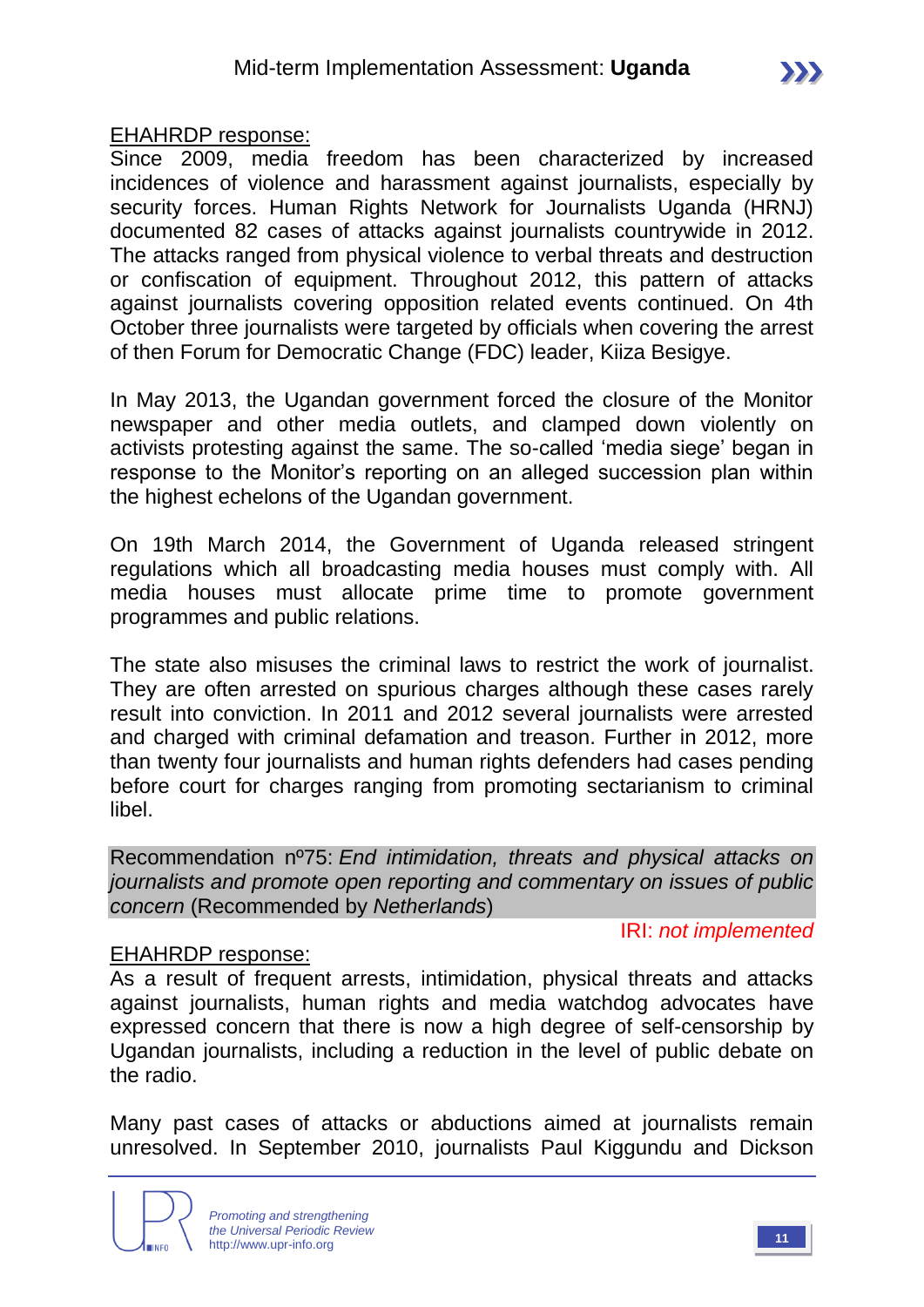EHAHRDP response:

Since 2009, media freedom has been characterized by increased incidences of violence and harassment against journalists, especially by security forces. Human Rights Network for Journalists Uganda (HRNJ) documented 82 cases of attacks against journalists countrywide in 2012. The attacks ranged from physical violence to verbal threats and destruction or confiscation of equipment. Throughout 2012, this pattern of attacks against journalists covering opposition related events continued. On 4th October three journalists were targeted by officials when covering the arrest of then Forum for Democratic Change (FDC) leader, Kiiza Besigye.

In May 2013, the Ugandan government forced the closure of the Monitor newspaper and other media outlets, and clamped down violently on activists protesting against the same. The so-called 'media siege' began in response to the Monitor's reporting on an alleged succession plan within the highest echelons of the Ugandan government.

On 19th March 2014, the Government of Uganda released stringent regulations which all broadcasting media houses must comply with. All media houses must allocate prime time to promote government programmes and public relations.

The state also misuses the criminal laws to restrict the work of journalist. They are often arrested on spurious charges although these cases rarely result into conviction. In 2011 and 2012 several journalists were arrested and charged with criminal defamation and treason. Further in 2012, more than twenty four journalists and human rights defenders had cases pending before court for charges ranging from promoting sectarianism to criminal libel.

Recommendation nº75: *End intimidation, threats and physical attacks on journalists and promote open reporting and commentary on issues of public concern* (Recommended by *Netherlands*)

IRI: *not implemented*

EHAHRDP response:

As a result of frequent arrests, intimidation, physical threats and attacks against journalists, human rights and media watchdog advocates have expressed concern that there is now a high degree of self-censorship by Ugandan journalists, including a reduction in the level of public debate on the radio.

Many past cases of attacks or abductions aimed at journalists remain unresolved. In September 2010, journalists Paul Kiggundu and Dickson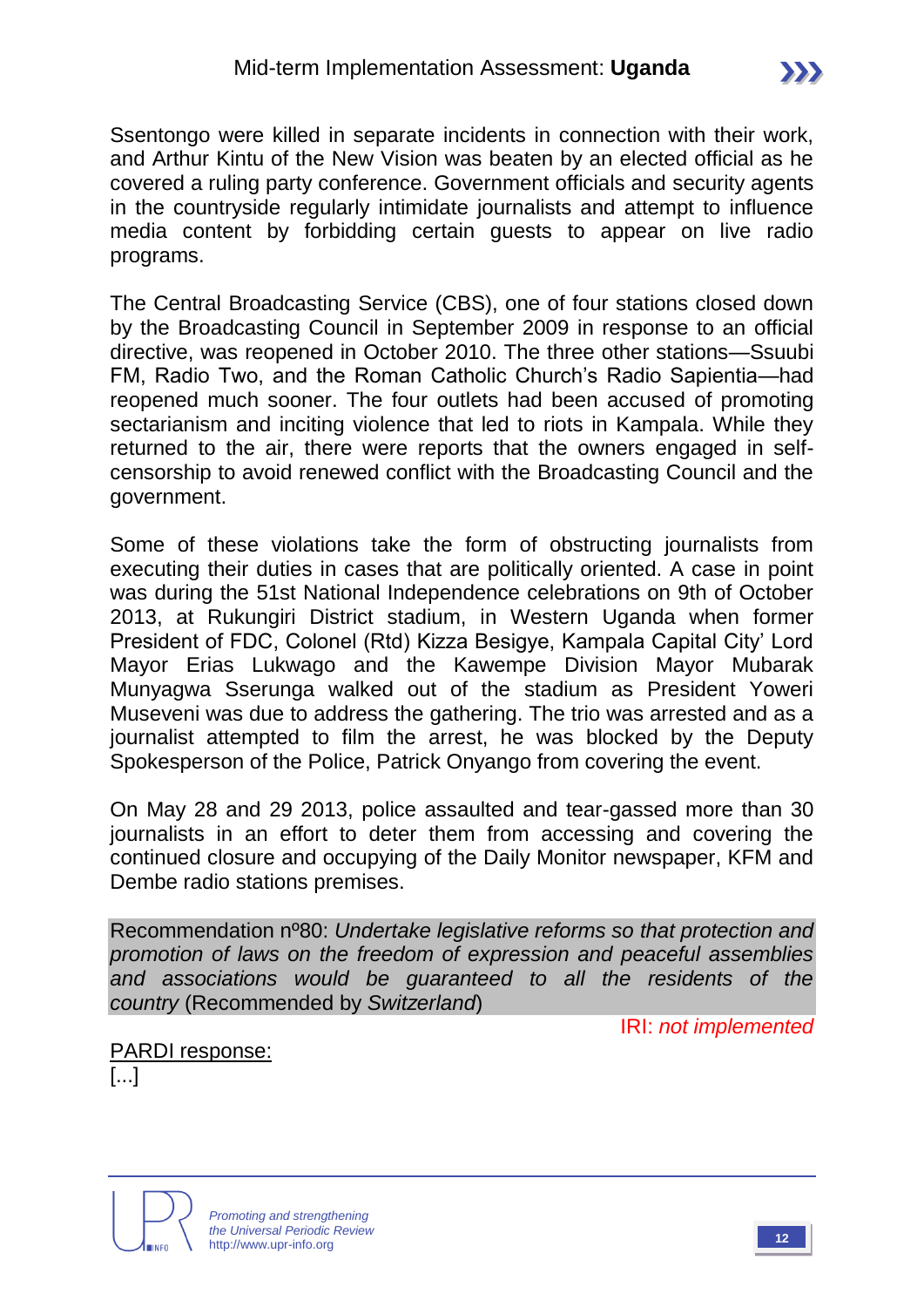Ssentongo were killed in separate incidents in connection with their work, and Arthur Kintu of the New Vision was beaten by an elected official as he covered a ruling party conference. Government officials and security agents in the countryside regularly intimidate journalists and attempt to influence media content by forbidding certain guests to appear on live radio programs.

The Central Broadcasting Service (CBS), one of four stations closed down by the Broadcasting Council in September 2009 in response to an official directive, was reopened in October 2010. The three other stations—Ssuubi FM, Radio Two, and the Roman Catholic Church's Radio Sapientia—had reopened much sooner. The four outlets had been accused of promoting sectarianism and inciting violence that led to riots in Kampala. While they returned to the air, there were reports that the owners engaged in self-censorship to avoid renewed conflict with the Broadcasting Council and the government.

Some of these violations take the form of obstructing journalists from executing their duties in cases that are politically oriented. A case in point was during the 51st National Independence celebrations on 9th of October 2013, at Rukungiri District stadium, in Western Uganda when former President of FDC, Colonel (Rtd) Kizza Besigye, Kampala Capital City' Lord Mayor Erias Lukwago and the Kawempe Division Mayor Mubarak Munyagwa Sserunga walked out of the stadium as President Yoweri Museveni was due to address the gathering. The trio was arrested and as a journalist attempted to film the arrest, he was blocked by the Deputy Spokesperson of the Police, Patrick Onyango from covering the event.

On May 28 and 29 2013, police assaulted and tear-gassed more than 30 journalists in an effort to deter them from accessing and covering the continued closure and occupying of the Daily Monitor newspaper, KFM and Dembe radio stations premises.

Recommendation nº80: *Undertake legislative reforms so that protection and promotion of laws on the freedom of expression and peaceful assemblies and associations would be guaranteed to all the residents of the country* (Recommended by *Switzerland*)

IRI: *not implemented*

PARDI response:

[...]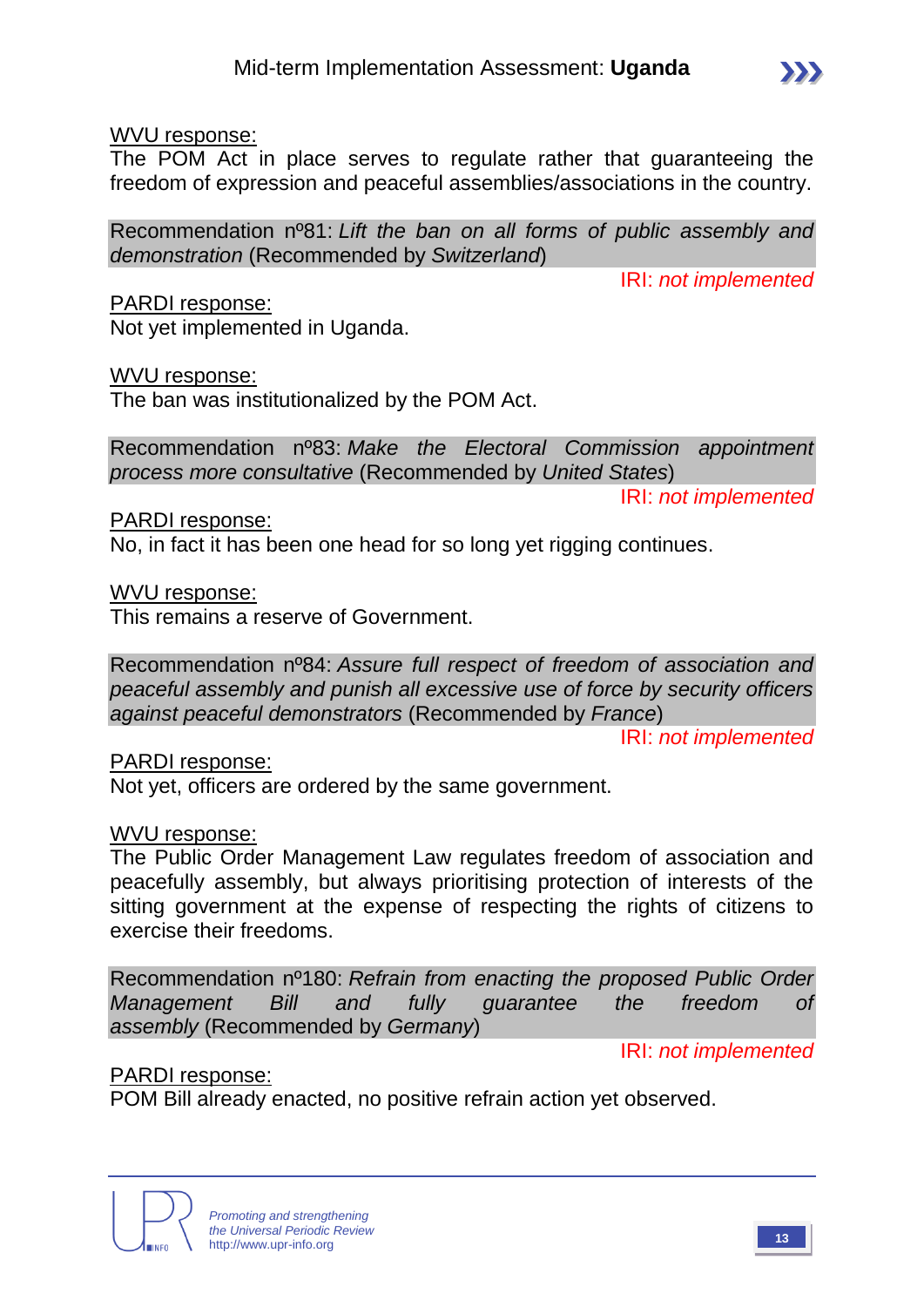<u>WVU response:</u>
The POM Act in place serves to regulate rather that guaranteeing the freedom of expression and peaceful assemblies/associations in the country.

Recommendation nº81: *Lift the ban on all forms of public assembly and demonstration* (Recommended by *Switzerland*)

IRI: *not implemented*

<u>PARDI response:</u>
Not yet implemented in Uganda.

<u>WVU response:</u>
The ban was institutionalized by the POM Act.

Recommendation nº83: *Make the Electoral Commission appointment process more consultative* (Recommended by *United States*)

IRI: *not implemented*

<u>PARDI response:</u>
No, in fact it has been one head for so long yet rigging continues.

<u>WVU response:</u>
This remains a reserve of Government.

Recommendation nº84: *Assure full respect of freedom of association and peaceful assembly and punish all excessive use of force by security officers against peaceful demonstrators* (Recommended by *France*)

IRI: *not implemented*

<u>PARDI response:</u>
Not yet, officers are ordered by the same government.

<u>WVU response:</u>
The Public Order Management Law regulates freedom of association and peacefully assembly, but always prioritising protection of interests of the sitting government at the expense of respecting the rights of citizens to exercise their freedoms.

Recommendation nº180: *Refrain from enacting the proposed Public Order Management Bill and fully guarantee the freedom of assembly* (Recommended by *Germany*)

IRI: *not implemented*

<u>PARDI response:</u>
POM Bill already enacted, no positive refrain action yet observed.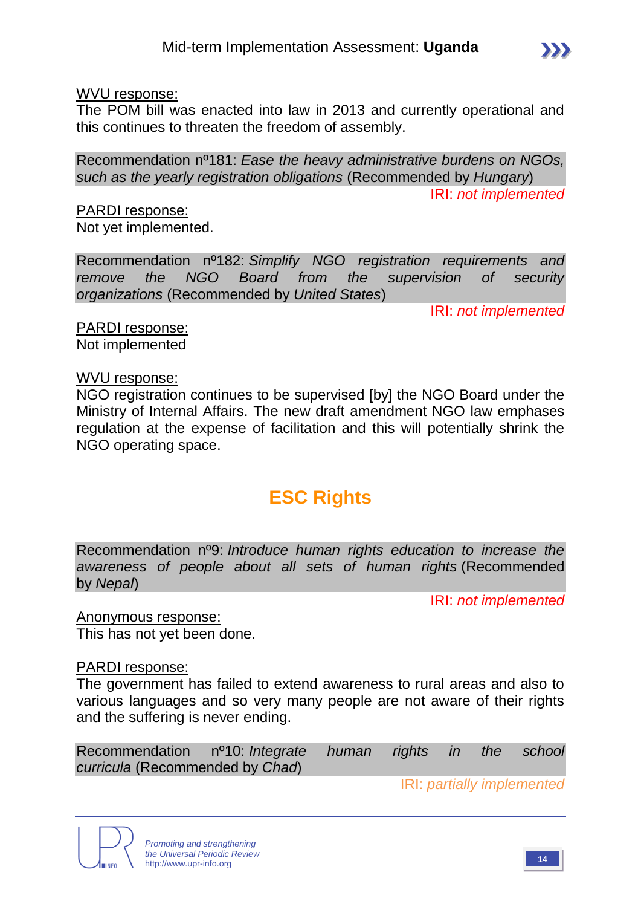<u>WVU response:</u>
The POM bill was enacted into law in 2013 and currently operational and this continues to threaten the freedom of assembly.

Recommendation nº181: *Ease the heavy administrative burdens on NGOs, such as the yearly registration obligations* (Recommended by *Hungary*)

IRI: *not implemented*

<u>PARDI response:</u>
Not yet implemented.

Recommendation nº182: *Simplify NGO registration requirements and remove the NGO Board from the supervision of security organizations* (Recommended by *United States*)

IRI: *not implemented*

<u>PARDI response:</u>
Not implemented

<u>WVU response:</u>
NGO registration continues to be supervised [by] the NGO Board under the Ministry of Internal Affairs. The new draft amendment NGO law emphases regulation at the expense of facilitation and this will potentially shrink the NGO operating space.

## ESC Rights

Recommendation nº9: *Introduce human rights education to increase the awareness of people about all sets of human rights* (Recommended by *Nepal*)

IRI: *not implemented*

<u>Anonymous response:</u>
This has not yet been done.

<u>PARDI response:</u>
The government has failed to extend awareness to rural areas and also to various languages and so very many people are not aware of their rights and the suffering is never ending.

Recommendation nº10: *Integrate human rights in the school curricula* (Recommended by *Chad*)

IRI: *partially implemented*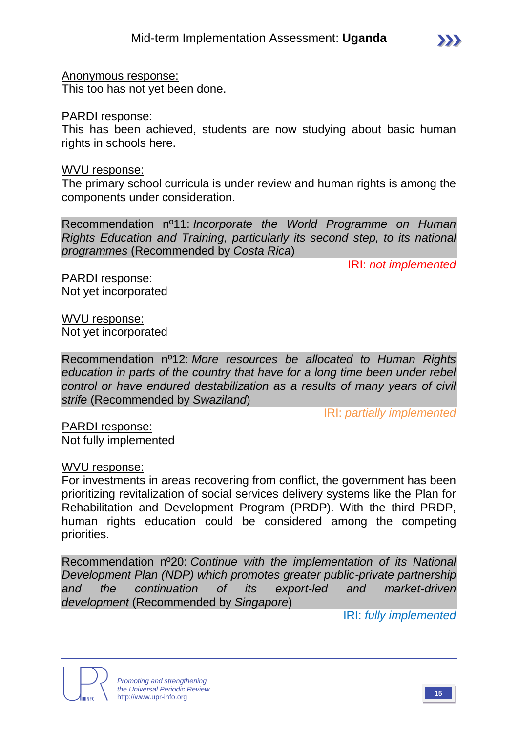Anonymous response:
This too has not yet been done.

PARDI response:
This has been achieved, students are now studying about basic human rights in schools here.

WVU response:
The primary school curricula is under review and human rights is among the components under consideration.

Recommendation nº11: *Incorporate the World Programme on Human Rights Education and Training, particularly its second step, to its national programmes* (Recommended by *Costa Rica*)

IRI: *not implemented*

PARDI response:
Not yet incorporated

WVU response:
Not yet incorporated

Recommendation nº12: *More resources be allocated to Human Rights education in parts of the country that have for a long time been under rebel control or have endured destabilization as a results of many years of civil strife* (Recommended by *Swaziland*)

IRI: *partially implemented*

PARDI response:
Not fully implemented

WVU response:
For investments in areas recovering from conflict, the government has been prioritizing revitalization of social services delivery systems like the Plan for Rehabilitation and Development Program (PRDP). With the third PRDP, human rights education could be considered among the competing priorities.

Recommendation nº20: *Continue with the implementation of its National Development Plan (NDP) which promotes greater public-private partnership and the continuation of its export-led and market-driven development* (Recommended by *Singapore*)

IRI: *fully implemented*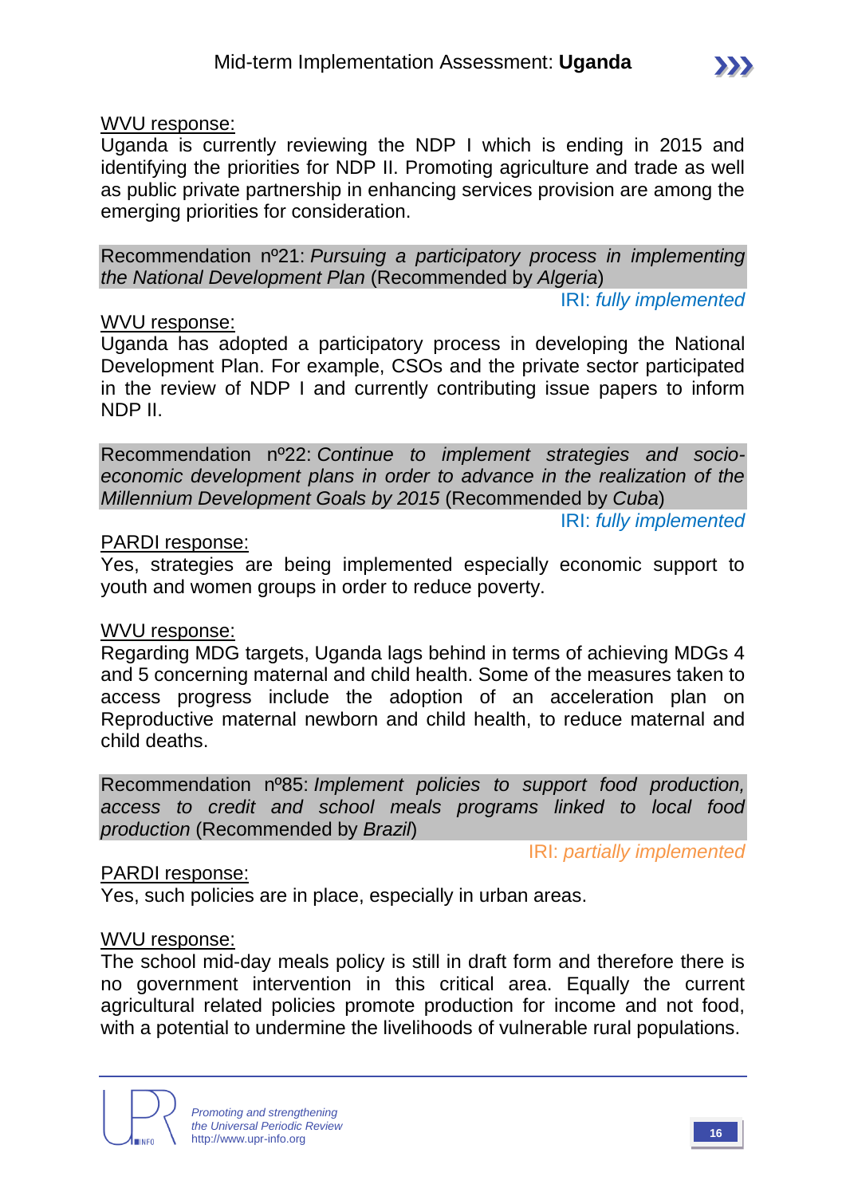<u>WVU response:</u>
Uganda is currently reviewing the NDP I which is ending in 2015 and identifying the priorities for NDP II. Promoting agriculture and trade as well as public private partnership in enhancing services provision are among the emerging priorities for consideration.

Recommendation nº21: *Pursuing a participatory process in implementing the National Development Plan* (Recommended by *Algeria*)

IRI: *fully implemented*

<u>WVU response:</u>
Uganda has adopted a participatory process in developing the National Development Plan. For example, CSOs and the private sector participated in the review of NDP I and currently contributing issue papers to inform NDP II.

Recommendation nº22: *Continue to implement strategies and socio-economic development plans in order to advance in the realization of the Millennium Development Goals by 2015* (Recommended by *Cuba*)

IRI: *fully implemented*

<u>PARDI response:</u>
Yes, strategies are being implemented especially economic support to youth and women groups in order to reduce poverty.

<u>WVU response:</u>
Regarding MDG targets, Uganda lags behind in terms of achieving MDGs 4 and 5 concerning maternal and child health. Some of the measures taken to access progress include the adoption of an acceleration plan on Reproductive maternal newborn and child health, to reduce maternal and child deaths.

Recommendation nº85: *Implement policies to support food production, access to credit and school meals programs linked to local food production* (Recommended by *Brazil*)

IRI: *partially implemented*

<u>PARDI response:</u>
Yes, such policies are in place, especially in urban areas.

<u>WVU response:</u>
The school mid-day meals policy is still in draft form and therefore there is no government intervention in this critical area. Equally the current agricultural related policies promote production for income and not food, with a potential to undermine the livelihoods of vulnerable rural populations.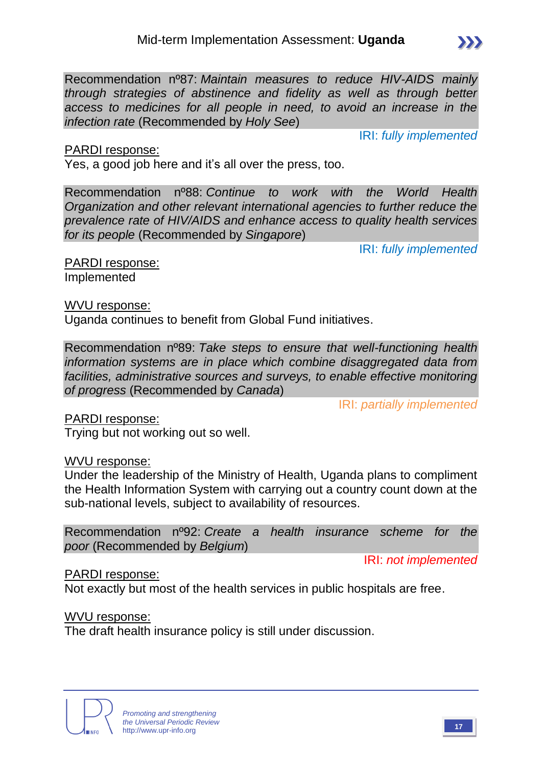Recommendation nº87: *Maintain measures to reduce HIV-AIDS mainly through strategies of abstinence and fidelity as well as through better access to medicines for all people in need, to avoid an increase in the infection rate* (Recommended by *Holy See*)

IRI: *fully implemented*

PARDI response:
Yes, a good job here and it's all over the press, too.

Recommendation nº88: *Continue to work with the World Health Organization and other relevant international agencies to further reduce the prevalence rate of HIV/AIDS and enhance access to quality health services for its people* (Recommended by *Singapore*)

IRI: *fully implemented*

PARDI response:
Implemented

WVU response:
Uganda continues to benefit from Global Fund initiatives.

Recommendation nº89: *Take steps to ensure that well-functioning health information systems are in place which combine disaggregated data from facilities, administrative sources and surveys, to enable effective monitoring of progress* (Recommended by *Canada*)

IRI: *partially implemented*

PARDI response:
Trying but not working out so well.

WVU response:
Under the leadership of the Ministry of Health, Uganda plans to compliment the Health Information System with carrying out a country count down at the sub-national levels, subject to availability of resources.

Recommendation nº92: *Create a health insurance scheme for the poor* (Recommended by *Belgium*)

IRI: *not implemented*

PARDI response:
Not exactly but most of the health services in public hospitals are free.

WVU response:
The draft health insurance policy is still under discussion.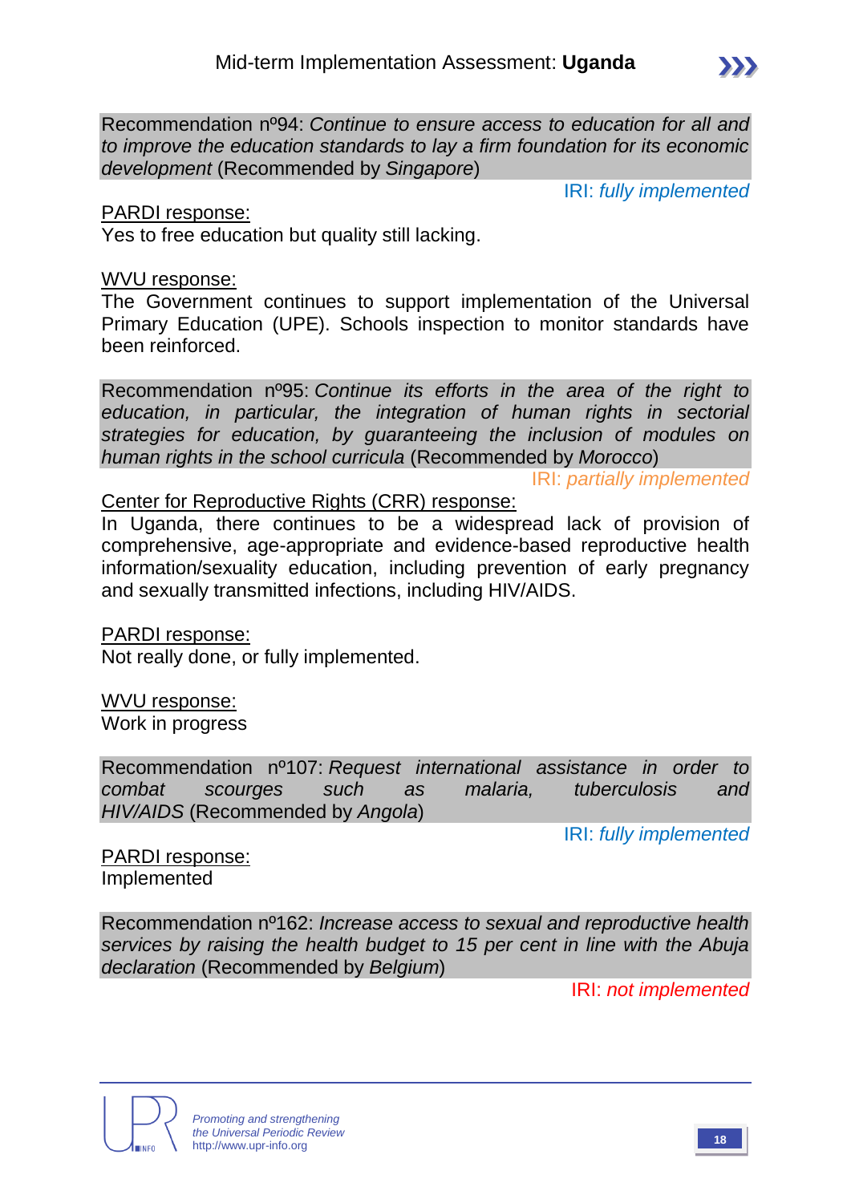Recommendation nº94: *Continue to ensure access to education for all and to improve the education standards to lay a firm foundation for its economic development* (Recommended by *Singapore*)

IRI: *fully implemented*

<u>PARDI response:</u>
Yes to free education but quality still lacking.

<u>WVU response:</u>
The Government continues to support implementation of the Universal Primary Education (UPE). Schools inspection to monitor standards have been reinforced.

Recommendation nº95: *Continue its efforts in the area of the right to education, in particular, the integration of human rights in sectorial strategies for education, by guaranteeing the inclusion of modules on human rights in the school curricula* (Recommended by *Morocco*)

IRI: *partially implemented*

<u>Center for Reproductive Rights (CRR) response:</u>
In Uganda, there continues to be a widespread lack of provision of comprehensive, age-appropriate and evidence-based reproductive health information/sexuality education, including prevention of early pregnancy and sexually transmitted infections, including HIV/AIDS.

<u>PARDI response:</u>
Not really done, or fully implemented.

<u>WVU response:</u>
Work in progress

Recommendation nº107: *Request international assistance in order to combat scourges such as malaria, tuberculosis and HIV/AIDS* (Recommended by *Angola*)

IRI: *fully implemented*

<u>PARDI response:</u>
Implemented

Recommendation nº162: *Increase access to sexual and reproductive health services by raising the health budget to 15 per cent in line with the Abuja declaration* (Recommended by *Belgium*)

IRI: *not implemented*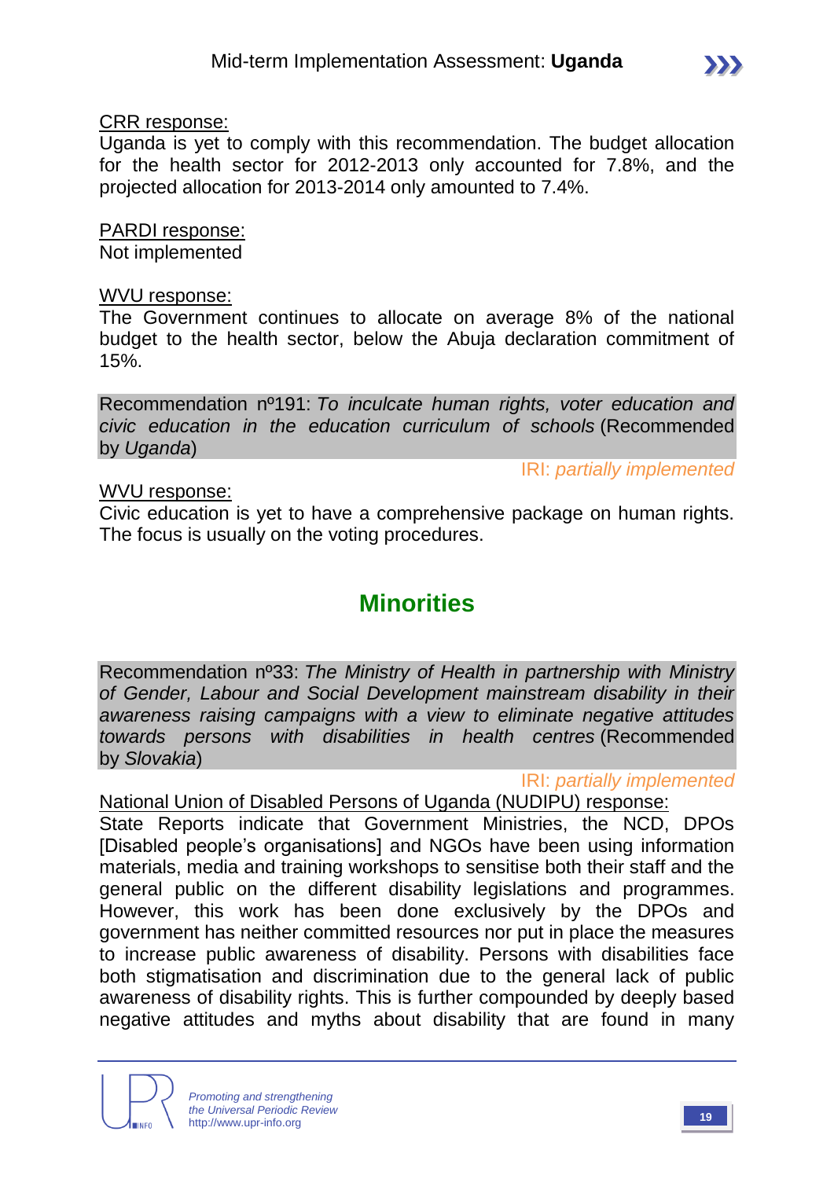CRR response:
Uganda is yet to comply with this recommendation. The budget allocation for the health sector for 2012-2013 only accounted for 7.8%, and the projected allocation for 2013-2014 only amounted to 7.4%.

PARDI response:
Not implemented

WVU response:
The Government continues to allocate on average 8% of the national budget to the health sector, below the Abuja declaration commitment of 15%.

Recommendation nº191: *To inculcate human rights, voter education and civic education in the education curriculum of schools* (Recommended by *Uganda*)

IRI: *partially implemented*

WVU response:
Civic education is yet to have a comprehensive package on human rights. The focus is usually on the voting procedures.

## Minorities

Recommendation nº33: *The Ministry of Health in partnership with Ministry of Gender, Labour and Social Development mainstream disability in their awareness raising campaigns with a view to eliminate negative attitudes towards persons with disabilities in health centres* (Recommended by *Slovakia*)

IRI: *partially implemented*

National Union of Disabled Persons of Uganda (NUDIPU) response:
State Reports indicate that Government Ministries, the NCD, DPOs [Disabled people's organisations] and NGOs have been using information materials, media and training workshops to sensitise both their staff and the general public on the different disability legislations and programmes. However, this work has been done exclusively by the DPOs and government has neither committed resources nor put in place the measures to increase public awareness of disability. Persons with disabilities face both stigmatisation and discrimination due to the general lack of public awareness of disability rights. This is further compounded by deeply based negative attitudes and myths about disability that are found in many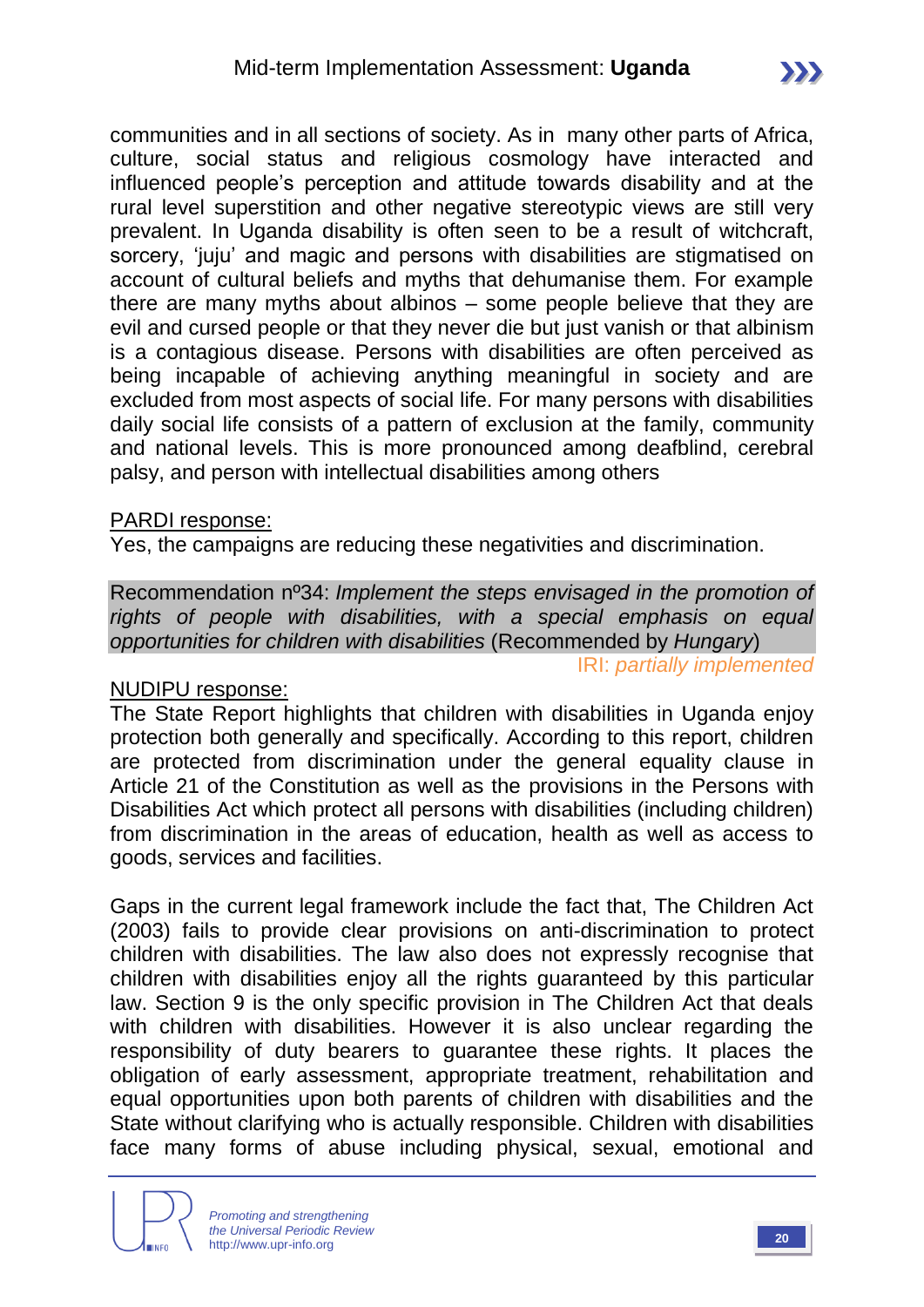communities and in all sections of society. As in many other parts of Africa, culture, social status and religious cosmology have interacted and influenced people's perception and attitude towards disability and at the rural level superstition and other negative stereotypic views are still very prevalent. In Uganda disability is often seen to be a result of witchcraft, sorcery, 'juju' and magic and persons with disabilities are stigmatised on account of cultural beliefs and myths that dehumanise them. For example there are many myths about albinos – some people believe that they are evil and cursed people or that they never die but just vanish or that albinism is a contagious disease. Persons with disabilities are often perceived as being incapable of achieving anything meaningful in society and are excluded from most aspects of social life. For many persons with disabilities daily social life consists of a pattern of exclusion at the family, community and national levels. This is more pronounced among deafblind, cerebral palsy, and person with intellectual disabilities among others

<u>PARDI response:</u>

Yes, the campaigns are reducing these negativities and discrimination.

Recommendation nº34: *Implement the steps envisaged in the promotion of rights of people with disabilities, with a special emphasis on equal opportunities for children with disabilities* (Recommended by *Hungary*)

IRI: *partially implemented*

<u>NUDIPU response:</u>

The State Report highlights that children with disabilities in Uganda enjoy protection both generally and specifically. According to this report, children are protected from discrimination under the general equality clause in Article 21 of the Constitution as well as the provisions in the Persons with Disabilities Act which protect all persons with disabilities (including children) from discrimination in the areas of education, health as well as access to goods, services and facilities.

Gaps in the current legal framework include the fact that, The Children Act (2003) fails to provide clear provisions on anti-discrimination to protect children with disabilities. The law also does not expressly recognise that children with disabilities enjoy all the rights guaranteed by this particular law. Section 9 is the only specific provision in The Children Act that deals with children with disabilities. However it is also unclear regarding the responsibility of duty bearers to guarantee these rights. It places the obligation of early assessment, appropriate treatment, rehabilitation and equal opportunities upon both parents of children with disabilities and the State without clarifying who is actually responsible. Children with disabilities face many forms of abuse including physical, sexual, emotional and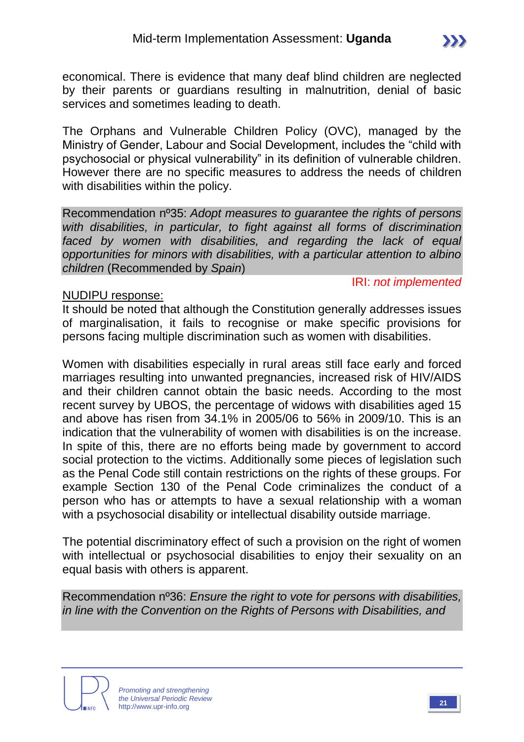economical. There is evidence that many deaf blind children are neglected by their parents or guardians resulting in malnutrition, denial of basic services and sometimes leading to death.

The Orphans and Vulnerable Children Policy (OVC), managed by the Ministry of Gender, Labour and Social Development, includes the "child with psychosocial or physical vulnerability" in its definition of vulnerable children. However there are no specific measures to address the needs of children with disabilities within the policy.

Recommendation nº35: *Adopt measures to guarantee the rights of persons with disabilities, in particular, to fight against all forms of discrimination faced by women with disabilities, and regarding the lack of equal opportunities for minors with disabilities, with a particular attention to albino children* (Recommended by *Spain*)

IRI: *not implemented*

NUDIPU response:

It should be noted that although the Constitution generally addresses issues of marginalisation, it fails to recognise or make specific provisions for persons facing multiple discrimination such as women with disabilities.

Women with disabilities especially in rural areas still face early and forced marriages resulting into unwanted pregnancies, increased risk of HIV/AIDS and their children cannot obtain the basic needs. According to the most recent survey by UBOS, the percentage of widows with disabilities aged 15 and above has risen from 34.1% in 2005/06 to 56% in 2009/10. This is an indication that the vulnerability of women with disabilities is on the increase. In spite of this, there are no efforts being made by government to accord social protection to the victims. Additionally some pieces of legislation such as the Penal Code still contain restrictions on the rights of these groups. For example Section 130 of the Penal Code criminalizes the conduct of a person who has or attempts to have a sexual relationship with a woman with a psychosocial disability or intellectual disability outside marriage.

The potential discriminatory effect of such a provision on the right of women with intellectual or psychosocial disabilities to enjoy their sexuality on an equal basis with others is apparent.

Recommendation nº36: *Ensure the right to vote for persons with disabilities, in line with the Convention on the Rights of Persons with Disabilities, and*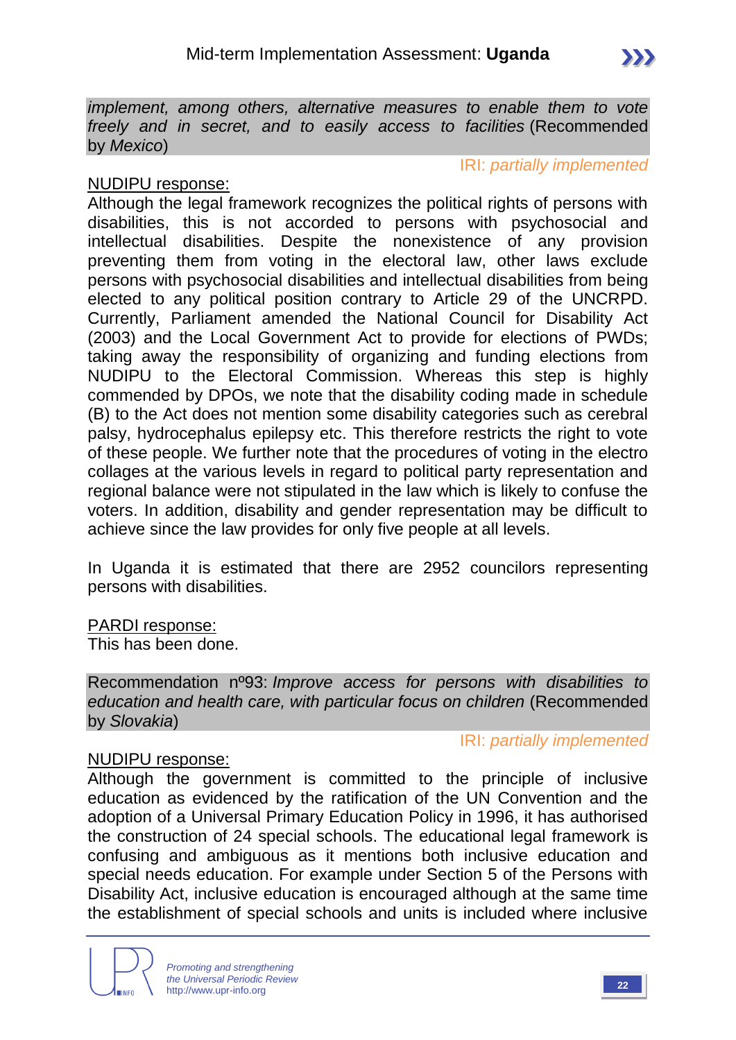*implement, among others, alternative measures to enable them to vote freely and in secret, and to easily access to facilities* (Recommended by *Mexico*)

IRI: *partially implemented*

NUDIPU response:

Although the legal framework recognizes the political rights of persons with disabilities, this is not accorded to persons with psychosocial and intellectual disabilities. Despite the nonexistence of any provision preventing them from voting in the electoral law, other laws exclude persons with psychosocial disabilities and intellectual disabilities from being elected to any political position contrary to Article 29 of the UNCRPD. Currently, Parliament amended the National Council for Disability Act (2003) and the Local Government Act to provide for elections of PWDs; taking away the responsibility of organizing and funding elections from NUDIPU to the Electoral Commission. Whereas this step is highly commended by DPOs, we note that the disability coding made in schedule (B) to the Act does not mention some disability categories such as cerebral palsy, hydrocephalus epilepsy etc. This therefore restricts the right to vote of these people. We further note that the procedures of voting in the electro collages at the various levels in regard to political party representation and regional balance were not stipulated in the law which is likely to confuse the voters. In addition, disability and gender representation may be difficult to achieve since the law provides for only five people at all levels.

In Uganda it is estimated that there are 2952 councilors representing persons with disabilities.

PARDI response:

This has been done.

Recommendation nº93: *Improve access for persons with disabilities to education and health care, with particular focus on children* (Recommended by *Slovakia*)

IRI: *partially implemented*

NUDIPU response:

Although the government is committed to the principle of inclusive education as evidenced by the ratification of the UN Convention and the adoption of a Universal Primary Education Policy in 1996, it has authorised the construction of 24 special schools. The educational legal framework is confusing and ambiguous as it mentions both inclusive education and special needs education. For example under Section 5 of the Persons with Disability Act, inclusive education is encouraged although at the same time the establishment of special schools and units is included where inclusive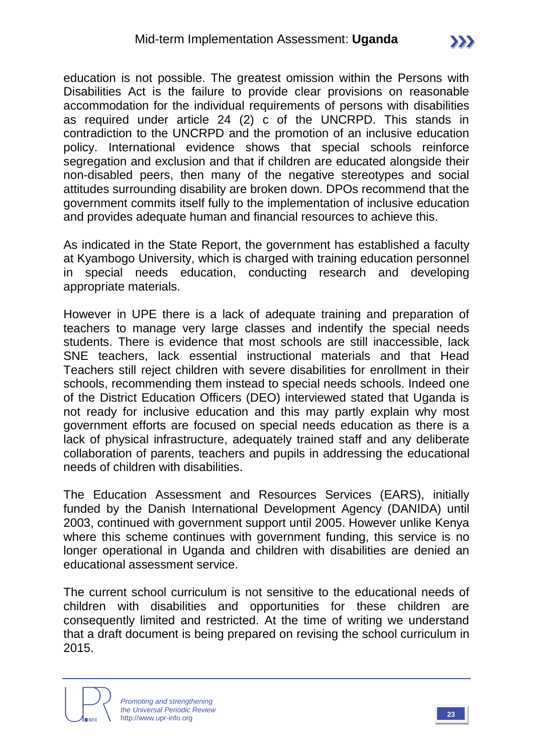education is not possible. The greatest omission within the Persons with Disabilities Act is the failure to provide clear provisions on reasonable accommodation for the individual requirements of persons with disabilities as required under article 24 (2) c of the UNCRPD. This stands in contradiction to the UNCRPD and the promotion of an inclusive education policy. International evidence shows that special schools reinforce segregation and exclusion and that if children are educated alongside their non-disabled peers, then many of the negative stereotypes and social attitudes surrounding disability are broken down. DPOs recommend that the government commits itself fully to the implementation of inclusive education and provides adequate human and financial resources to achieve this.

As indicated in the State Report, the government has established a faculty at Kyambogo University, which is charged with training education personnel in special needs education, conducting research and developing appropriate materials.

However in UPE there is a lack of adequate training and preparation of teachers to manage very large classes and indentify the special needs students. There is evidence that most schools are still inaccessible, lack SNE teachers, lack essential instructional materials and that Head Teachers still reject children with severe disabilities for enrollment in their schools, recommending them instead to special needs schools. Indeed one of the District Education Officers (DEO) interviewed stated that Uganda is not ready for inclusive education and this may partly explain why most government efforts are focused on special needs education as there is a lack of physical infrastructure, adequately trained staff and any deliberate collaboration of parents, teachers and pupils in addressing the educational needs of children with disabilities.

The Education Assessment and Resources Services (EARS), initially funded by the Danish International Development Agency (DANIDA) until 2003, continued with government support until 2005. However unlike Kenya where this scheme continues with government funding, this service is no longer operational in Uganda and children with disabilities are denied an educational assessment service.

The current school curriculum is not sensitive to the educational needs of children with disabilities and opportunities for these children are consequently limited and restricted. At the time of writing we understand that a draft document is being prepared on revising the school curriculum in 2015.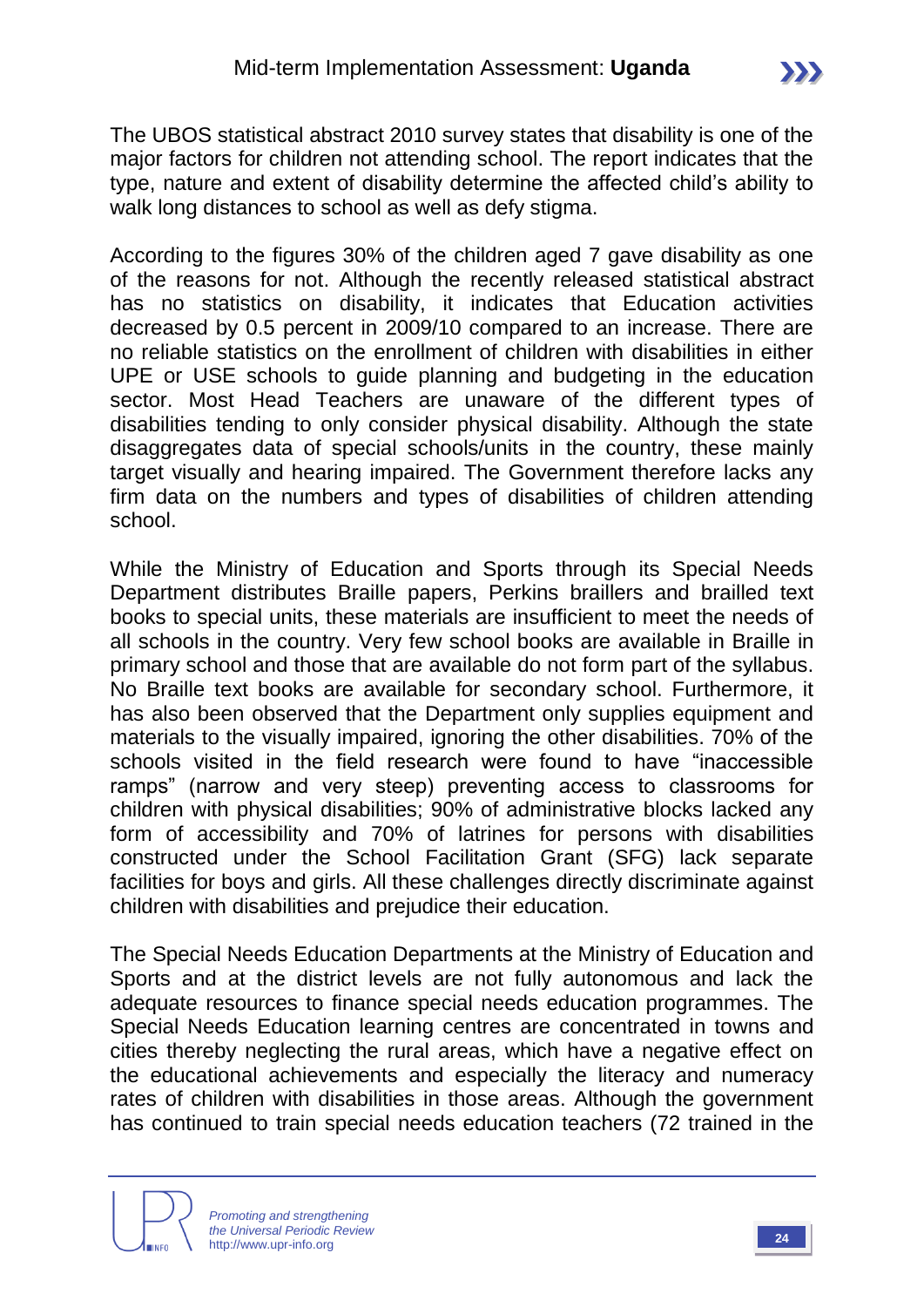The UBOS statistical abstract 2010 survey states that disability is one of the major factors for children not attending school. The report indicates that the type, nature and extent of disability determine the affected child's ability to walk long distances to school as well as defy stigma.

According to the figures 30% of the children aged 7 gave disability as one of the reasons for not. Although the recently released statistical abstract has no statistics on disability, it indicates that Education activities decreased by 0.5 percent in 2009/10 compared to an increase. There are no reliable statistics on the enrollment of children with disabilities in either UPE or USE schools to guide planning and budgeting in the education sector. Most Head Teachers are unaware of the different types of disabilities tending to only consider physical disability. Although the state disaggregates data of special schools/units in the country, these mainly target visually and hearing impaired. The Government therefore lacks any firm data on the numbers and types of disabilities of children attending school.

While the Ministry of Education and Sports through its Special Needs Department distributes Braille papers, Perkins braillers and brailled text books to special units, these materials are insufficient to meet the needs of all schools in the country. Very few school books are available in Braille in primary school and those that are available do not form part of the syllabus. No Braille text books are available for secondary school. Furthermore, it has also been observed that the Department only supplies equipment and materials to the visually impaired, ignoring the other disabilities. 70% of the schools visited in the field research were found to have "inaccessible ramps" (narrow and very steep) preventing access to classrooms for children with physical disabilities; 90% of administrative blocks lacked any form of accessibility and 70% of latrines for persons with disabilities constructed under the School Facilitation Grant (SFG) lack separate facilities for boys and girls. All these challenges directly discriminate against children with disabilities and prejudice their education.

The Special Needs Education Departments at the Ministry of Education and Sports and at the district levels are not fully autonomous and lack the adequate resources to finance special needs education programmes. The Special Needs Education learning centres are concentrated in towns and cities thereby neglecting the rural areas, which have a negative effect on the educational achievements and especially the literacy and numeracy rates of children with disabilities in those areas. Although the government has continued to train special needs education teachers (72 trained in the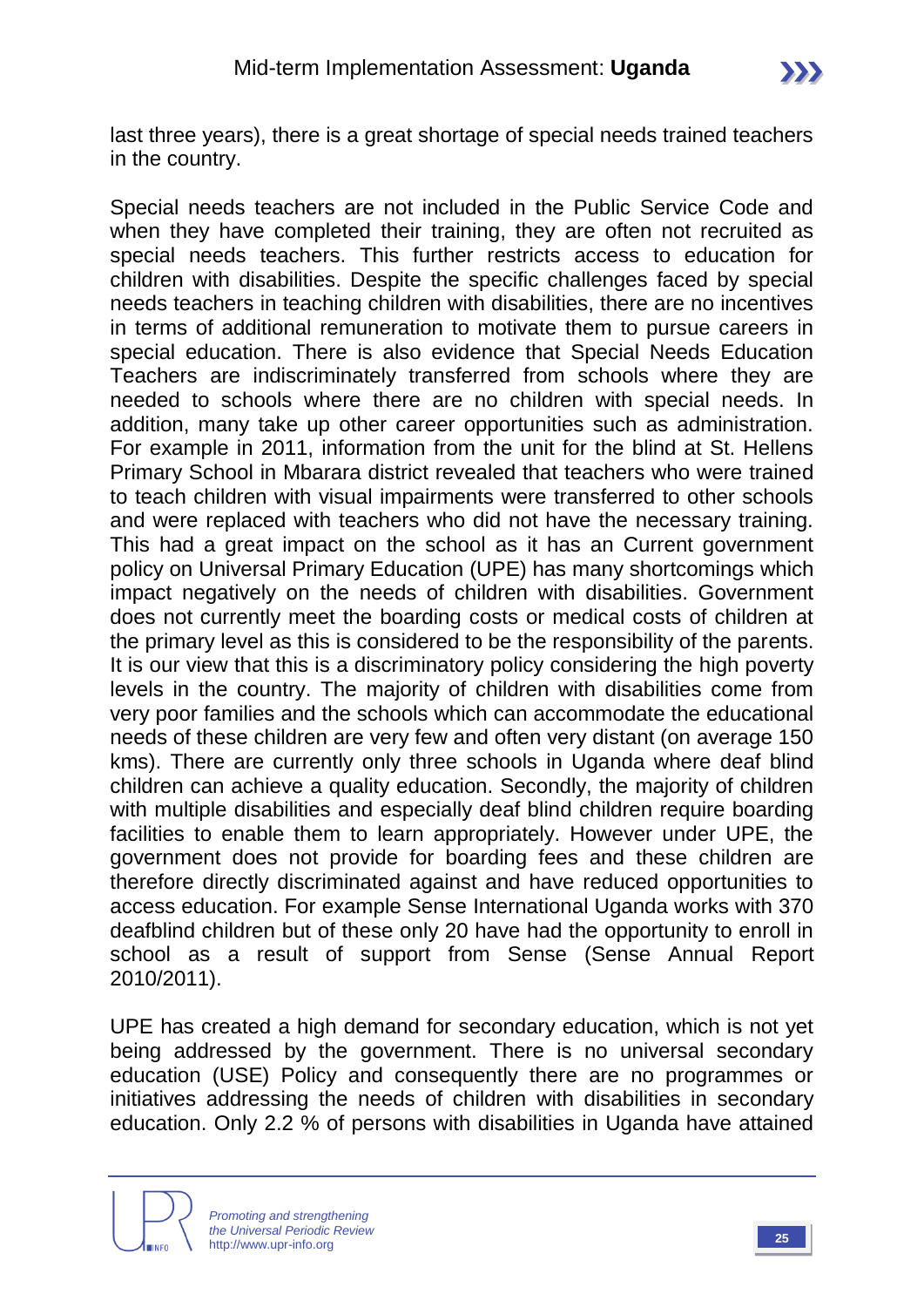last three years), there is a great shortage of special needs trained teachers in the country.

Special needs teachers are not included in the Public Service Code and when they have completed their training, they are often not recruited as special needs teachers. This further restricts access to education for children with disabilities. Despite the specific challenges faced by special needs teachers in teaching children with disabilities, there are no incentives in terms of additional remuneration to motivate them to pursue careers in special education. There is also evidence that Special Needs Education Teachers are indiscriminately transferred from schools where they are needed to schools where there are no children with special needs. In addition, many take up other career opportunities such as administration. For example in 2011, information from the unit for the blind at St. Hellens Primary School in Mbarara district revealed that teachers who were trained to teach children with visual impairments were transferred to other schools and were replaced with teachers who did not have the necessary training. This had a great impact on the school as it has an Current government policy on Universal Primary Education (UPE) has many shortcomings which impact negatively on the needs of children with disabilities. Government does not currently meet the boarding costs or medical costs of children at the primary level as this is considered to be the responsibility of the parents. It is our view that this is a discriminatory policy considering the high poverty levels in the country. The majority of children with disabilities come from very poor families and the schools which can accommodate the educational needs of these children are very few and often very distant (on average 150 kms). There are currently only three schools in Uganda where deaf blind children can achieve a quality education. Secondly, the majority of children with multiple disabilities and especially deaf blind children require boarding facilities to enable them to learn appropriately. However under UPE, the government does not provide for boarding fees and these children are therefore directly discriminated against and have reduced opportunities to access education. For example Sense International Uganda works with 370 deafblind children but of these only 20 have had the opportunity to enroll in school as a result of support from Sense (Sense Annual Report 2010/2011).

UPE has created a high demand for secondary education, which is not yet being addressed by the government. There is no universal secondary education (USE) Policy and consequently there are no programmes or initiatives addressing the needs of children with disabilities in secondary education. Only 2.2 % of persons with disabilities in Uganda have attained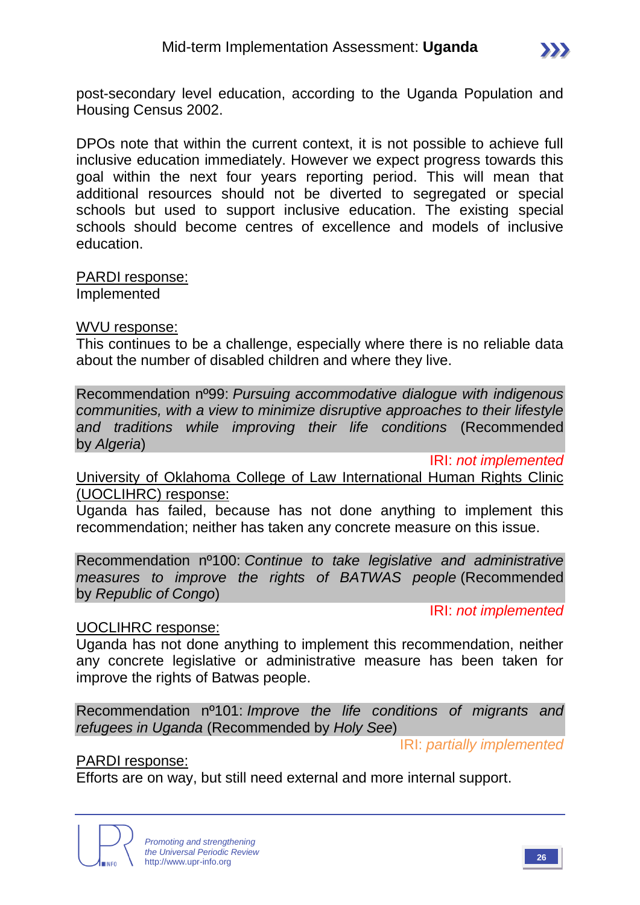post-secondary level education, according to the Uganda Population and Housing Census 2002.

DPOs note that within the current context, it is not possible to achieve full inclusive education immediately. However we expect progress towards this goal within the next four years reporting period. This will mean that additional resources should not be diverted to segregated or special schools but used to support inclusive education. The existing special schools should become centres of excellence and models of inclusive education.

<u>PARDI response:</u>
Implemented

<u>WVU response:</u>
This continues to be a challenge, especially where there is no reliable data about the number of disabled children and where they live.

Recommendation nº99: *Pursuing accommodative dialogue with indigenous communities, with a view to minimize disruptive approaches to their lifestyle and traditions while improving their life conditions* (Recommended by *Algeria*)

IRI: *not implemented*

<u>University of Oklahoma College of Law International Human Rights Clinic (UOCLIHRC) response:</u>
Uganda has failed, because has not done anything to implement this recommendation; neither has taken any concrete measure on this issue.

Recommendation nº100: *Continue to take legislative and administrative measures to improve the rights of BATWAS people* (Recommended by *Republic of Congo*)

IRI: *not implemented*

<u>UOCLIHRC response:</u>
Uganda has not done anything to implement this recommendation, neither any concrete legislative or administrative measure has been taken for improve the rights of Batwas people.

Recommendation nº101: *Improve the life conditions of migrants and refugees in Uganda* (Recommended by *Holy See*)

IRI: *partially implemented*

<u>PARDI response:</u>
Efforts are on way, but still need external and more internal support.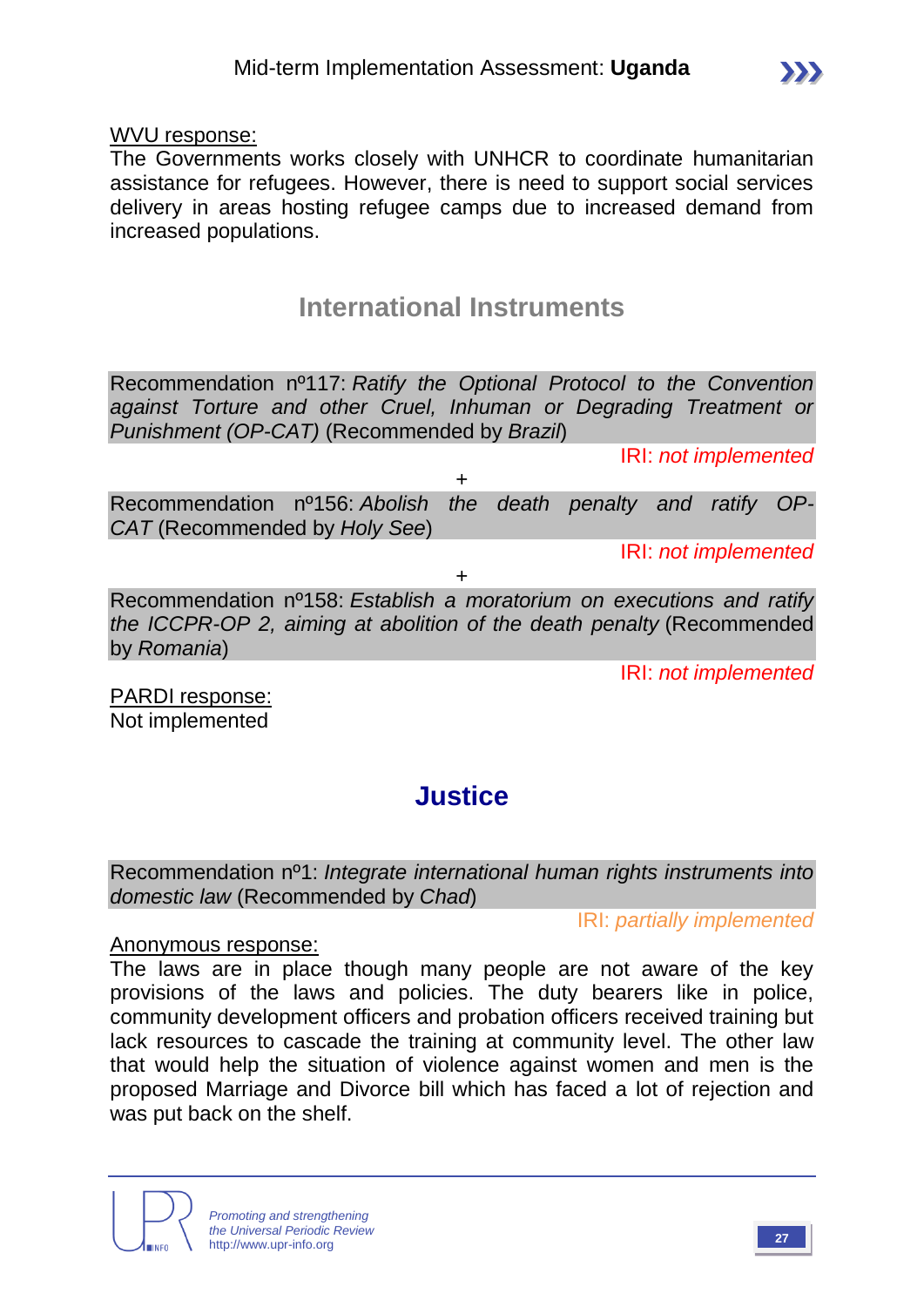WVU response:

The Governments works closely with UNHCR to coordinate humanitarian assistance for refugees. However, there is need to support social services delivery in areas hosting refugee camps due to increased demand from increased populations.

## International Instruments

Recommendation nº117: *Ratify the Optional Protocol to the Convention against Torture and other Cruel, Inhuman or Degrading Treatment or Punishment (OP-CAT)* (Recommended by *Brazil*)

IRI: *not implemented*

+

Recommendation nº156: *Abolish the death penalty and ratify OP-CAT* (Recommended by *Holy See*)

IRI: *not implemented*

+

Recommendation nº158: *Establish a moratorium on executions and ratify the ICCPR-OP 2, aiming at abolition of the death penalty* (Recommended by *Romania*)

IRI: *not implemented*

PARDI response:

Not implemented

## Justice

Recommendation nº1: *Integrate international human rights instruments into domestic law* (Recommended by *Chad*)

IRI: *partially implemented*

Anonymous response:

The laws are in place though many people are not aware of the key provisions of the laws and policies. The duty bearers like in police, community development officers and probation officers received training but lack resources to cascade the training at community level. The other law that would help the situation of violence against women and men is the proposed Marriage and Divorce bill which has faced a lot of rejection and was put back on the shelf.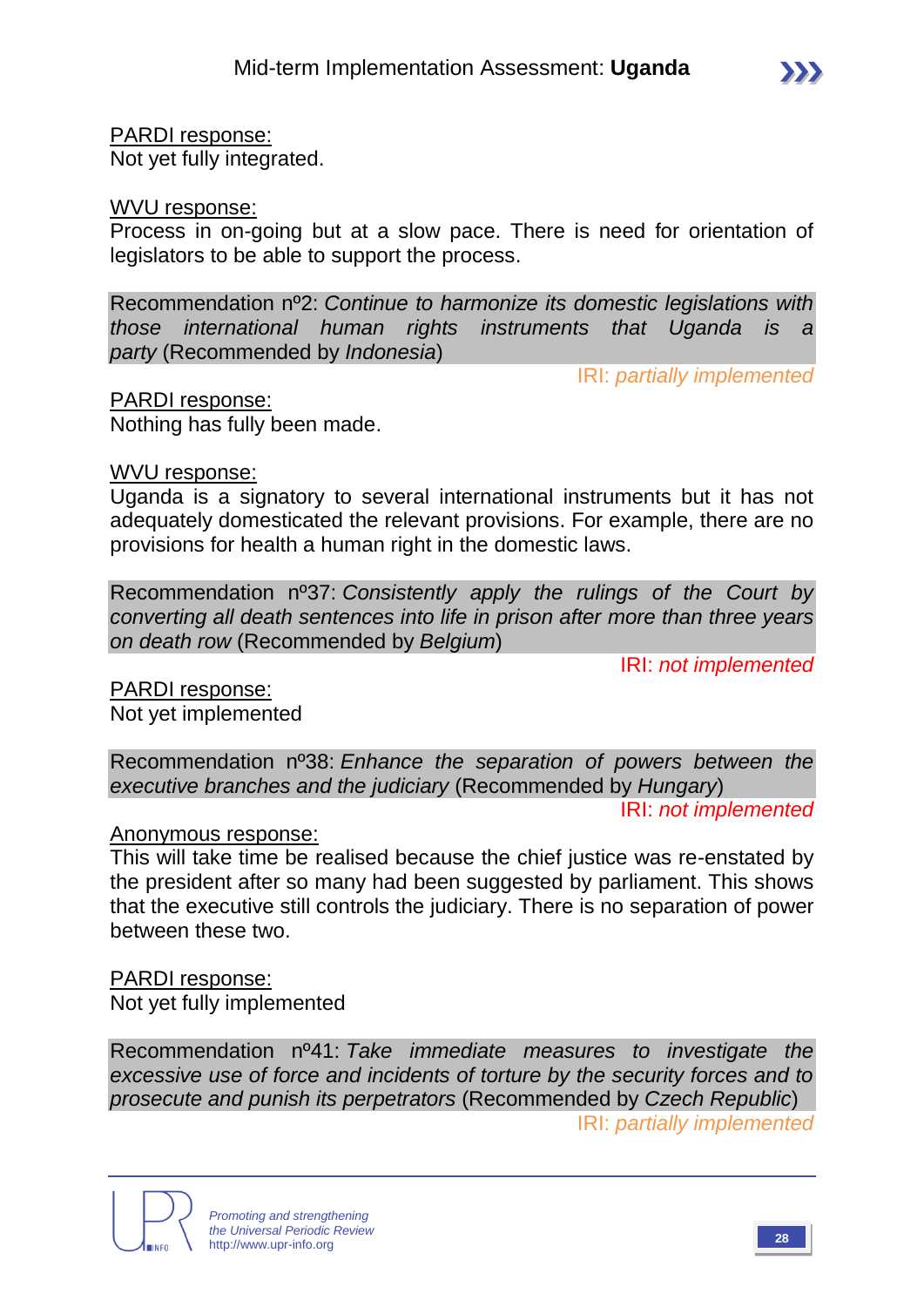PARDI response:
Not yet fully integrated.

WVU response:
Process in on-going but at a slow pace. There is need for orientation of legislators to be able to support the process.

Recommendation nº2: *Continue to harmonize its domestic legislations with those international human rights instruments that Uganda is a party* (Recommended by *Indonesia*)

IRI: *partially implemented*

PARDI response:
Nothing has fully been made.

WVU response:
Uganda is a signatory to several international instruments but it has not adequately domesticated the relevant provisions. For example, there are no provisions for health a human right in the domestic laws.

Recommendation nº37: *Consistently apply the rulings of the Court by converting all death sentences into life in prison after more than three years on death row* (Recommended by *Belgium*)

IRI: *not implemented*

PARDI response:
Not yet implemented

Recommendation nº38: *Enhance the separation of powers between the executive branches and the judiciary* (Recommended by *Hungary*)

IRI: *not implemented*

Anonymous response:
This will take time be realised because the chief justice was re-enstated by the president after so many had been suggested by parliament. This shows that the executive still controls the judiciary. There is no separation of power between these two.

PARDI response:
Not yet fully implemented

Recommendation nº41: *Take immediate measures to investigate the excessive use of force and incidents of torture by the security forces and to prosecute and punish its perpetrators* (Recommended by *Czech Republic*)

IRI: *partially implemented*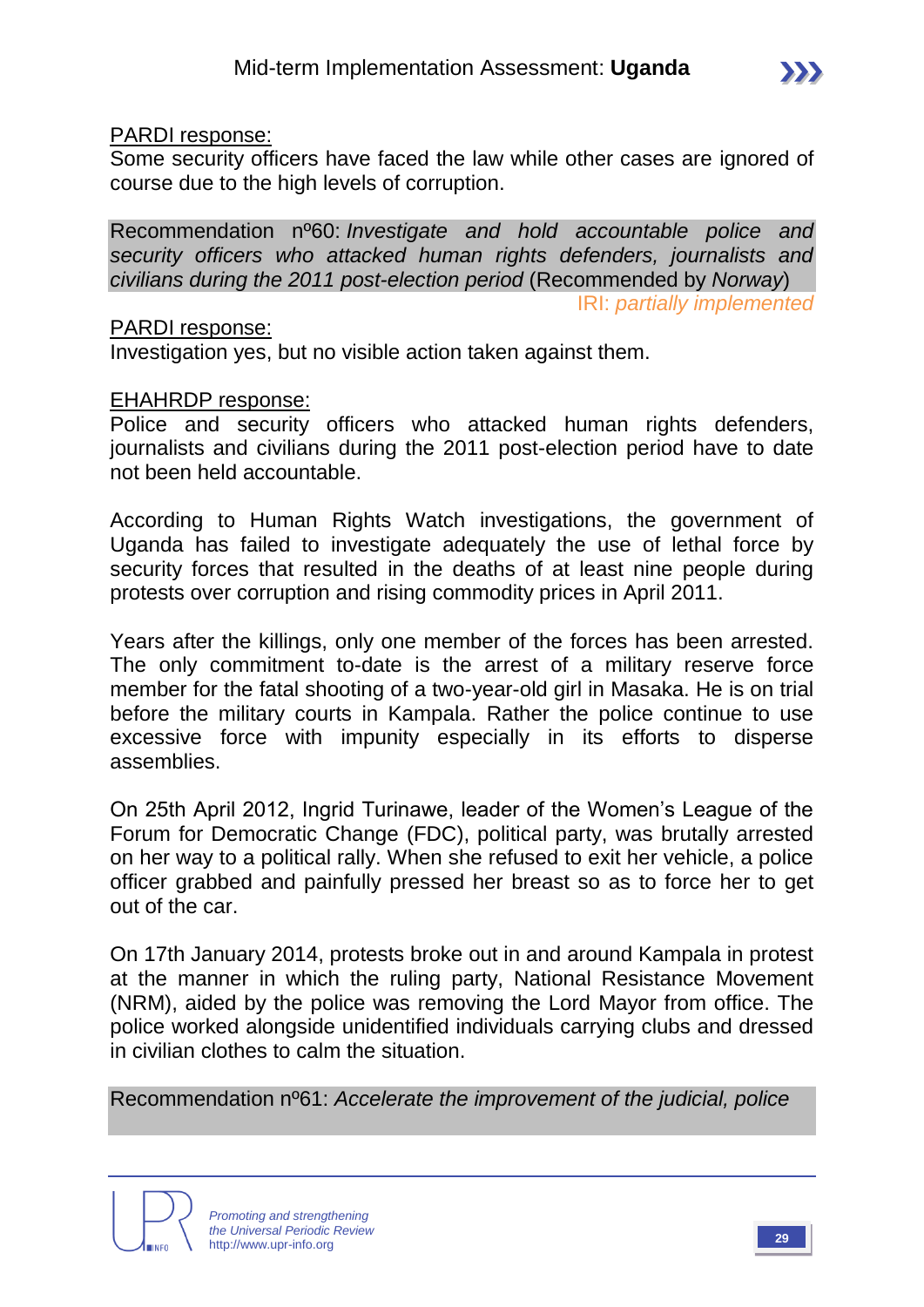<u>PARDI response:</u>
Some security officers have faced the law while other cases are ignored of course due to the high levels of corruption.

Recommendation nº60: *Investigate and hold accountable police and security officers who attacked human rights defenders, journalists and civilians during the 2011 post-election period* (Recommended by *Norway*)

IRI: *partially implemented*

<u>PARDI response:</u>
Investigation yes, but no visible action taken against them.

<u>EHAHRDP response:</u>
Police and security officers who attacked human rights defenders, journalists and civilians during the 2011 post-election period have to date not been held accountable.

According to Human Rights Watch investigations, the government of Uganda has failed to investigate adequately the use of lethal force by security forces that resulted in the deaths of at least nine people during protests over corruption and rising commodity prices in April 2011.

Years after the killings, only one member of the forces has been arrested. The only commitment to-date is the arrest of a military reserve force member for the fatal shooting of a two-year-old girl in Masaka. He is on trial before the military courts in Kampala. Rather the police continue to use excessive force with impunity especially in its efforts to disperse assemblies.

On 25th April 2012, Ingrid Turinawe, leader of the Women's League of the Forum for Democratic Change (FDC), political party, was brutally arrested on her way to a political rally. When she refused to exit her vehicle, a police officer grabbed and painfully pressed her breast so as to force her to get out of the car.

On 17th January 2014, protests broke out in and around Kampala in protest at the manner in which the ruling party, National Resistance Movement (NRM), aided by the police was removing the Lord Mayor from office. The police worked alongside unidentified individuals carrying clubs and dressed in civilian clothes to calm the situation.

Recommendation nº61: *Accelerate the improvement of the judicial, police*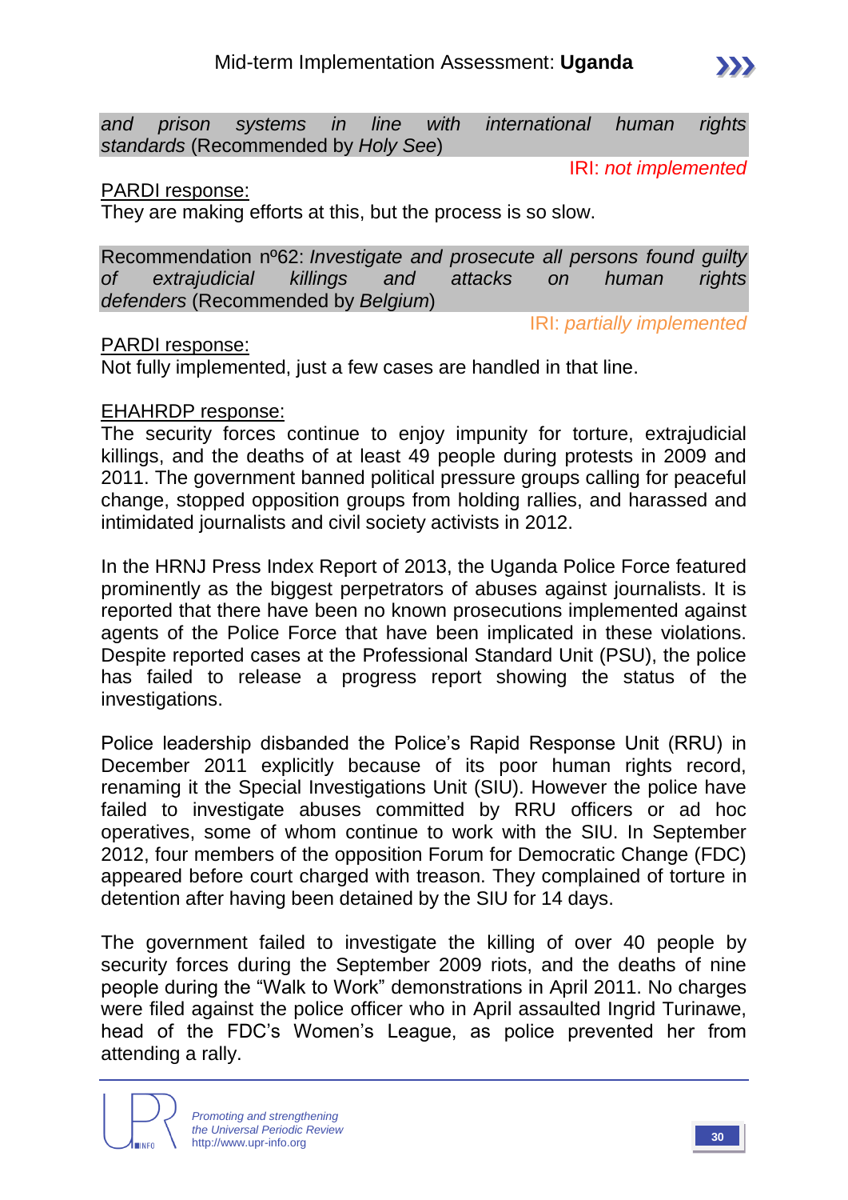*and prison systems in line with international human rights standards* (Recommended by *Holy See*)

IRI: *not implemented*

PARDI response:

They are making efforts at this, but the process is so slow.

Recommendation nº62: *Investigate and prosecute all persons found guilty of extrajudicial killings and attacks on human rights defenders* (Recommended by *Belgium*)

IRI: *partially implemented*

PARDI response:

Not fully implemented, just a few cases are handled in that line.

EHAHRDP response:

The security forces continue to enjoy impunity for torture, extrajudicial killings, and the deaths of at least 49 people during protests in 2009 and 2011. The government banned political pressure groups calling for peaceful change, stopped opposition groups from holding rallies, and harassed and intimidated journalists and civil society activists in 2012.

In the HRNJ Press Index Report of 2013, the Uganda Police Force featured prominently as the biggest perpetrators of abuses against journalists. It is reported that there have been no known prosecutions implemented against agents of the Police Force that have been implicated in these violations. Despite reported cases at the Professional Standard Unit (PSU), the police has failed to release a progress report showing the status of the investigations.

Police leadership disbanded the Police's Rapid Response Unit (RRU) in December 2011 explicitly because of its poor human rights record, renaming it the Special Investigations Unit (SIU). However the police have failed to investigate abuses committed by RRU officers or ad hoc operatives, some of whom continue to work with the SIU. In September 2012, four members of the opposition Forum for Democratic Change (FDC) appeared before court charged with treason. They complained of torture in detention after having been detained by the SIU for 14 days.

The government failed to investigate the killing of over 40 people by security forces during the September 2009 riots, and the deaths of nine people during the "Walk to Work" demonstrations in April 2011. No charges were filed against the police officer who in April assaulted Ingrid Turinawe, head of the FDC's Women's League, as police prevented her from attending a rally.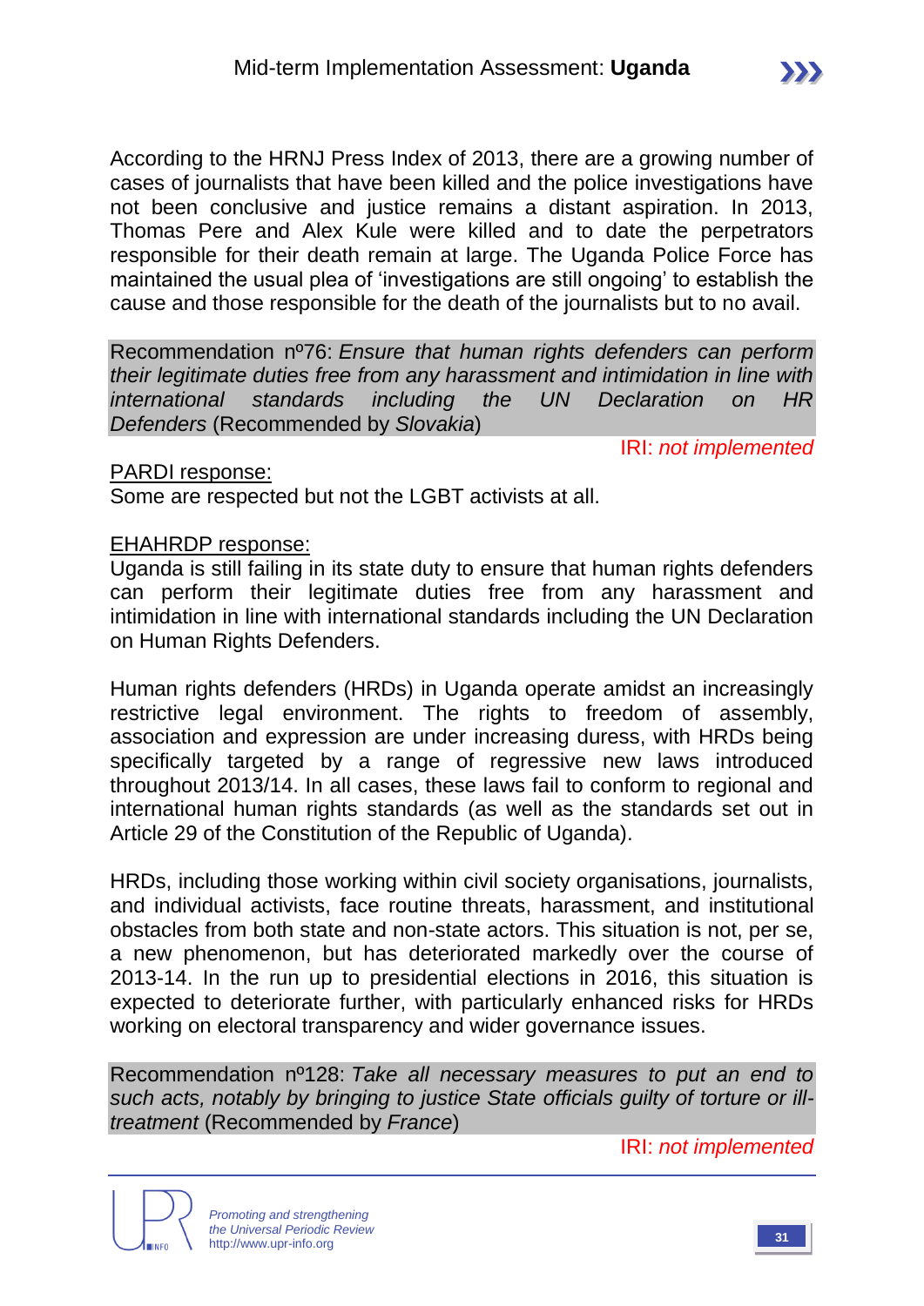According to the HRNJ Press Index of 2013, there are a growing number of cases of journalists that have been killed and the police investigations have not been conclusive and justice remains a distant aspiration. In 2013, Thomas Pere and Alex Kule were killed and to date the perpetrators responsible for their death remain at large. The Uganda Police Force has maintained the usual plea of 'investigations are still ongoing' to establish the cause and those responsible for the death of the journalists but to no avail.

Recommendation nº76: *Ensure that human rights defenders can perform their legitimate duties free from any harassment and intimidation in line with international standards including the UN Declaration on HR Defenders* (Recommended by *Slovakia*)

IRI: *not implemented*

PARDI response:

Some are respected but not the LGBT activists at all.

EHAHRDP response:

Uganda is still failing in its state duty to ensure that human rights defenders can perform their legitimate duties free from any harassment and intimidation in line with international standards including the UN Declaration on Human Rights Defenders.

Human rights defenders (HRDs) in Uganda operate amidst an increasingly restrictive legal environment. The rights to freedom of assembly, association and expression are under increasing duress, with HRDs being specifically targeted by a range of regressive new laws introduced throughout 2013/14. In all cases, these laws fail to conform to regional and international human rights standards (as well as the standards set out in Article 29 of the Constitution of the Republic of Uganda).

HRDs, including those working within civil society organisations, journalists, and individual activists, face routine threats, harassment, and institutional obstacles from both state and non-state actors. This situation is not, per se, a new phenomenon, but has deteriorated markedly over the course of 2013-14. In the run up to presidential elections in 2016, this situation is expected to deteriorate further, with particularly enhanced risks for HRDs working on electoral transparency and wider governance issues.

Recommendation nº128: *Take all necessary measures to put an end to such acts, notably by bringing to justice State officials guilty of torture or ill-treatment* (Recommended by *France*)

IRI: *not implemented*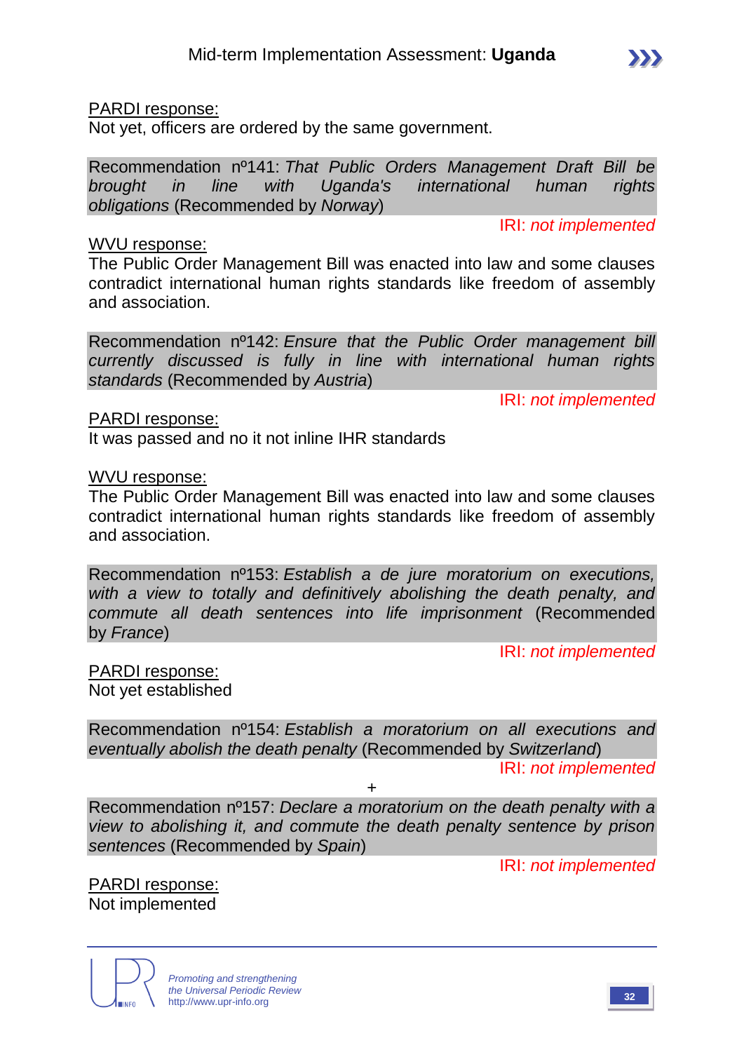PARDI response:
Not yet, officers are ordered by the same government.

Recommendation nº141: *That Public Orders Management Draft Bill be brought in line with Uganda's international human rights obligations* (Recommended by *Norway*)

IRI: *not implemented*

WVU response:
The Public Order Management Bill was enacted into law and some clauses contradict international human rights standards like freedom of assembly and association.

Recommendation nº142: *Ensure that the Public Order management bill currently discussed is fully in line with international human rights standards* (Recommended by *Austria*)

IRI: *not implemented*

PARDI response:
It was passed and no it not inline IHR standards

WVU response:
The Public Order Management Bill was enacted into law and some clauses contradict international human rights standards like freedom of assembly and association.

Recommendation nº153: *Establish a de jure moratorium on executions, with a view to totally and definitively abolishing the death penalty, and commute all death sentences into life imprisonment* (Recommended by *France*)

IRI: *not implemented*

PARDI response:
Not yet established

Recommendation nº154: *Establish a moratorium on all executions and eventually abolish the death penalty* (Recommended by *Switzerland*)

IRI: *not implemented*

+

Recommendation nº157: *Declare a moratorium on the death penalty with a view to abolishing it, and commute the death penalty sentence by prison sentences* (Recommended by *Spain*)

IRI: *not implemented*

PARDI response:
Not implemented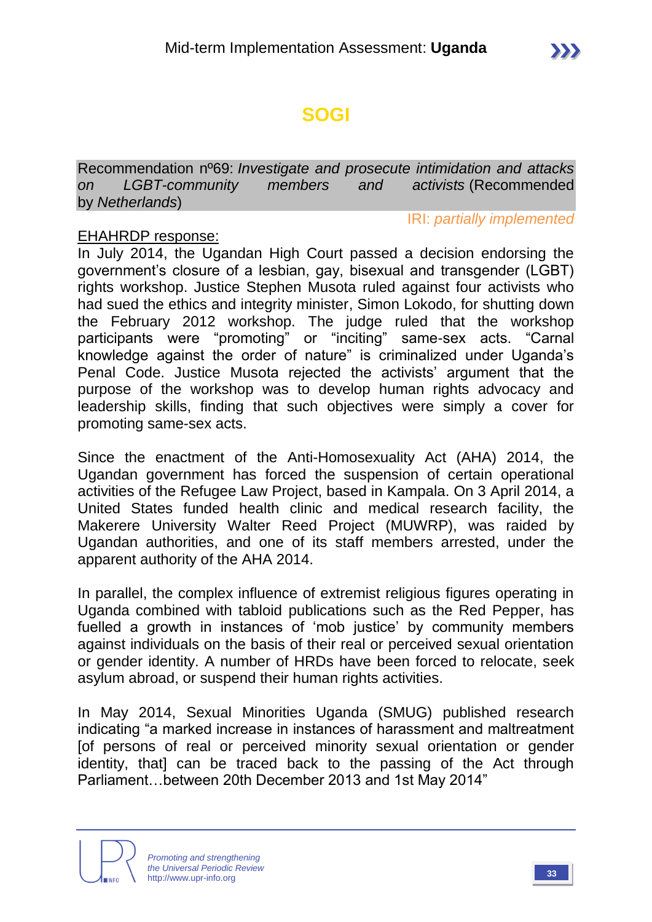# SOGI

Recommendation nº69: *Investigate and prosecute intimidation and attacks on LGBT-community members and activists* (Recommended by *Netherlands*)

IRI: *partially implemented*

<u>EHAHRDP response:</u>

In July 2014, the Ugandan High Court passed a decision endorsing the government's closure of a lesbian, gay, bisexual and transgender (LGBT) rights workshop. Justice Stephen Musota ruled against four activists who had sued the ethics and integrity minister, Simon Lokodo, for shutting down the February 2012 workshop. The judge ruled that the workshop participants were "promoting" or "inciting" same-sex acts. "Carnal knowledge against the order of nature" is criminalized under Uganda's Penal Code. Justice Musota rejected the activists' argument that the purpose of the workshop was to develop human rights advocacy and leadership skills, finding that such objectives were simply a cover for promoting same-sex acts.

Since the enactment of the Anti-Homosexuality Act (AHA) 2014, the Ugandan government has forced the suspension of certain operational activities of the Refugee Law Project, based in Kampala. On 3 April 2014, a United States funded health clinic and medical research facility, the Makerere University Walter Reed Project (MUWRP), was raided by Ugandan authorities, and one of its staff members arrested, under the apparent authority of the AHA 2014.

In parallel, the complex influence of extremist religious figures operating in Uganda combined with tabloid publications such as the Red Pepper, has fuelled a growth in instances of 'mob justice' by community members against individuals on the basis of their real or perceived sexual orientation or gender identity. A number of HRDs have been forced to relocate, seek asylum abroad, or suspend their human rights activities.

In May 2014, Sexual Minorities Uganda (SMUG) published research indicating "a marked increase in instances of harassment and maltreatment [of persons of real or perceived minority sexual orientation or gender identity, that] can be traced back to the passing of the Act through Parliament…between 20th December 2013 and 1st May 2014"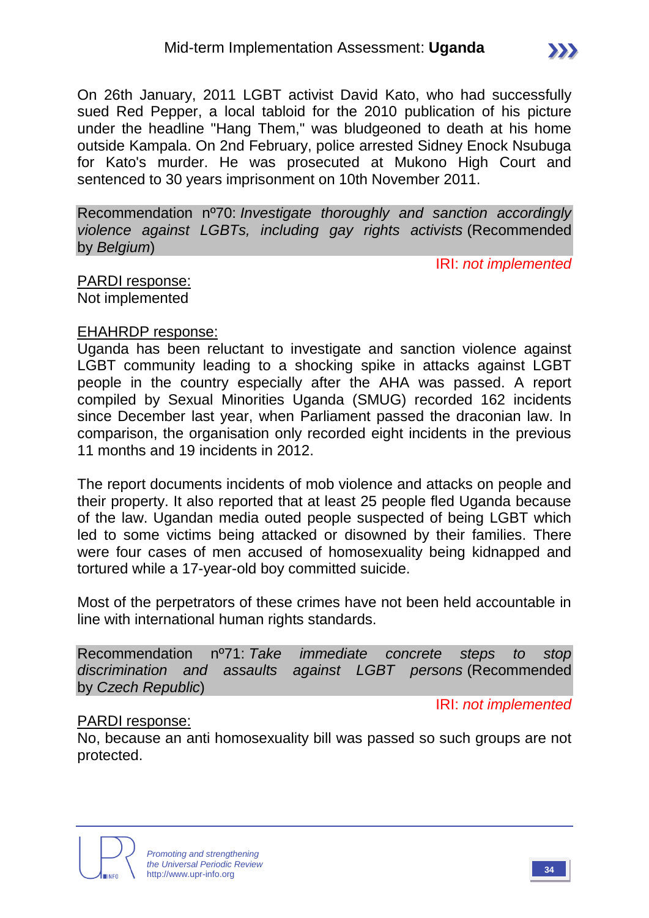On 26th January, 2011 LGBT activist David Kato, who had successfully sued Red Pepper, a local tabloid for the 2010 publication of his picture under the headline "Hang Them," was bludgeoned to death at his home outside Kampala. On 2nd February, police arrested Sidney Enock Nsubuga for Kato's murder. He was prosecuted at Mukono High Court and sentenced to 30 years imprisonment on 10th November 2011.

Recommendation nº70: *Investigate thoroughly and sanction accordingly violence against LGBTs, including gay rights activists* (Recommended by *Belgium*)

IRI: *not implemented*

PARDI response:
Not implemented

EHAHRDP response:
Uganda has been reluctant to investigate and sanction violence against LGBT community leading to a shocking spike in attacks against LGBT people in the country especially after the AHA was passed. A report compiled by Sexual Minorities Uganda (SMUG) recorded 162 incidents since December last year, when Parliament passed the draconian law. In comparison, the organisation only recorded eight incidents in the previous 11 months and 19 incidents in 2012.

The report documents incidents of mob violence and attacks on people and their property. It also reported that at least 25 people fled Uganda because of the law. Ugandan media outed people suspected of being LGBT which led to some victims being attacked or disowned by their families. There were four cases of men accused of homosexuality being kidnapped and tortured while a 17-year-old boy committed suicide.

Most of the perpetrators of these crimes have not been held accountable in line with international human rights standards.

Recommendation nº71: *Take immediate concrete steps to stop discrimination and assaults against LGBT persons* (Recommended by *Czech Republic*)

IRI: *not implemented*

PARDI response:
No, because an anti homosexuality bill was passed so such groups are not protected.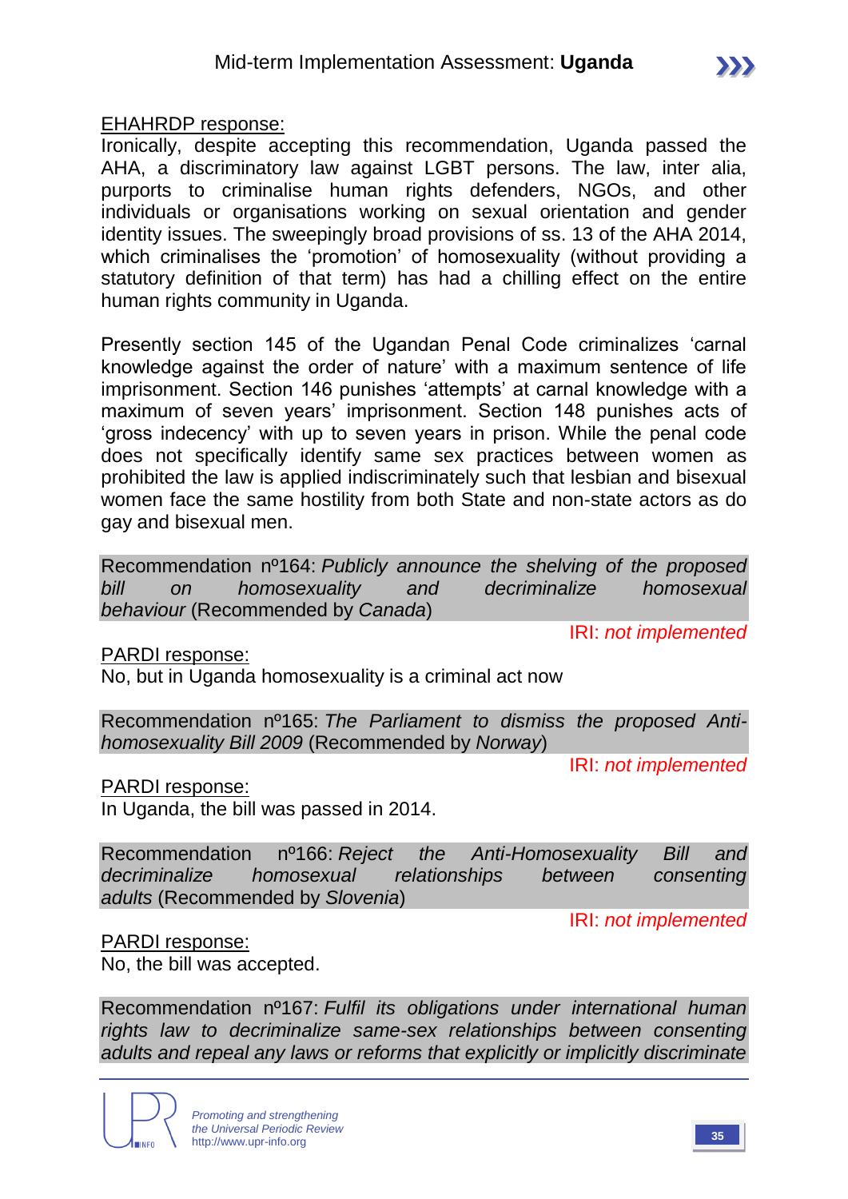EHAHRDP response:

Ironically, despite accepting this recommendation, Uganda passed the AHA, a discriminatory law against LGBT persons. The law, inter alia, purports to criminalise human rights defenders, NGOs, and other individuals or organisations working on sexual orientation and gender identity issues. The sweepingly broad provisions of ss. 13 of the AHA 2014, which criminalises the 'promotion' of homosexuality (without providing a statutory definition of that term) has had a chilling effect on the entire human rights community in Uganda.

Presently section 145 of the Ugandan Penal Code criminalizes 'carnal knowledge against the order of nature' with a maximum sentence of life imprisonment. Section 146 punishes 'attempts' at carnal knowledge with a maximum of seven years' imprisonment. Section 148 punishes acts of 'gross indecency' with up to seven years in prison. While the penal code does not specifically identify same sex practices between women as prohibited the law is applied indiscriminately such that lesbian and bisexual women face the same hostility from both State and non-state actors as do gay and bisexual men.

Recommendation nº164: *Publicly announce the shelving of the proposed bill on homosexuality and decriminalize homosexual behaviour* (Recommended by *Canada*)

IRI: *not implemented*

PARDI response:

No, but in Uganda homosexuality is a criminal act now

Recommendation nº165: *The Parliament to dismiss the proposed Anti-homosexuality Bill 2009* (Recommended by *Norway*)

IRI: *not implemented*

PARDI response:

In Uganda, the bill was passed in 2014.

Recommendation nº166: *Reject the Anti-Homosexuality Bill and decriminalize homosexual relationships between consenting adults* (Recommended by *Slovenia*)

IRI: *not implemented*

PARDI response:

No, the bill was accepted.

Recommendation nº167: *Fulfil its obligations under international human rights law to decriminalize same-sex relationships between consenting adults and repeal any laws or reforms that explicitly or implicitly discriminate*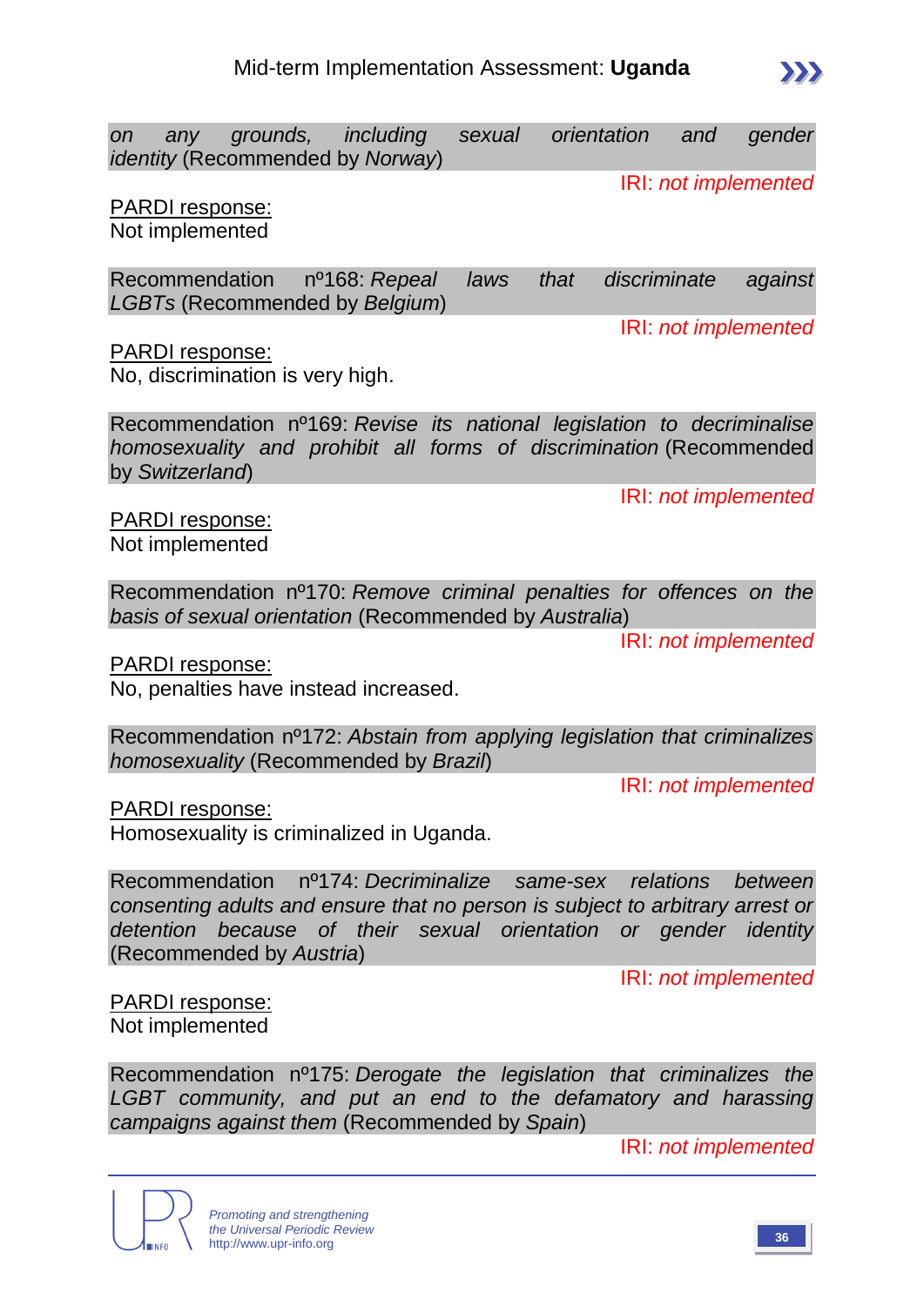*on any grounds, including sexual orientation and gender identity* (Recommended by *Norway*)

IRI: *not implemented*

PARDI response:
Not implemented

Recommendation nº168: *Repeal laws that discriminate against LGBTs* (Recommended by *Belgium*)

IRI: *not implemented*

PARDI response:
No, discrimination is very high.

Recommendation nº169: *Revise its national legislation to decriminalise homosexuality and prohibit all forms of discrimination* (Recommended by *Switzerland*)

IRI: *not implemented*

PARDI response:
Not implemented

Recommendation nº170: *Remove criminal penalties for offences on the basis of sexual orientation* (Recommended by *Australia*)

IRI: *not implemented*

PARDI response:
No, penalties have instead increased.

Recommendation nº172: *Abstain from applying legislation that criminalizes homosexuality* (Recommended by *Brazil*)

IRI: *not implemented*

PARDI response:
Homosexuality is criminalized in Uganda.

Recommendation nº174: *Decriminalize same-sex relations between consenting adults and ensure that no person is subject to arbitrary arrest or detention because of their sexual orientation or gender identity* (Recommended by *Austria*)

IRI: *not implemented*

PARDI response:
Not implemented

Recommendation nº175: *Derogate the legislation that criminalizes the LGBT community, and put an end to the defamatory and harassing campaigns against them* (Recommended by *Spain*)

IRI: *not implemented*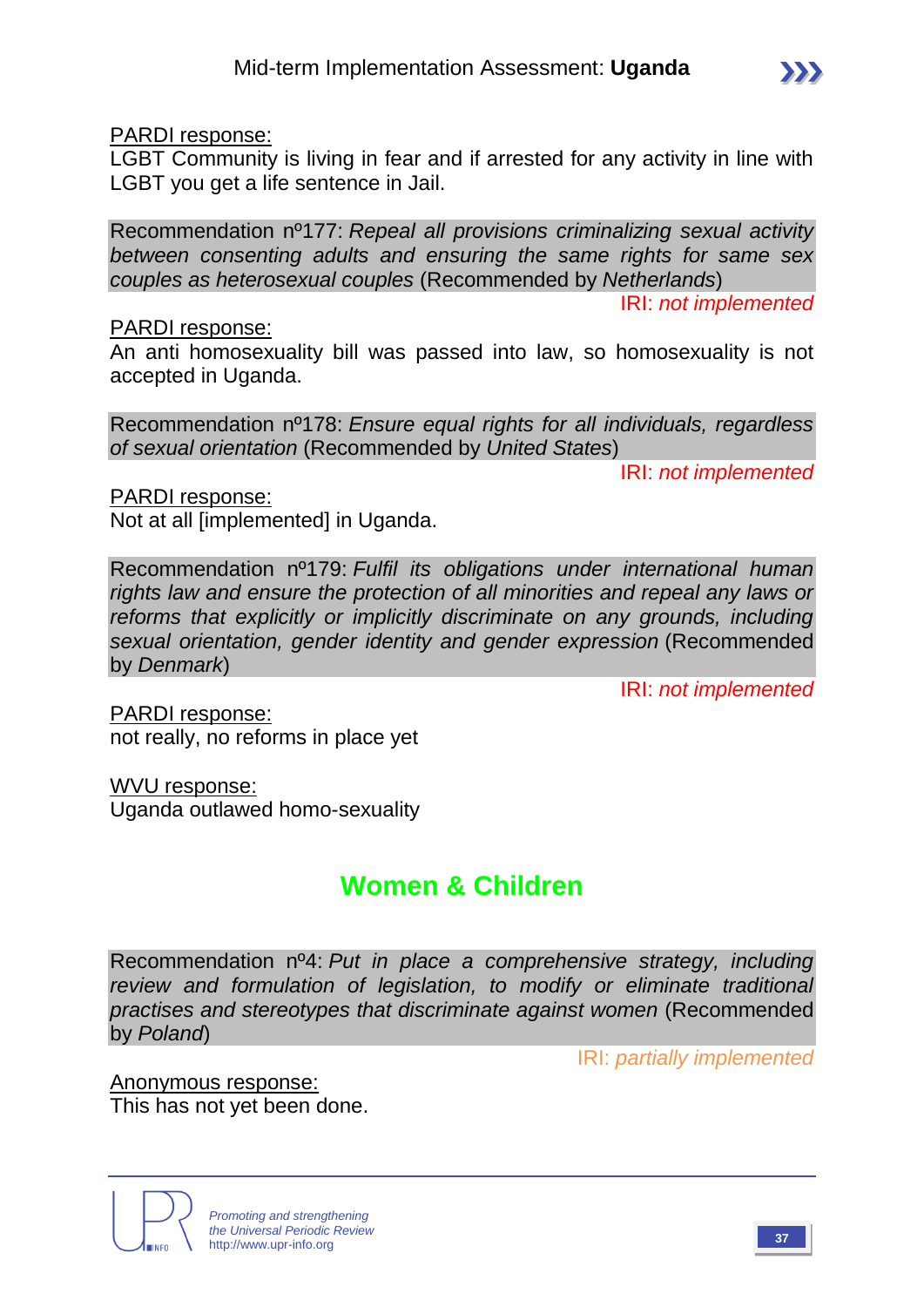PARDI response:
LGBT Community is living in fear and if arrested for any activity in line with LGBT you get a life sentence in Jail.

Recommendation nº177: *Repeal all provisions criminalizing sexual activity between consenting adults and ensuring the same rights for same sex couples as heterosexual couples* (Recommended by *Netherlands*)

IRI: *not implemented*

PARDI response:
An anti homosexuality bill was passed into law, so homosexuality is not accepted in Uganda.

Recommendation nº178: *Ensure equal rights for all individuals, regardless of sexual orientation* (Recommended by *United States*)

IRI: *not implemented*

PARDI response:
Not at all [implemented] in Uganda.

Recommendation nº179: *Fulfil its obligations under international human rights law and ensure the protection of all minorities and repeal any laws or reforms that explicitly or implicitly discriminate on any grounds, including sexual orientation, gender identity and gender expression* (Recommended by *Denmark*)

IRI: *not implemented*

PARDI response:
not really, no reforms in place yet

WVU response:
Uganda outlawed homo-sexuality

## Women & Children

Recommendation nº4: *Put in place a comprehensive strategy, including review and formulation of legislation, to modify or eliminate traditional practises and stereotypes that discriminate against women* (Recommended by *Poland*)

IRI: *partially implemented*

Anonymous response:
This has not yet been done.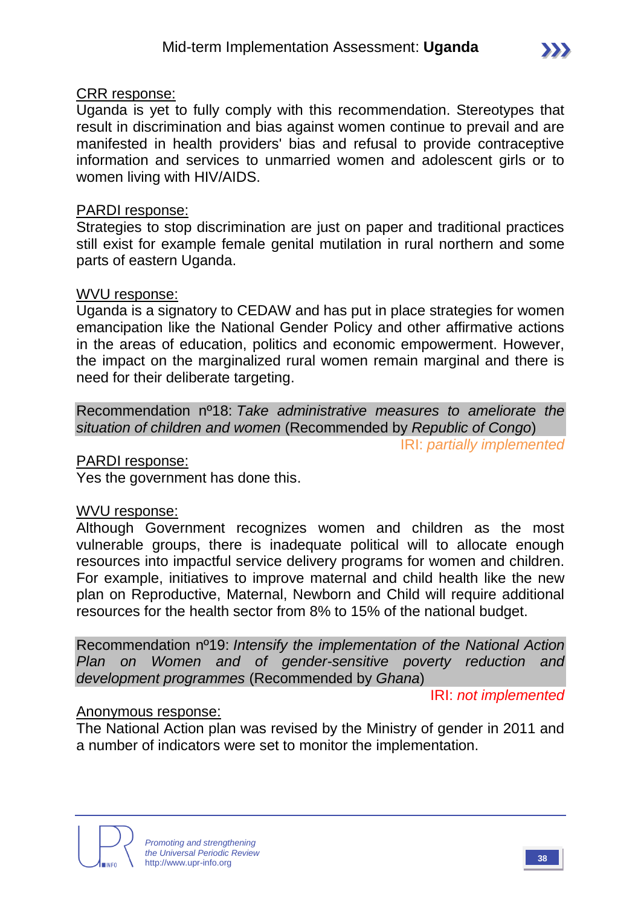<u>CRR response:</u>
Uganda is yet to fully comply with this recommendation. Stereotypes that result in discrimination and bias against women continue to prevail and are manifested in health providers' bias and refusal to provide contraceptive information and services to unmarried women and adolescent girls or to women living with HIV/AIDS.

<u>PARDI response:</u>
Strategies to stop discrimination are just on paper and traditional practices still exist for example female genital mutilation in rural northern and some parts of eastern Uganda.

<u>WVU response:</u>
Uganda is a signatory to CEDAW and has put in place strategies for women emancipation like the National Gender Policy and other affirmative actions in the areas of education, politics and economic empowerment. However, the impact on the marginalized rural women remain marginal and there is need for their deliberate targeting.

Recommendation nº18: *Take administrative measures to ameliorate the situation of children and women* (Recommended by *Republic of Congo*)

IRI: *partially implemented*

<u>PARDI response:</u>
Yes the government has done this.

<u>WVU response:</u>
Although Government recognizes women and children as the most vulnerable groups, there is inadequate political will to allocate enough resources into impactful service delivery programs for women and children. For example, initiatives to improve maternal and child health like the new plan on Reproductive, Maternal, Newborn and Child will require additional resources for the health sector from 8% to 15% of the national budget.

Recommendation nº19: *Intensify the implementation of the National Action Plan on Women and of gender-sensitive poverty reduction and development programmes* (Recommended by *Ghana*)

IRI: *not implemented*

<u>Anonymous response:</u>
The National Action plan was revised by the Ministry of gender in 2011 and a number of indicators were set to monitor the implementation.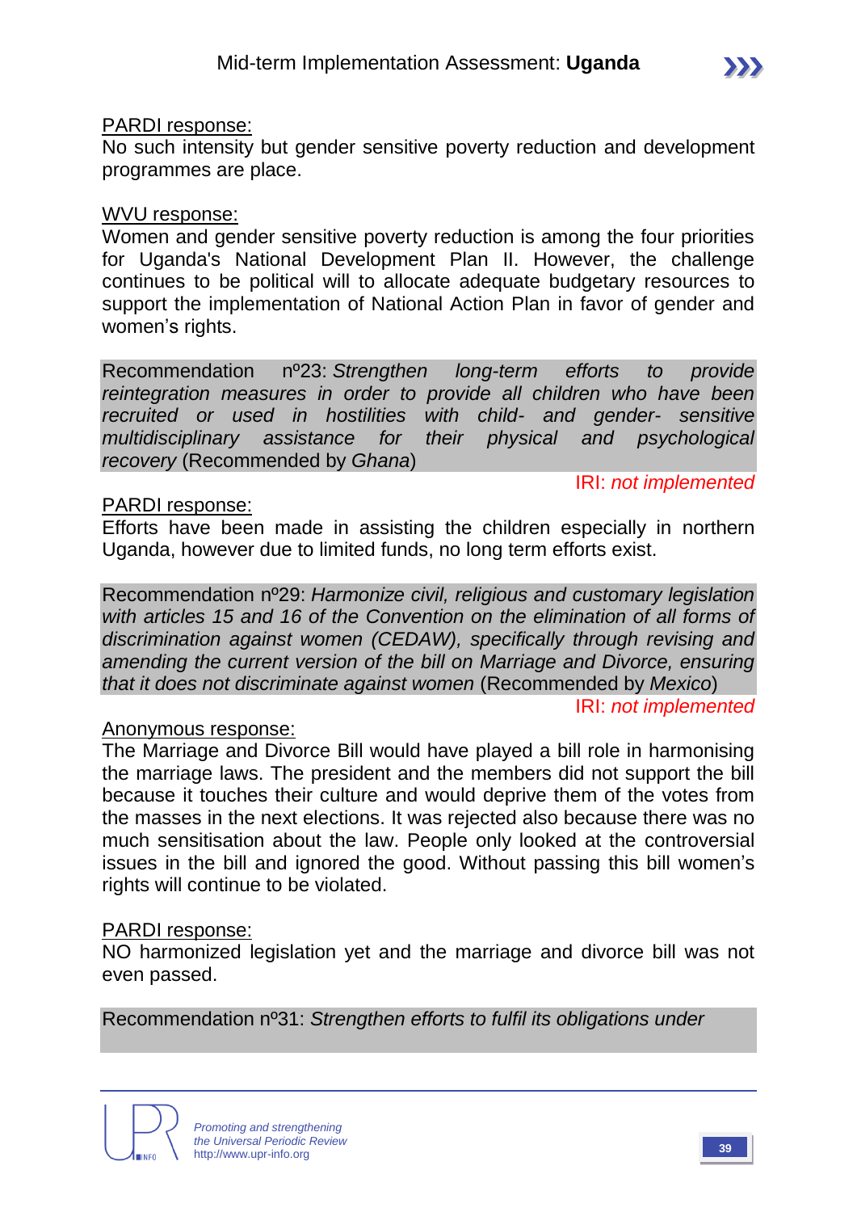PARDI response:
No such intensity but gender sensitive poverty reduction and development programmes are place.

WVU response:
Women and gender sensitive poverty reduction is among the four priorities for Uganda's National Development Plan II. However, the challenge continues to be political will to allocate adequate budgetary resources to support the implementation of National Action Plan in favor of gender and women's rights.

Recommendation nº23: *Strengthen long-term efforts to provide reintegration measures in order to provide all children who have been recruited or used in hostilities with child- and gender- sensitive multidisciplinary assistance for their physical and psychological recovery* (Recommended by *Ghana*)

IRI: *not implemented*

PARDI response:
Efforts have been made in assisting the children especially in northern Uganda, however due to limited funds, no long term efforts exist.

Recommendation nº29: *Harmonize civil, religious and customary legislation with articles 15 and 16 of the Convention on the elimination of all forms of discrimination against women (CEDAW), specifically through revising and amending the current version of the bill on Marriage and Divorce, ensuring that it does not discriminate against women* (Recommended by *Mexico*)

IRI: *not implemented*

Anonymous response:
The Marriage and Divorce Bill would have played a bill role in harmonising the marriage laws. The president and the members did not support the bill because it touches their culture and would deprive them of the votes from the masses in the next elections. It was rejected also because there was no much sensitisation about the law. People only looked at the controversial issues in the bill and ignored the good. Without passing this bill women's rights will continue to be violated.

PARDI response:
NO harmonized legislation yet and the marriage and divorce bill was not even passed.

Recommendation nº31: *Strengthen efforts to fulfil its obligations under*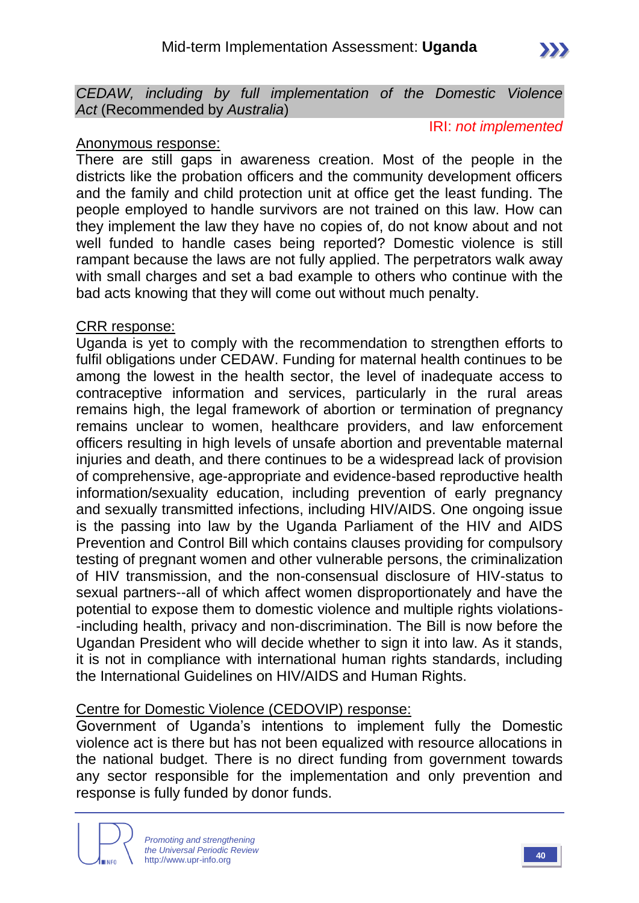*CEDAW, including by full implementation of the Domestic Violence Act* (Recommended by *Australia*)

IRI: *not implemented*

Anonymous response:

There are still gaps in awareness creation. Most of the people in the districts like the probation officers and the community development officers and the family and child protection unit at office get the least funding. The people employed to handle survivors are not trained on this law. How can they implement the law they have no copies of, do not know about and not well funded to handle cases being reported? Domestic violence is still rampant because the laws are not fully applied. The perpetrators walk away with small charges and set a bad example to others who continue with the bad acts knowing that they will come out without much penalty.

CRR response:

Uganda is yet to comply with the recommendation to strengthen efforts to fulfil obligations under CEDAW. Funding for maternal health continues to be among the lowest in the health sector, the level of inadequate access to contraceptive information and services, particularly in the rural areas remains high, the legal framework of abortion or termination of pregnancy remains unclear to women, healthcare providers, and law enforcement officers resulting in high levels of unsafe abortion and preventable maternal injuries and death, and there continues to be a widespread lack of provision of comprehensive, age-appropriate and evidence-based reproductive health information/sexuality education, including prevention of early pregnancy and sexually transmitted infections, including HIV/AIDS. One ongoing issue is the passing into law by the Uganda Parliament of the HIV and AIDS Prevention and Control Bill which contains clauses providing for compulsory testing of pregnant women and other vulnerable persons, the criminalization of HIV transmission, and the non-consensual disclosure of HIV-status to sexual partners--all of which affect women disproportionately and have the potential to expose them to domestic violence and multiple rights violations--including health, privacy and non-discrimination. The Bill is now before the Ugandan President who will decide whether to sign it into law. As it stands, it is not in compliance with international human rights standards, including the International Guidelines on HIV/AIDS and Human Rights.

Centre for Domestic Violence (CEDOVIP) response:

Government of Uganda's intentions to implement fully the Domestic violence act is there but has not been equalized with resource allocations in the national budget. There is no direct funding from government towards any sector responsible for the implementation and only prevention and response is fully funded by donor funds.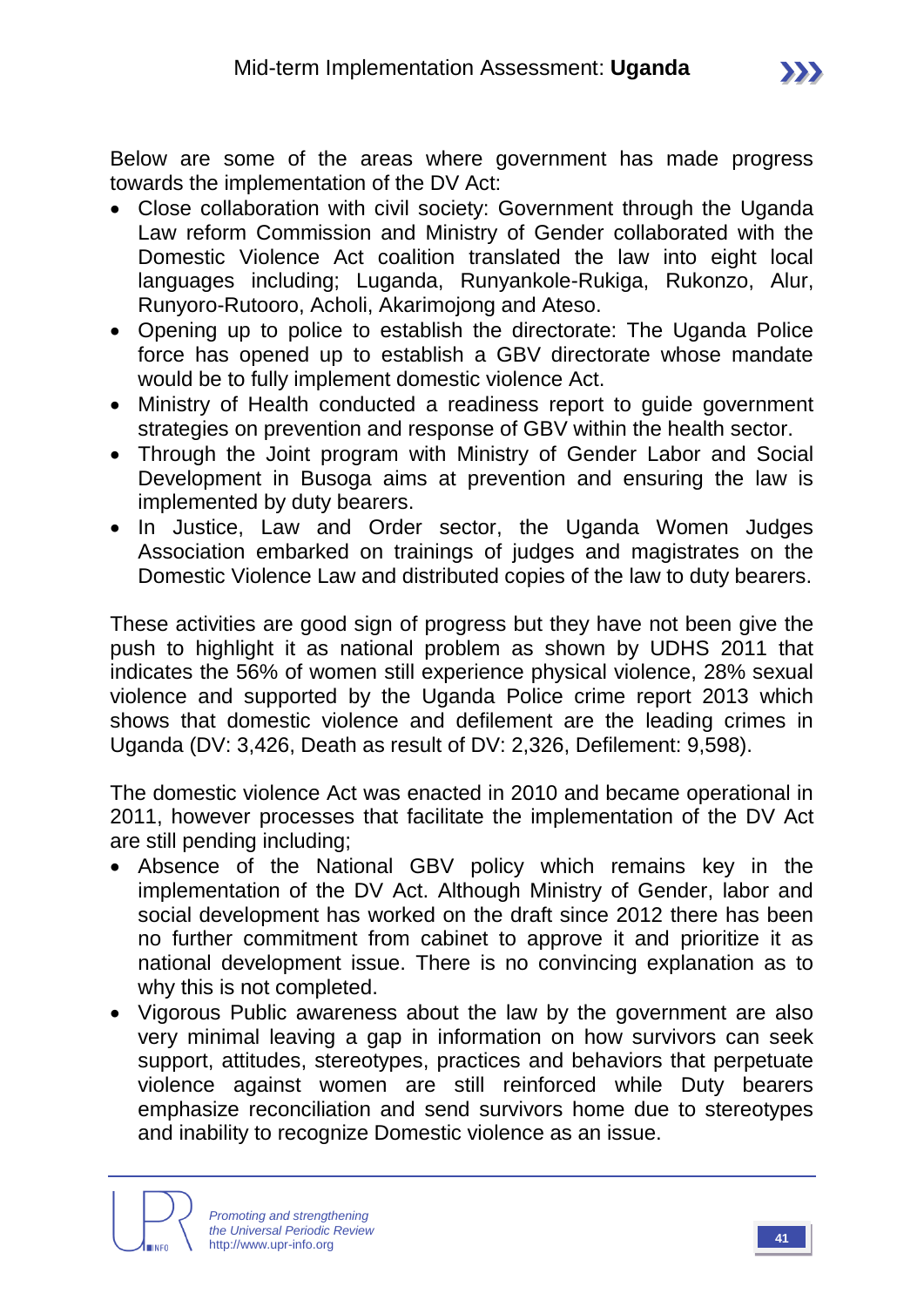Below are some of the areas where government has made progress towards the implementation of the DV Act:

- Close collaboration with civil society: Government through the Uganda Law reform Commission and Ministry of Gender collaborated with the Domestic Violence Act coalition translated the law into eight local languages including; Luganda, Runyankole-Rukiga, Rukonzo, Alur, Runyoro-Rutooro, Acholi, Akarimojong and Ateso.
- Opening up to police to establish the directorate: The Uganda Police force has opened up to establish a GBV directorate whose mandate would be to fully implement domestic violence Act.
- Ministry of Health conducted a readiness report to guide government strategies on prevention and response of GBV within the health sector.
- Through the Joint program with Ministry of Gender Labor and Social Development in Busoga aims at prevention and ensuring the law is implemented by duty bearers.
- In Justice, Law and Order sector, the Uganda Women Judges Association embarked on trainings of judges and magistrates on the Domestic Violence Law and distributed copies of the law to duty bearers.

These activities are good sign of progress but they have not been give the push to highlight it as national problem as shown by UDHS 2011 that indicates the 56% of women still experience physical violence, 28% sexual violence and supported by the Uganda Police crime report 2013 which shows that domestic violence and defilement are the leading crimes in Uganda (DV: 3,426, Death as result of DV: 2,326, Defilement: 9,598).

The domestic violence Act was enacted in 2010 and became operational in 2011, however processes that facilitate the implementation of the DV Act are still pending including;

- Absence of the National GBV policy which remains key in the implementation of the DV Act. Although Ministry of Gender, labor and social development has worked on the draft since 2012 there has been no further commitment from cabinet to approve it and prioritize it as national development issue. There is no convincing explanation as to why this is not completed.
- Vigorous Public awareness about the law by the government are also very minimal leaving a gap in information on how survivors can seek support, attitudes, stereotypes, practices and behaviors that perpetuate violence against women are still reinforced while Duty bearers emphasize reconciliation and send survivors home due to stereotypes and inability to recognize Domestic violence as an issue.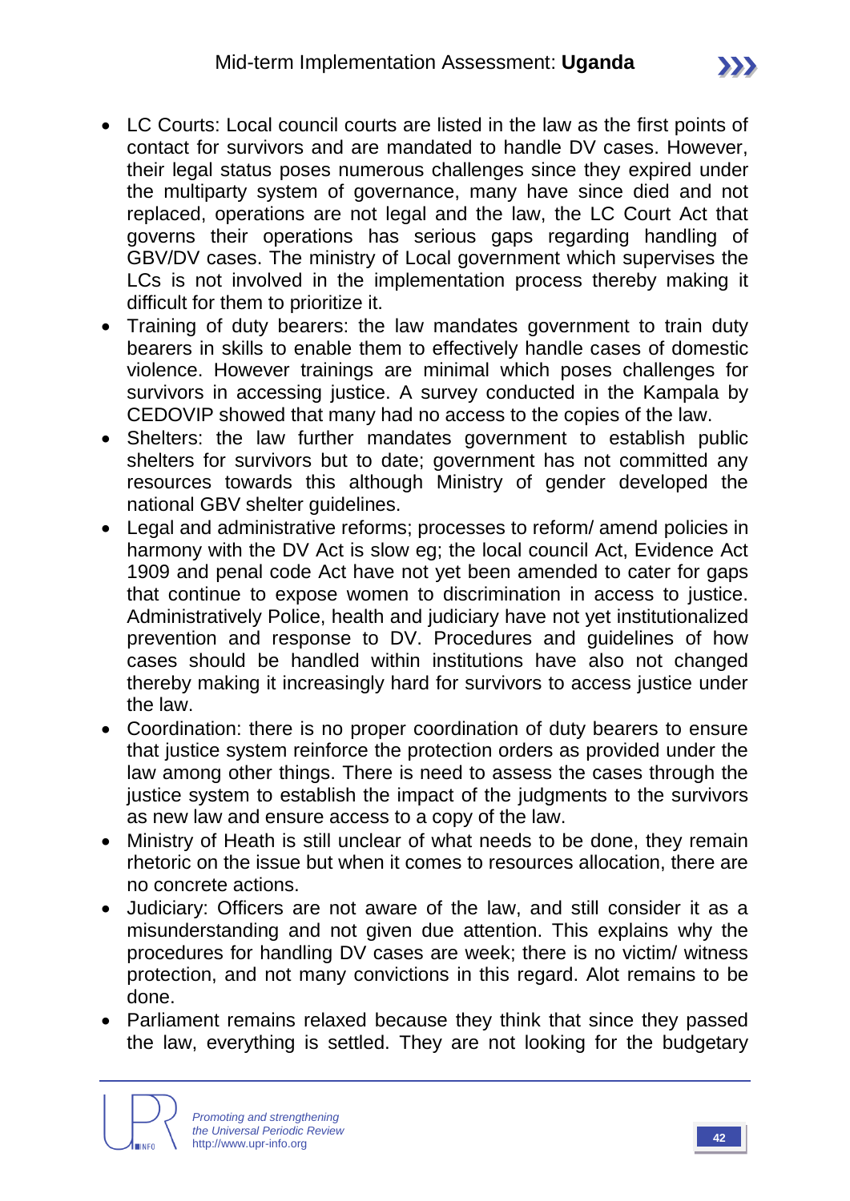- LC Courts: Local council courts are listed in the law as the first points of contact for survivors and are mandated to handle DV cases. However, their legal status poses numerous challenges since they expired under the multiparty system of governance, many have since died and not replaced, operations are not legal and the law, the LC Court Act that governs their operations has serious gaps regarding handling of GBV/DV cases. The ministry of Local government which supervises the LCs is not involved in the implementation process thereby making it difficult for them to prioritize it.
- Training of duty bearers: the law mandates government to train duty bearers in skills to enable them to effectively handle cases of domestic violence. However trainings are minimal which poses challenges for survivors in accessing justice. A survey conducted in the Kampala by CEDOVIP showed that many had no access to the copies of the law.
- Shelters: the law further mandates government to establish public shelters for survivors but to date; government has not committed any resources towards this although Ministry of gender developed the national GBV shelter guidelines.
- Legal and administrative reforms; processes to reform/ amend policies in harmony with the DV Act is slow eg; the local council Act, Evidence Act 1909 and penal code Act have not yet been amended to cater for gaps that continue to expose women to discrimination in access to justice. Administratively Police, health and judiciary have not yet institutionalized prevention and response to DV. Procedures and guidelines of how cases should be handled within institutions have also not changed thereby making it increasingly hard for survivors to access justice under the law.
- Coordination: there is no proper coordination of duty bearers to ensure that justice system reinforce the protection orders as provided under the law among other things. There is need to assess the cases through the justice system to establish the impact of the judgments to the survivors as new law and ensure access to a copy of the law.
- Ministry of Heath is still unclear of what needs to be done, they remain rhetoric on the issue but when it comes to resources allocation, there are no concrete actions.
- Judiciary: Officers are not aware of the law, and still consider it as a misunderstanding and not given due attention. This explains why the procedures for handling DV cases are week; there is no victim/ witness protection, and not many convictions in this regard. Alot remains to be done.
- Parliament remains relaxed because they think that since they passed the law, everything is settled. They are not looking for the budgetary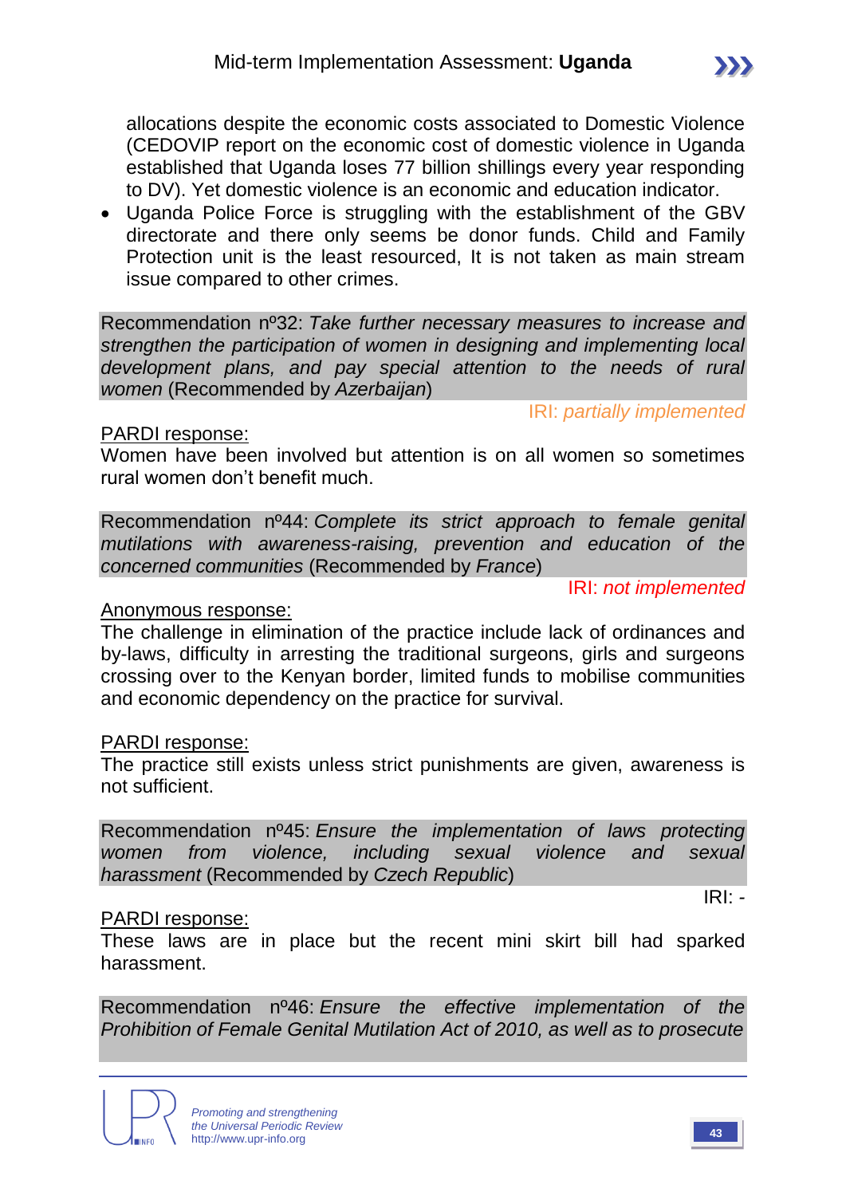allocations despite the economic costs associated to Domestic Violence (CEDOVIP report on the economic cost of domestic violence in Uganda established that Uganda loses 77 billion shillings every year responding to DV). Yet domestic violence is an economic and education indicator.

- Uganda Police Force is struggling with the establishment of the GBV directorate and there only seems be donor funds. Child and Family Protection unit is the least resourced, It is not taken as main stream issue compared to other crimes.

Recommendation nº32: *Take further necessary measures to increase and strengthen the participation of women in designing and implementing local development plans, and pay special attention to the needs of rural women* (Recommended by *Azerbaijan*)

IRI: *partially implemented*

PARDI response:

Women have been involved but attention is on all women so sometimes rural women don't benefit much.

Recommendation nº44: *Complete its strict approach to female genital mutilations with awareness-raising, prevention and education of the concerned communities* (Recommended by *France*)

IRI: *not implemented*

Anonymous response:

The challenge in elimination of the practice include lack of ordinances and by-laws, difficulty in arresting the traditional surgeons, girls and surgeons crossing over to the Kenyan border, limited funds to mobilise communities and economic dependency on the practice for survival.

PARDI response:

The practice still exists unless strict punishments are given, awareness is not sufficient.

Recommendation nº45: *Ensure the implementation of laws protecting women from violence, including sexual violence and sexual harassment* (Recommended by *Czech Republic*)

IRI: -

PARDI response:

These laws are in place but the recent mini skirt bill had sparked harassment.

Recommendation nº46: *Ensure the effective implementation of the Prohibition of Female Genital Mutilation Act of 2010, as well as to prosecute*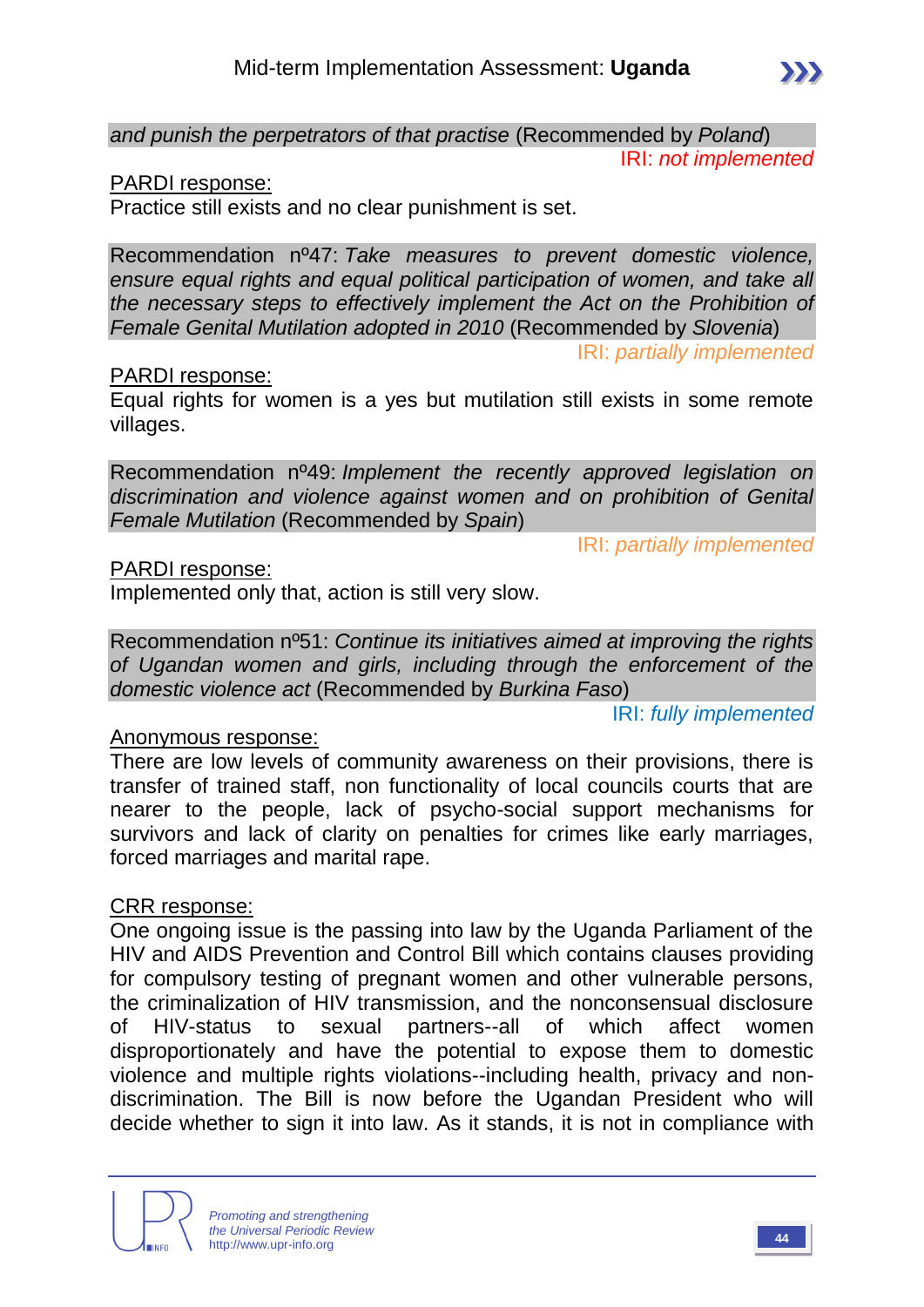*and punish the perpetrators of that practise* (Recommended by *Poland*)

IRI: *not implemented*

PARDI response:

Practice still exists and no clear punishment is set.

Recommendation nº47: *Take measures to prevent domestic violence, ensure equal rights and equal political participation of women, and take all the necessary steps to effectively implement the Act on the Prohibition of Female Genital Mutilation adopted in 2010* (Recommended by *Slovenia*)

IRI: *partially implemented*

PARDI response:

Equal rights for women is a yes but mutilation still exists in some remote villages.

Recommendation nº49: *Implement the recently approved legislation on discrimination and violence against women and on prohibition of Genital Female Mutilation* (Recommended by *Spain*)

IRI: *partially implemented*

PARDI response:

Implemented only that, action is still very slow.

Recommendation nº51: *Continue its initiatives aimed at improving the rights of Ugandan women and girls, including through the enforcement of the domestic violence act* (Recommended by *Burkina Faso*)

IRI: *fully implemented*

Anonymous response:

There are low levels of community awareness on their provisions, there is transfer of trained staff, non functionality of local councils courts that are nearer to the people, lack of psycho-social support mechanisms for survivors and lack of clarity on penalties for crimes like early marriages, forced marriages and marital rape.

CRR response:

One ongoing issue is the passing into law by the Uganda Parliament of the HIV and AIDS Prevention and Control Bill which contains clauses providing for compulsory testing of pregnant women and other vulnerable persons, the criminalization of HIV transmission, and the nonconsensual disclosure of HIV-status to sexual partners--all of which affect women disproportionately and have the potential to expose them to domestic violence and multiple rights violations--including health, privacy and non-discrimination. The Bill is now before the Ugandan President who will decide whether to sign it into law. As it stands, it is not in compliance with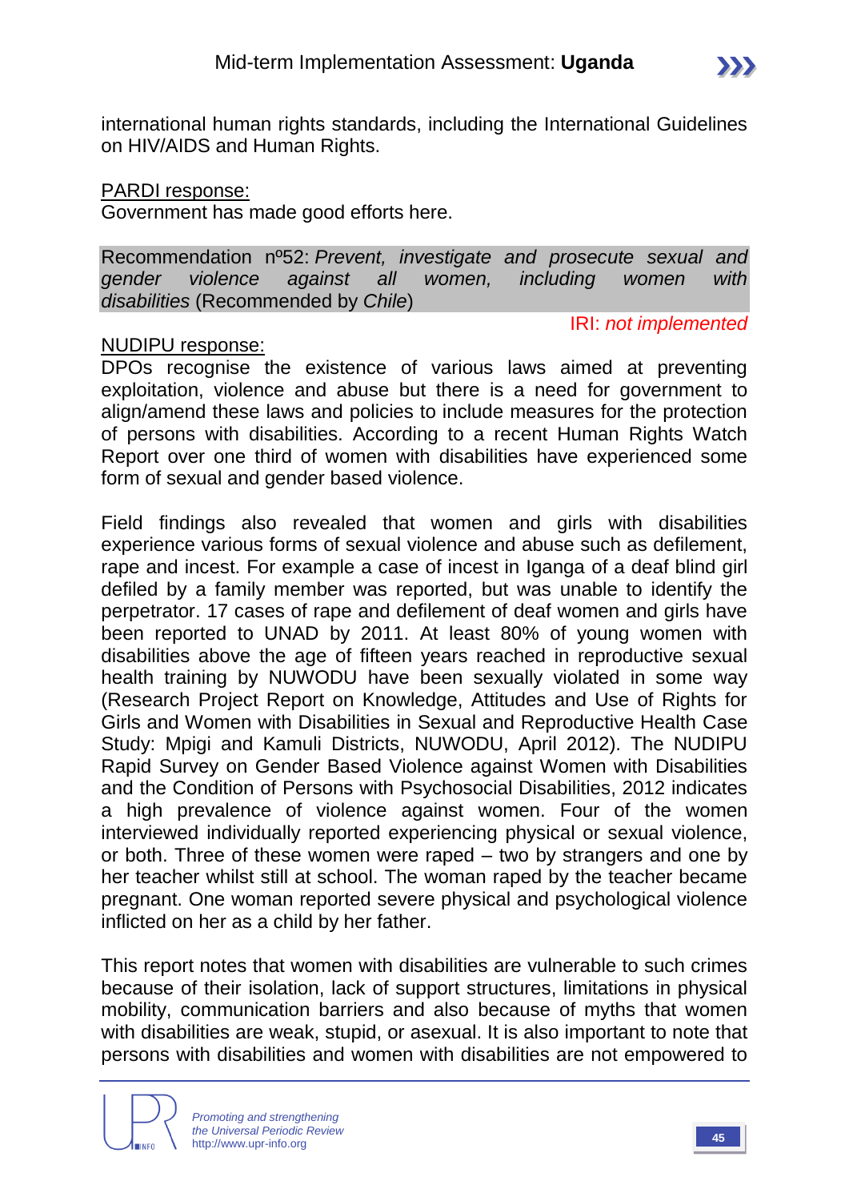international human rights standards, including the International Guidelines on HIV/AIDS and Human Rights.

PARDI response:
Government has made good efforts here.

Recommendation nº52: *Prevent, investigate and prosecute sexual and gender violence against all women, including women with disabilities* (Recommended by *Chile*)

IRI: *not implemented*

NUDIPU response:
DPOs recognise the existence of various laws aimed at preventing exploitation, violence and abuse but there is a need for government to align/amend these laws and policies to include measures for the protection of persons with disabilities. According to a recent Human Rights Watch Report over one third of women with disabilities have experienced some form of sexual and gender based violence.

Field findings also revealed that women and girls with disabilities experience various forms of sexual violence and abuse such as defilement, rape and incest. For example a case of incest in Iganga of a deaf blind girl defiled by a family member was reported, but was unable to identify the perpetrator. 17 cases of rape and defilement of deaf women and girls have been reported to UNAD by 2011. At least 80% of young women with disabilities above the age of fifteen years reached in reproductive sexual health training by NUWODU have been sexually violated in some way (Research Project Report on Knowledge, Attitudes and Use of Rights for Girls and Women with Disabilities in Sexual and Reproductive Health Case Study: Mpigi and Kamuli Districts, NUWODU, April 2012). The NUDIPU Rapid Survey on Gender Based Violence against Women with Disabilities and the Condition of Persons with Psychosocial Disabilities, 2012 indicates a high prevalence of violence against women. Four of the women interviewed individually reported experiencing physical or sexual violence, or both. Three of these women were raped – two by strangers and one by her teacher whilst still at school. The woman raped by the teacher became pregnant. One woman reported severe physical and psychological violence inflicted on her as a child by her father.

This report notes that women with disabilities are vulnerable to such crimes because of their isolation, lack of support structures, limitations in physical mobility, communication barriers and also because of myths that women with disabilities are weak, stupid, or asexual. It is also important to note that persons with disabilities and women with disabilities are not empowered to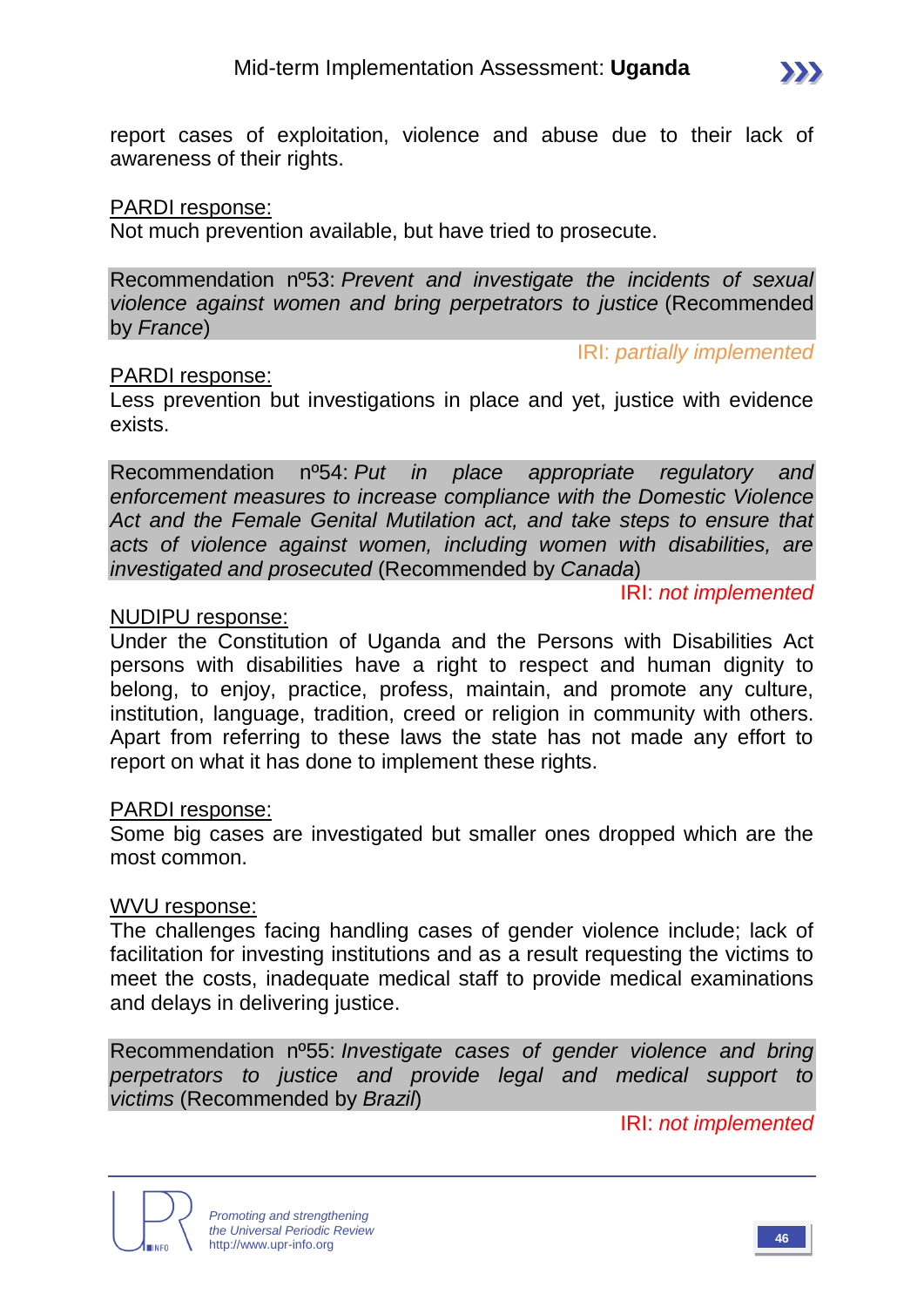report cases of exploitation, violence and abuse due to their lack of awareness of their rights.

PARDI response:
Not much prevention available, but have tried to prosecute.

Recommendation nº53: *Prevent and investigate the incidents of sexual violence against women and bring perpetrators to justice* (Recommended by *France*)

IRI: *partially implemented*

PARDI response:
Less prevention but investigations in place and yet, justice with evidence exists.

Recommendation nº54: *Put in place appropriate regulatory and enforcement measures to increase compliance with the Domestic Violence Act and the Female Genital Mutilation act, and take steps to ensure that acts of violence against women, including women with disabilities, are investigated and prosecuted* (Recommended by *Canada*)

IRI: *not implemented*

NUDIPU response:
Under the Constitution of Uganda and the Persons with Disabilities Act persons with disabilities have a right to respect and human dignity to belong, to enjoy, practice, profess, maintain, and promote any culture, institution, language, tradition, creed or religion in community with others. Apart from referring to these laws the state has not made any effort to report on what it has done to implement these rights.

PARDI response:
Some big cases are investigated but smaller ones dropped which are the most common.

WVU response:
The challenges facing handling cases of gender violence include; lack of facilitation for investing institutions and as a result requesting the victims to meet the costs, inadequate medical staff to provide medical examinations and delays in delivering justice.

Recommendation nº55: *Investigate cases of gender violence and bring perpetrators to justice and provide legal and medical support to victims* (Recommended by *Brazil*)

IRI: *not implemented*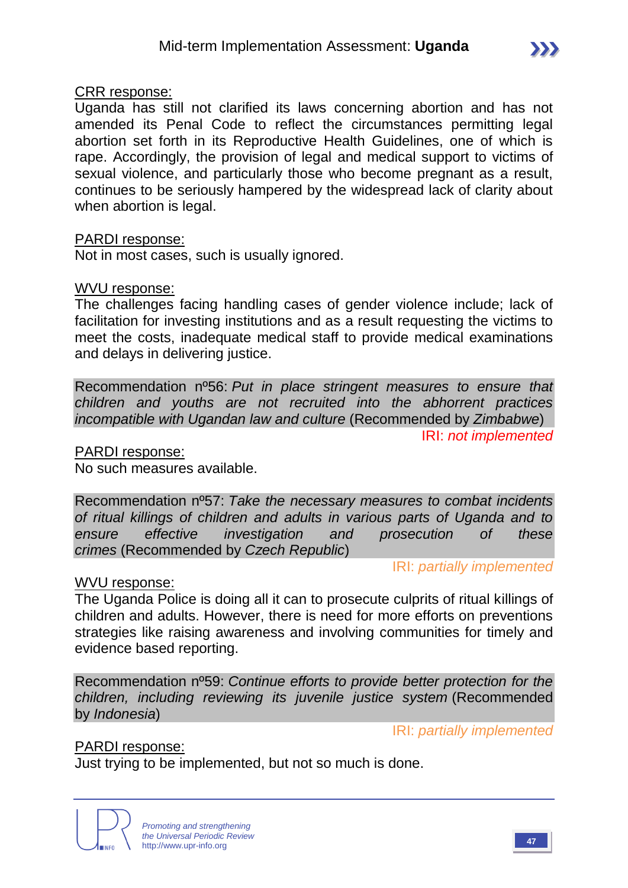<u>CRR response:</u>
Uganda has still not clarified its laws concerning abortion and has not amended its Penal Code to reflect the circumstances permitting legal abortion set forth in its Reproductive Health Guidelines, one of which is rape. Accordingly, the provision of legal and medical support to victims of sexual violence, and particularly those who become pregnant as a result, continues to be seriously hampered by the widespread lack of clarity about when abortion is legal.

<u>PARDI response:</u>
Not in most cases, such is usually ignored.

<u>WVU response:</u>
The challenges facing handling cases of gender violence include; lack of facilitation for investing institutions and as a result requesting the victims to meet the costs, inadequate medical staff to provide medical examinations and delays in delivering justice.

Recommendation nº56: *Put in place stringent measures to ensure that children and youths are not recruited into the abhorrent practices incompatible with Ugandan law and culture* (Recommended by *Zimbabwe*)

IRI: *not implemented*

<u>PARDI response:</u>
No such measures available.

Recommendation nº57: *Take the necessary measures to combat incidents of ritual killings of children and adults in various parts of Uganda and to ensure effective investigation and prosecution of these crimes* (Recommended by *Czech Republic*)

IRI: *partially implemented*

<u>WVU response:</u>
The Uganda Police is doing all it can to prosecute culprits of ritual killings of children and adults. However, there is need for more efforts on preventions strategies like raising awareness and involving communities for timely and evidence based reporting.

Recommendation nº59: *Continue efforts to provide better protection for the children, including reviewing its juvenile justice system* (Recommended by *Indonesia*)

IRI: *partially implemented*

<u>PARDI response:</u>
Just trying to be implemented, but not so much is done.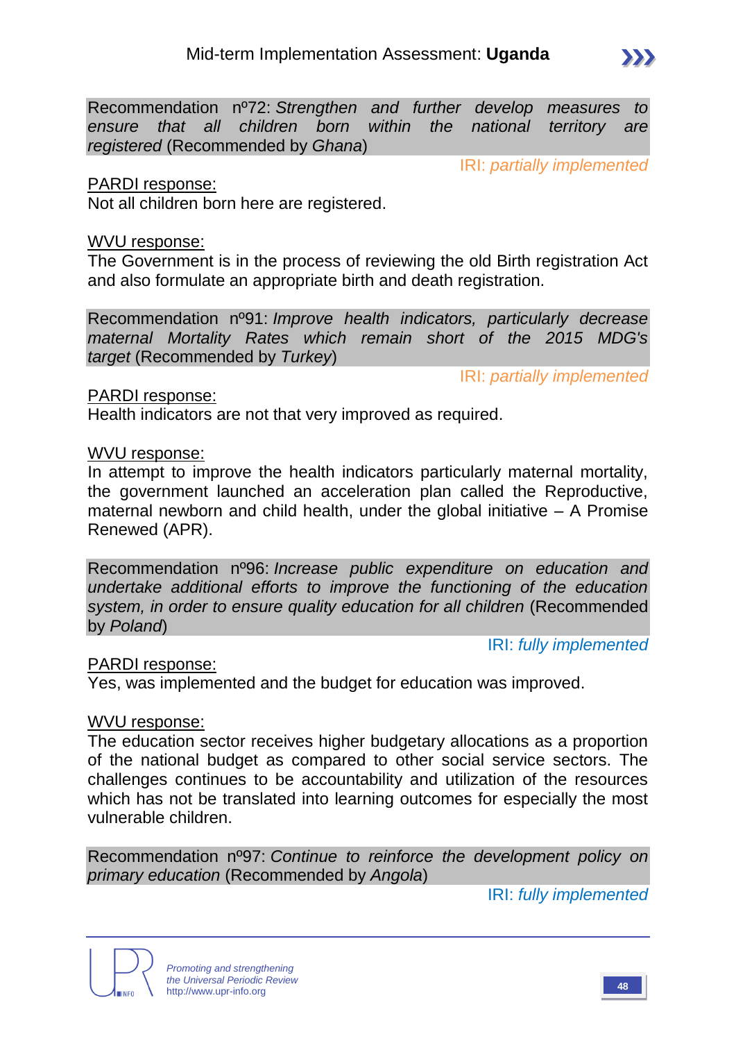Recommendation nº72: *Strengthen and further develop measures to ensure that all children born within the national territory are registered* (Recommended by *Ghana*)

IRI: *partially implemented*

PARDI response:
Not all children born here are registered.

WVU response:
The Government is in the process of reviewing the old Birth registration Act and also formulate an appropriate birth and death registration.

Recommendation nº91: *Improve health indicators, particularly decrease maternal Mortality Rates which remain short of the 2015 MDG's target* (Recommended by *Turkey*)

IRI: *partially implemented*

PARDI response:
Health indicators are not that very improved as required.

WVU response:
In attempt to improve the health indicators particularly maternal mortality, the government launched an acceleration plan called the Reproductive, maternal newborn and child health, under the global initiative – A Promise Renewed (APR).

Recommendation nº96: *Increase public expenditure on education and undertake additional efforts to improve the functioning of the education system, in order to ensure quality education for all children* (Recommended by *Poland*)

IRI: *fully implemented*

PARDI response:
Yes, was implemented and the budget for education was improved.

WVU response:
The education sector receives higher budgetary allocations as a proportion of the national budget as compared to other social service sectors. The challenges continues to be accountability and utilization of the resources which has not be translated into learning outcomes for especially the most vulnerable children.

Recommendation nº97: *Continue to reinforce the development policy on primary education* (Recommended by *Angola*)

IRI: *fully implemented*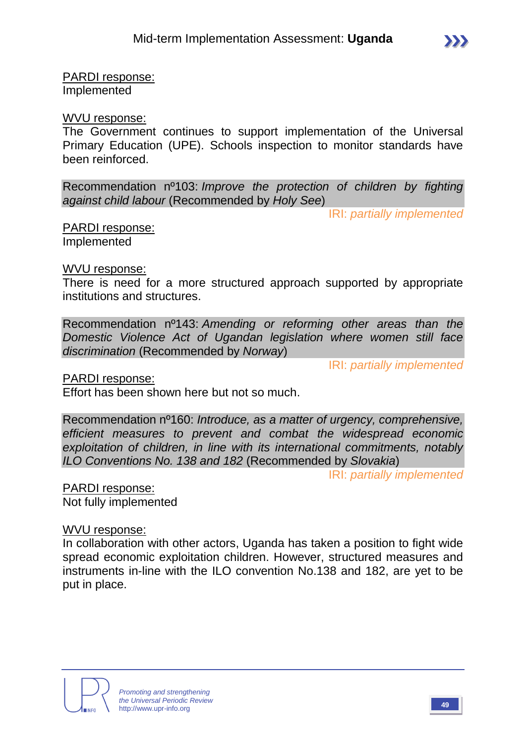PARDI response:
Implemented

WVU response:
The Government continues to support implementation of the Universal Primary Education (UPE). Schools inspection to monitor standards have been reinforced.

Recommendation nº103: *Improve the protection of children by fighting against child labour* (Recommended by *Holy See*)

IRI: *partially implemented*

PARDI response:
Implemented

WVU response:
There is need for a more structured approach supported by appropriate institutions and structures.

Recommendation nº143: *Amending or reforming other areas than the Domestic Violence Act of Ugandan legislation where women still face discrimination* (Recommended by *Norway*)

IRI: *partially implemented*

PARDI response:
Effort has been shown here but not so much.

Recommendation nº160: *Introduce, as a matter of urgency, comprehensive, efficient measures to prevent and combat the widespread economic exploitation of children, in line with its international commitments, notably ILO Conventions No. 138 and 182* (Recommended by *Slovakia*)

IRI: *partially implemented*

PARDI response:
Not fully implemented

WVU response:
In collaboration with other actors, Uganda has taken a position to fight wide spread economic exploitation children. However, structured measures and instruments in-line with the ILO convention No.138 and 182, are yet to be put in place.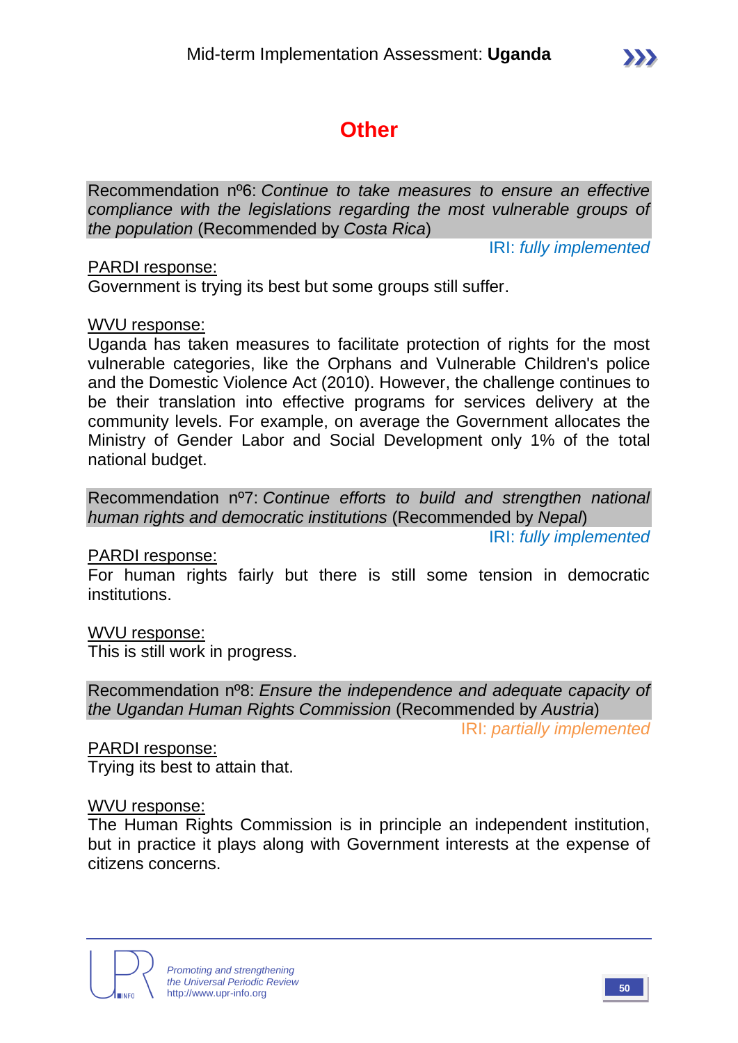# Other

Recommendation nº6: *Continue to take measures to ensure an effective compliance with the legislations regarding the most vulnerable groups of the population* (Recommended by *Costa Rica*)

IRI: *fully implemented*

PARDI response:
Government is trying its best but some groups still suffer.

WVU response:
Uganda has taken measures to facilitate protection of rights for the most vulnerable categories, like the Orphans and Vulnerable Children's police and the Domestic Violence Act (2010). However, the challenge continues to be their translation into effective programs for services delivery at the community levels. For example, on average the Government allocates the Ministry of Gender Labor and Social Development only 1% of the total national budget.

Recommendation nº7: *Continue efforts to build and strengthen national human rights and democratic institutions* (Recommended by *Nepal*)

IRI: *fully implemented*

PARDI response:
For human rights fairly but there is still some tension in democratic institutions.

WVU response:
This is still work in progress.

Recommendation nº8: *Ensure the independence and adequate capacity of the Ugandan Human Rights Commission* (Recommended by *Austria*)

IRI: *partially implemented*

PARDI response:
Trying its best to attain that.

WVU response:
The Human Rights Commission is in principle an independent institution, but in practice it plays along with Government interests at the expense of citizens concerns.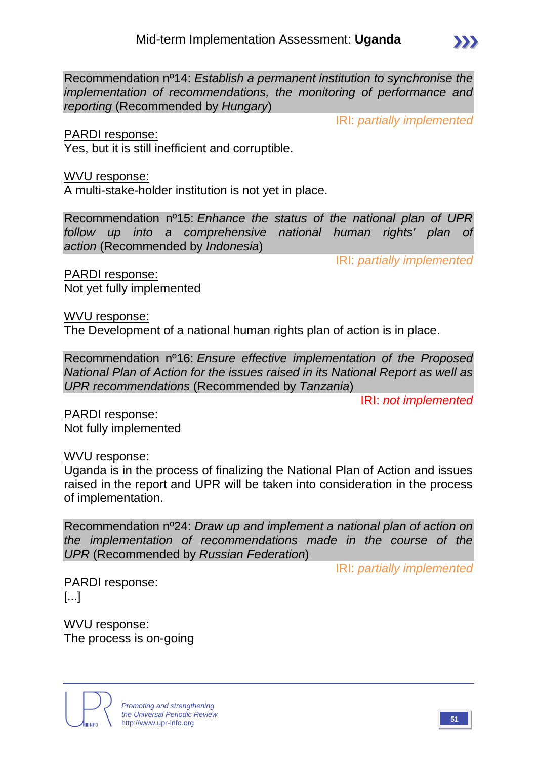Recommendation nº14: *Establish a permanent institution to synchronise the implementation of recommendations, the monitoring of performance and reporting* (Recommended by *Hungary*)

IRI: *partially implemented*

PARDI response:
Yes, but it is still inefficient and corruptible.

WVU response:
A multi-stake-holder institution is not yet in place.

Recommendation nº15: *Enhance the status of the national plan of UPR follow up into a comprehensive national human rights' plan of action* (Recommended by *Indonesia*)

IRI: *partially implemented*

PARDI response:
Not yet fully implemented

WVU response:
The Development of a national human rights plan of action is in place.

Recommendation nº16: *Ensure effective implementation of the Proposed National Plan of Action for the issues raised in its National Report as well as UPR recommendations* (Recommended by *Tanzania*)

IRI: *not implemented*

PARDI response:
Not fully implemented

WVU response:
Uganda is in the process of finalizing the National Plan of Action and issues raised in the report and UPR will be taken into consideration in the process of implementation.

Recommendation nº24: *Draw up and implement a national plan of action on the implementation of recommendations made in the course of the UPR* (Recommended by *Russian Federation*)

IRI: *partially implemented*

PARDI response:
[...]

WVU response:
The process is on-going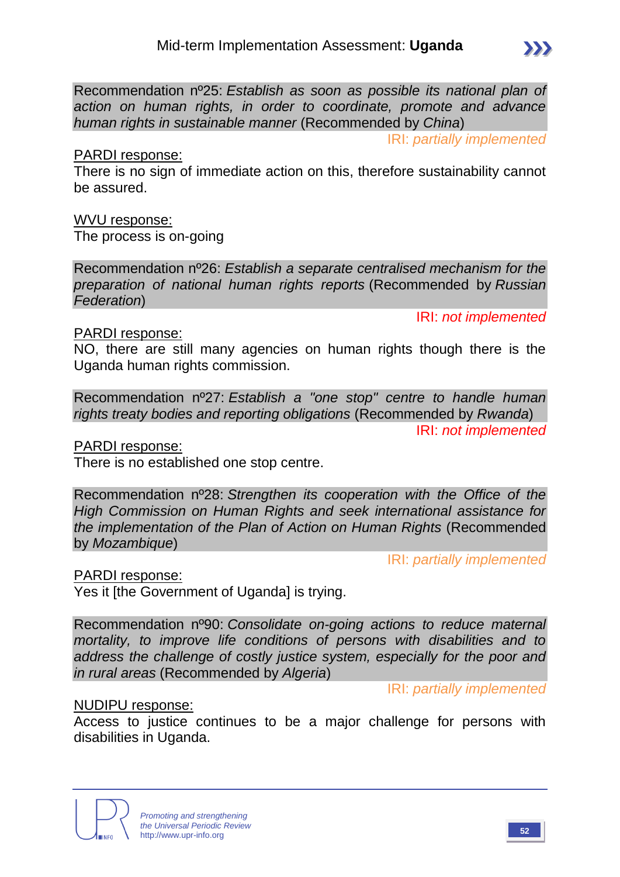Recommendation nº25: *Establish as soon as possible its national plan of action on human rights, in order to coordinate, promote and advance human rights in sustainable manner* (Recommended by *China*)

IRI: *partially implemented*

PARDI response:
There is no sign of immediate action on this, therefore sustainability cannot be assured.

WVU response:
The process is on-going

Recommendation nº26: *Establish a separate centralised mechanism for the preparation of national human rights reports* (Recommended by *Russian Federation*)

IRI: *not implemented*

PARDI response:
NO, there are still many agencies on human rights though there is the Uganda human rights commission.

Recommendation nº27: *Establish a "one stop" centre to handle human rights treaty bodies and reporting obligations* (Recommended by *Rwanda*)

IRI: *not implemented*

PARDI response:
There is no established one stop centre.

Recommendation nº28: *Strengthen its cooperation with the Office of the High Commission on Human Rights and seek international assistance for the implementation of the Plan of Action on Human Rights* (Recommended by *Mozambique*)

IRI: *partially implemented*

PARDI response:
Yes it [the Government of Uganda] is trying.

Recommendation nº90: *Consolidate on-going actions to reduce maternal mortality, to improve life conditions of persons with disabilities and to address the challenge of costly justice system, especially for the poor and in rural areas* (Recommended by *Algeria*)

IRI: *partially implemented*

NUDIPU response:
Access to justice continues to be a major challenge for persons with disabilities in Uganda.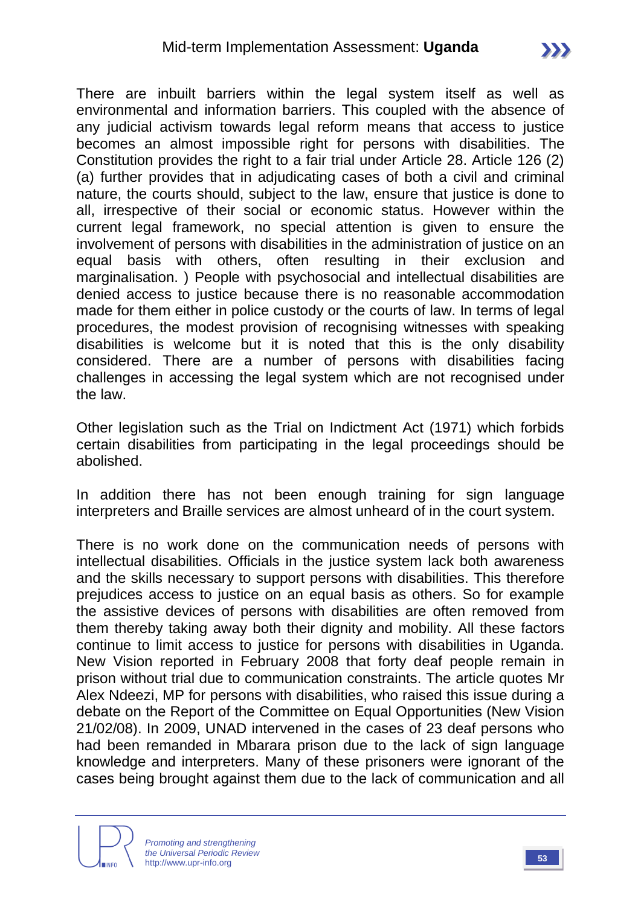There are inbuilt barriers within the legal system itself as well as environmental and information barriers. This coupled with the absence of any judicial activism towards legal reform means that access to justice becomes an almost impossible right for persons with disabilities. The Constitution provides the right to a fair trial under Article 28. Article 126 (2) (a) further provides that in adjudicating cases of both a civil and criminal nature, the courts should, subject to the law, ensure that justice is done to all, irrespective of their social or economic status. However within the current legal framework, no special attention is given to ensure the involvement of persons with disabilities in the administration of justice on an equal basis with others, often resulting in their exclusion and marginalisation. ) People with psychosocial and intellectual disabilities are denied access to justice because there is no reasonable accommodation made for them either in police custody or the courts of law. In terms of legal procedures, the modest provision of recognising witnesses with speaking disabilities is welcome but it is noted that this is the only disability considered. There are a number of persons with disabilities facing challenges in accessing the legal system which are not recognised under the law.

Other legislation such as the Trial on Indictment Act (1971) which forbids certain disabilities from participating in the legal proceedings should be abolished.

In addition there has not been enough training for sign language interpreters and Braille services are almost unheard of in the court system.

There is no work done on the communication needs of persons with intellectual disabilities. Officials in the justice system lack both awareness and the skills necessary to support persons with disabilities. This therefore prejudices access to justice on an equal basis as others. So for example the assistive devices of persons with disabilities are often removed from them thereby taking away both their dignity and mobility. All these factors continue to limit access to justice for persons with disabilities in Uganda. New Vision reported in February 2008 that forty deaf people remain in prison without trial due to communication constraints. The article quotes Mr Alex Ndeezi, MP for persons with disabilities, who raised this issue during a debate on the Report of the Committee on Equal Opportunities (New Vision 21/02/08). In 2009, UNAD intervened in the cases of 23 deaf persons who had been remanded in Mbarara prison due to the lack of sign language knowledge and interpreters. Many of these prisoners were ignorant of the cases being brought against them due to the lack of communication and all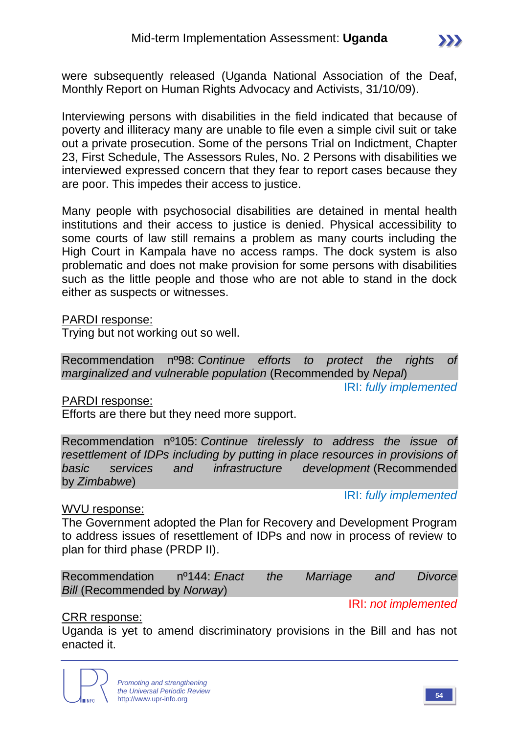were subsequently released (Uganda National Association of the Deaf, Monthly Report on Human Rights Advocacy and Activists, 31/10/09).

Interviewing persons with disabilities in the field indicated that because of poverty and illiteracy many are unable to file even a simple civil suit or take out a private prosecution. Some of the persons Trial on Indictment, Chapter 23, First Schedule, The Assessors Rules, No. 2 Persons with disabilities we interviewed expressed concern that they fear to report cases because they are poor. This impedes their access to justice.

Many people with psychosocial disabilities are detained in mental health institutions and their access to justice is denied. Physical accessibility to some courts of law still remains a problem as many courts including the High Court in Kampala have no access ramps. The dock system is also problematic and does not make provision for some persons with disabilities such as the little people and those who are not able to stand in the dock either as suspects or witnesses.

<u>PARDI response:</u>
Trying but not working out so well.

Recommendation nº98: *Continue efforts to protect the rights of marginalized and vulnerable population* (Recommended by *Nepal*)

IRI: *fully implemented*

<u>PARDI response:</u>
Efforts are there but they need more support.

Recommendation nº105: *Continue tirelessly to address the issue of resettlement of IDPs including by putting in place resources in provisions of basic services and infrastructure development* (Recommended by *Zimbabwe*)

IRI: *fully implemented*

<u>WVU response:</u>
The Government adopted the Plan for Recovery and Development Program to address issues of resettlement of IDPs and now in process of review to plan for third phase (PRDP II).

Recommendation nº144: *Enact the Marriage and Divorce Bill* (Recommended by *Norway*)

IRI: *not implemented*

<u>CRR response:</u>
Uganda is yet to amend discriminatory provisions in the Bill and has not enacted it.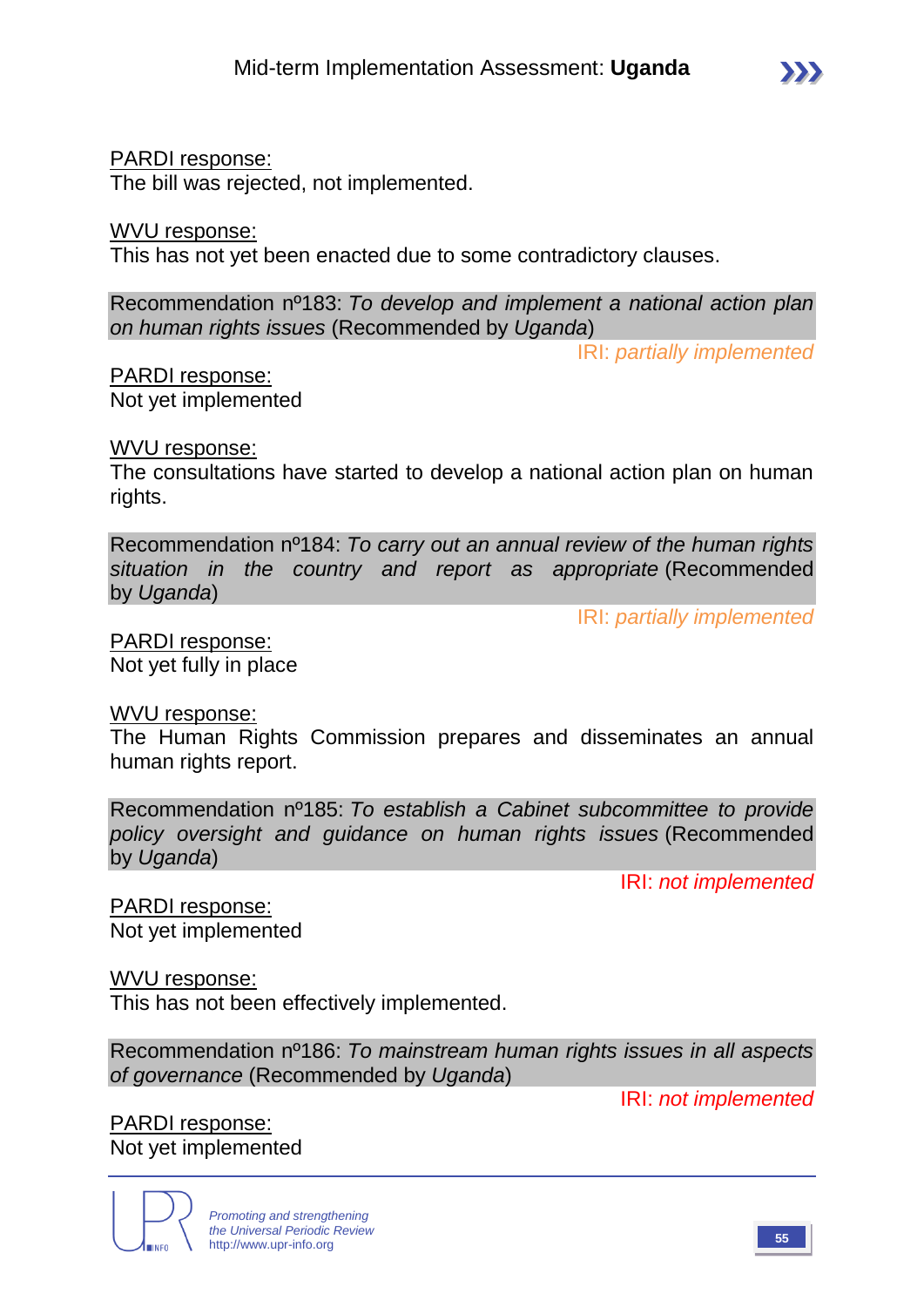PARDI response:
The bill was rejected, not implemented.

WVU response:
This has not yet been enacted due to some contradictory clauses.

Recommendation nº183: *To develop and implement a national action plan on human rights issues* (Recommended by *Uganda*)

IRI: *partially implemented*

PARDI response:
Not yet implemented

WVU response:
The consultations have started to develop a national action plan on human rights.

Recommendation nº184: *To carry out an annual review of the human rights situation in the country and report as appropriate* (Recommended by *Uganda*)

IRI: *partially implemented*

PARDI response:
Not yet fully in place

WVU response:
The Human Rights Commission prepares and disseminates an annual human rights report.

Recommendation nº185: *To establish a Cabinet subcommittee to provide policy oversight and guidance on human rights issues* (Recommended by *Uganda*)

IRI: *not implemented*

PARDI response:
Not yet implemented

WVU response:
This has not been effectively implemented.

Recommendation nº186: *To mainstream human rights issues in all aspects of governance* (Recommended by *Uganda*)

IRI: *not implemented*

PARDI response:
Not yet implemented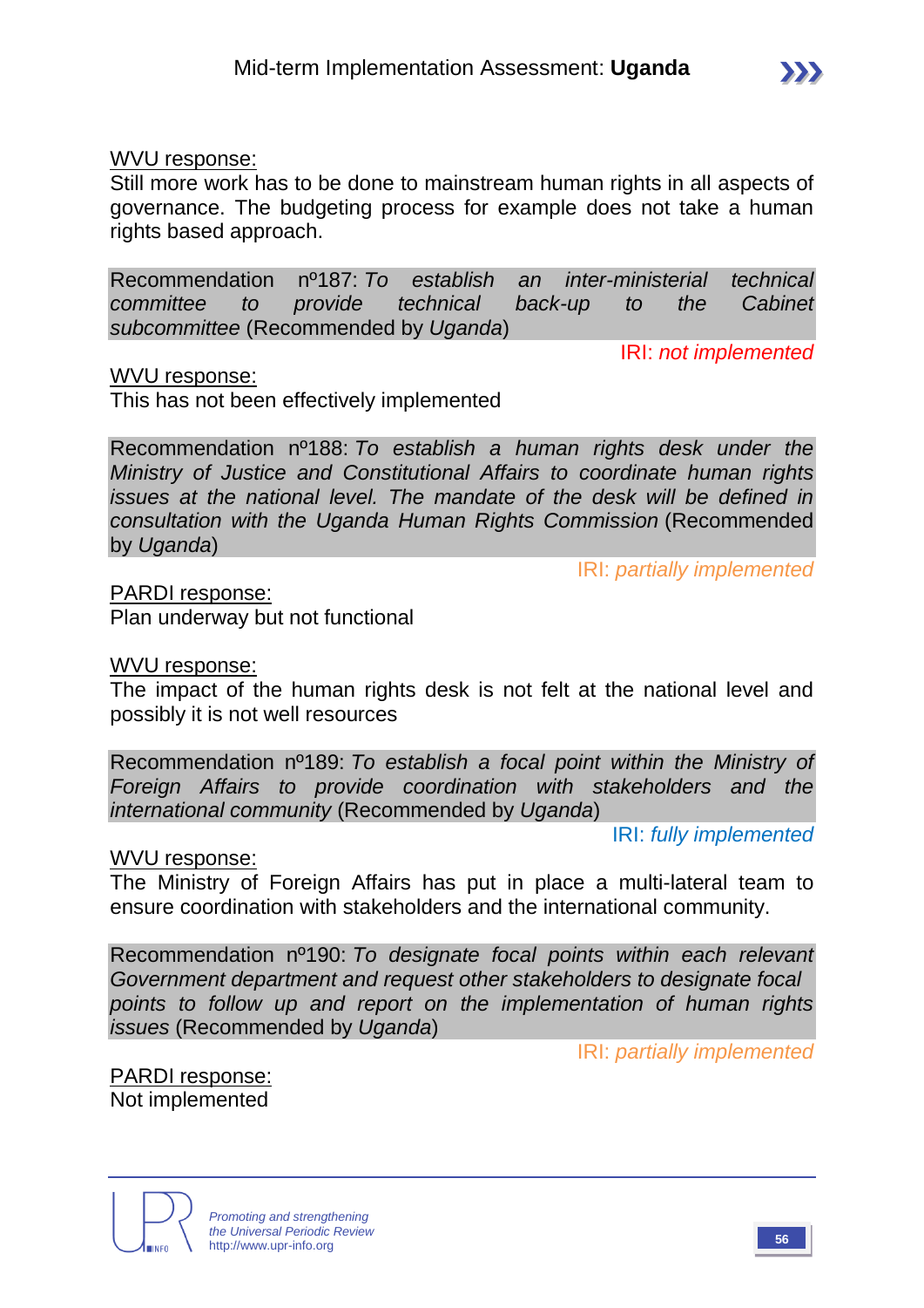WVU response:

Still more work has to be done to mainstream human rights in all aspects of governance. The budgeting process for example does not take a human rights based approach.

Recommendation nº187: *To establish an inter-ministerial technical committee to provide technical back-up to the Cabinet subcommittee* (Recommended by *Uganda*)

IRI: *not implemented*

WVU response:

This has not been effectively implemented

Recommendation nº188: *To establish a human rights desk under the Ministry of Justice and Constitutional Affairs to coordinate human rights issues at the national level. The mandate of the desk will be defined in consultation with the Uganda Human Rights Commission* (Recommended by *Uganda*)

IRI: *partially implemented*

PARDI response:

Plan underway but not functional

WVU response:

The impact of the human rights desk is not felt at the national level and possibly it is not well resources

Recommendation nº189: *To establish a focal point within the Ministry of Foreign Affairs to provide coordination with stakeholders and the international community* (Recommended by *Uganda*)

IRI: *fully implemented*

WVU response:

The Ministry of Foreign Affairs has put in place a multi-lateral team to ensure coordination with stakeholders and the international community.

Recommendation nº190: *To designate focal points within each relevant Government department and request other stakeholders to designate focal points to follow up and report on the implementation of human rights issues* (Recommended by *Uganda*)

IRI: *partially implemented*

PARDI response:

Not implemented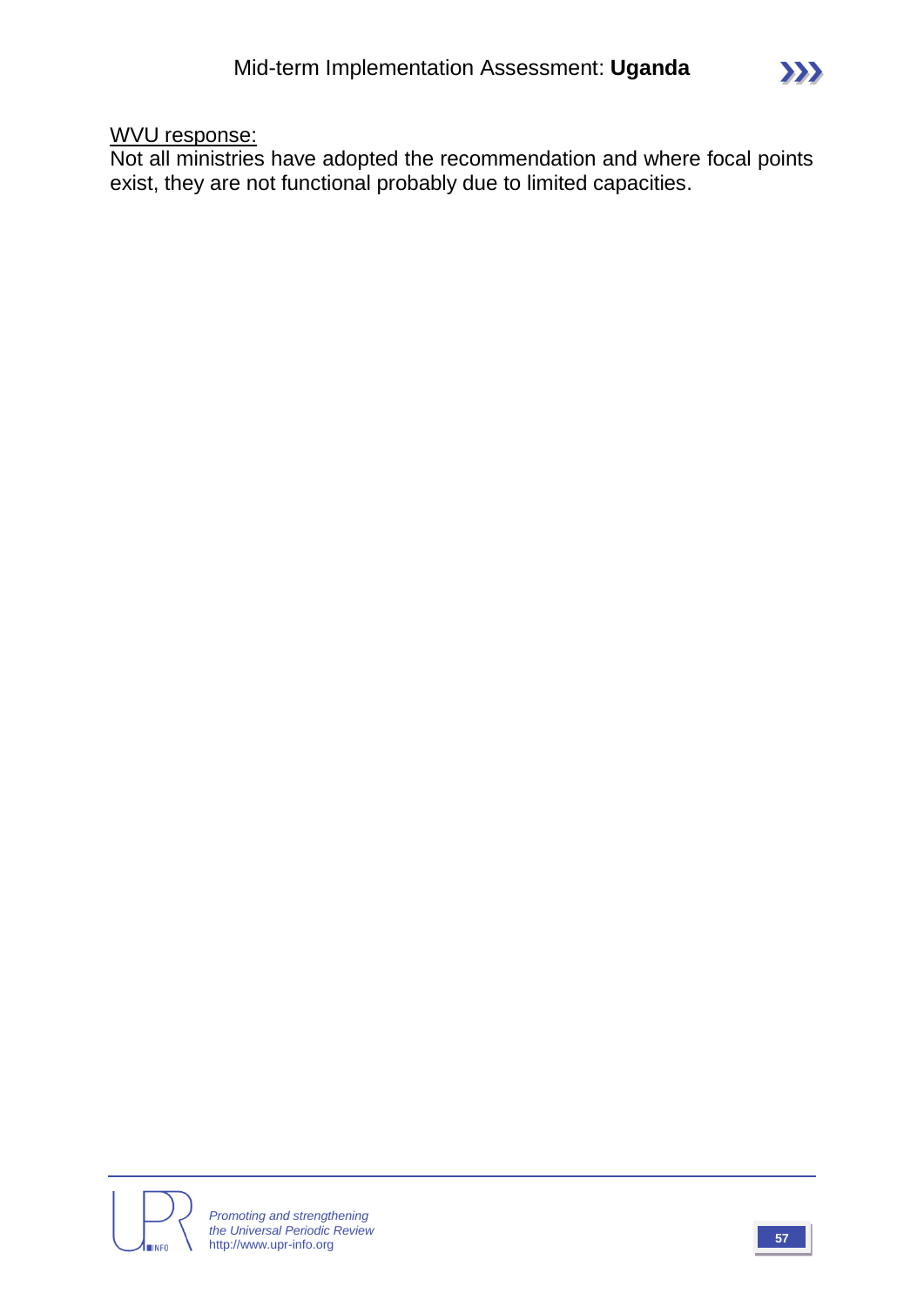<u>WVU response:</u>
Not all ministries have adopted the recommendation and where focal points exist, they are not functional probably due to limited capacities.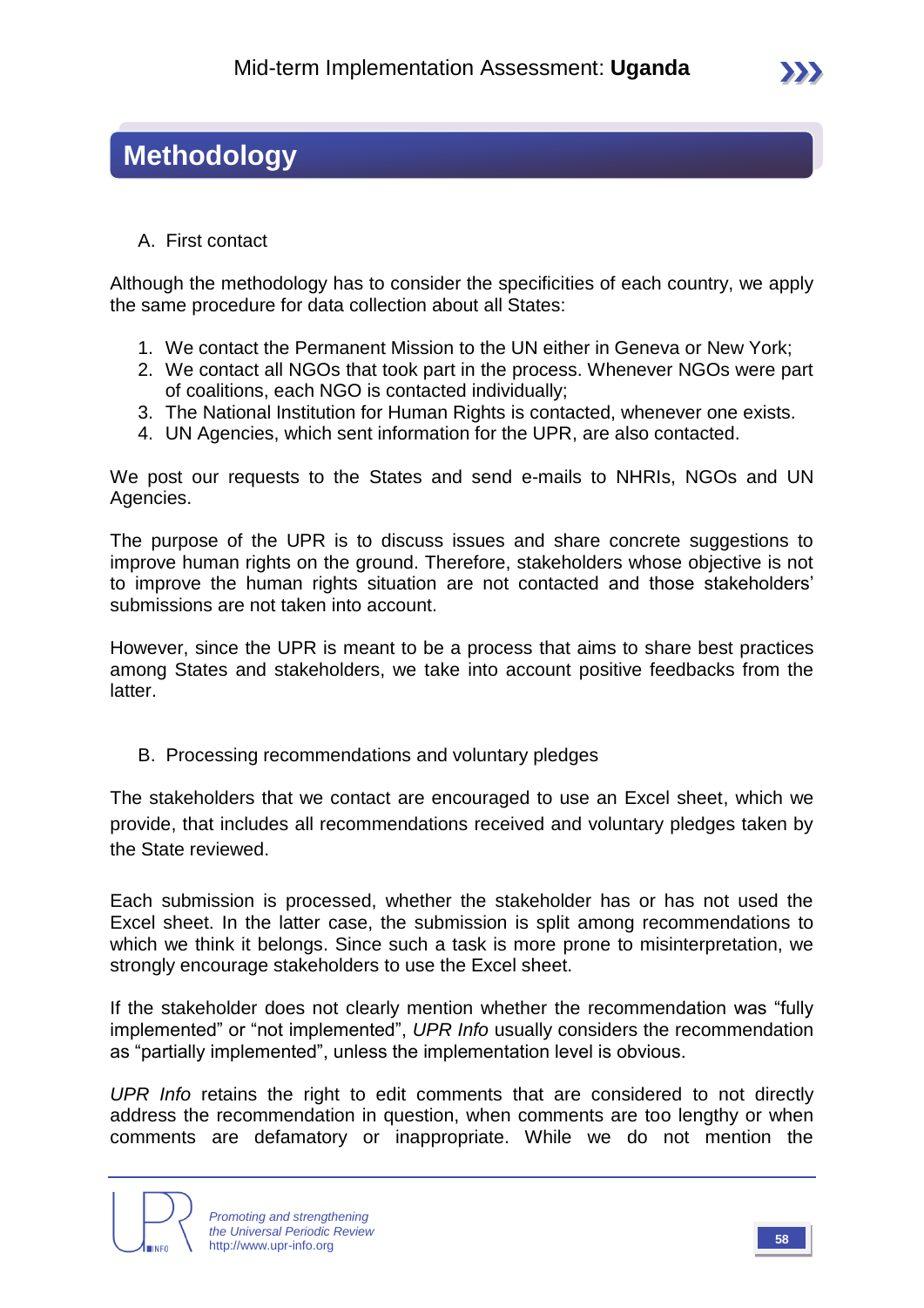# Methodology

A. First contact

Although the methodology has to consider the specificities of each country, we apply the same procedure for data collection about all States:

1. We contact the Permanent Mission to the UN either in Geneva or New York;
2. We contact all NGOs that took part in the process. Whenever NGOs were part of coalitions, each NGO is contacted individually;
3. The National Institution for Human Rights is contacted, whenever one exists.
4. UN Agencies, which sent information for the UPR, are also contacted.

We post our requests to the States and send e-mails to NHRIs, NGOs and UN Agencies.

The purpose of the UPR is to discuss issues and share concrete suggestions to improve human rights on the ground. Therefore, stakeholders whose objective is not to improve the human rights situation are not contacted and those stakeholders' submissions are not taken into account.

However, since the UPR is meant to be a process that aims to share best practices among States and stakeholders, we take into account positive feedbacks from the latter.

B. Processing recommendations and voluntary pledges

The stakeholders that we contact are encouraged to use an Excel sheet, which we provide, that includes all recommendations received and voluntary pledges taken by the State reviewed.

Each submission is processed, whether the stakeholder has or has not used the Excel sheet. In the latter case, the submission is split among recommendations to which we think it belongs. Since such a task is more prone to misinterpretation, we strongly encourage stakeholders to use the Excel sheet.

If the stakeholder does not clearly mention whether the recommendation was "fully implemented" or "not implemented", *UPR Info* usually considers the recommendation as "partially implemented", unless the implementation level is obvious.

*UPR Info* retains the right to edit comments that are considered to not directly address the recommendation in question, when comments are too lengthy or when comments are defamatory or inappropriate. While we do not mention the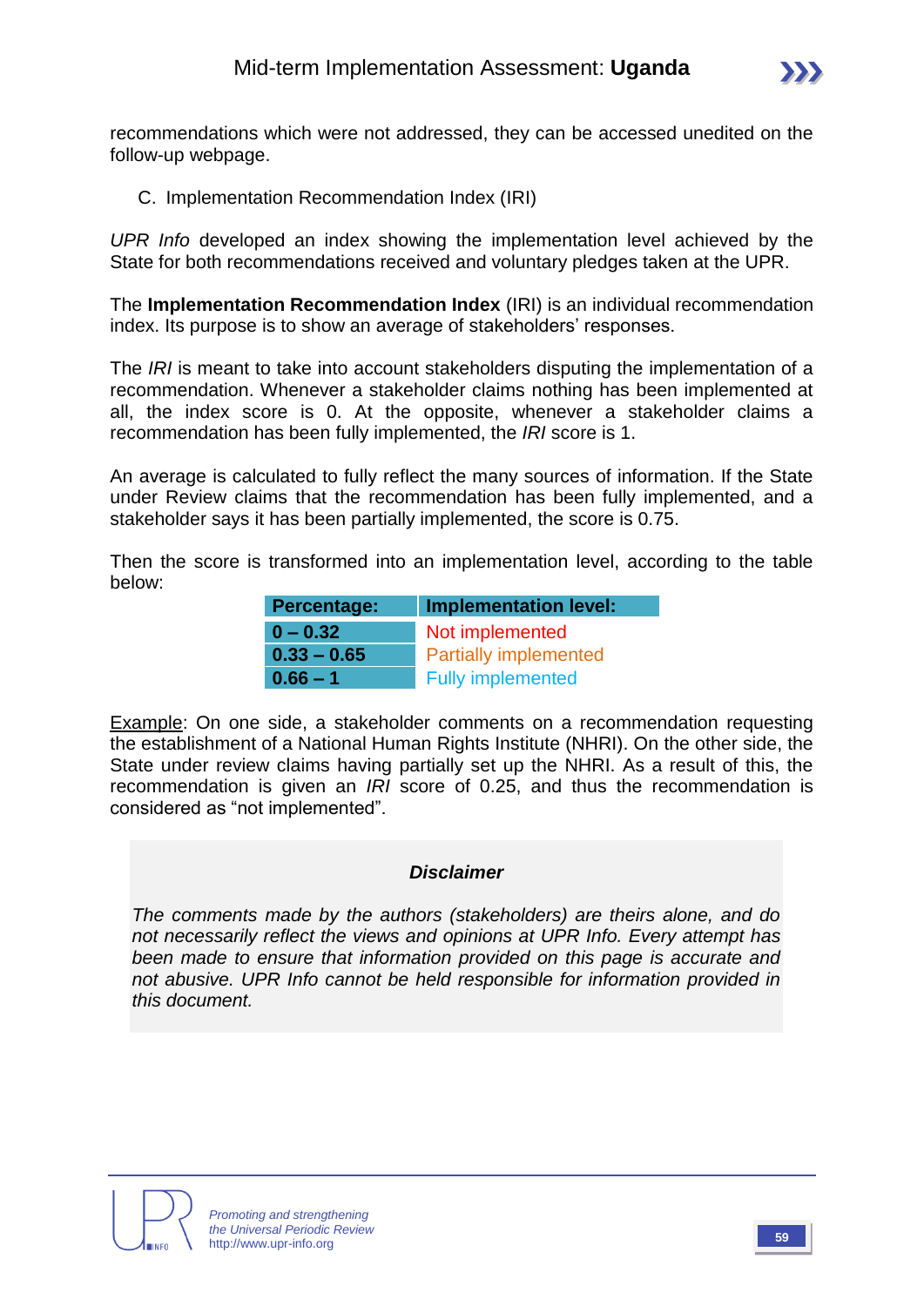recommendations which were not addressed, they can be accessed unedited on the follow-up webpage.

## C. Implementation Recommendation Index (IRI)

*UPR Info* developed an index showing the implementation level achieved by the State for both recommendations received and voluntary pledges taken at the UPR.

The **Implementation Recommendation Index** (IRI) is an individual recommendation index. Its purpose is to show an average of stakeholders' responses.

The *IRI* is meant to take into account stakeholders disputing the implementation of a recommendation. Whenever a stakeholder claims nothing has been implemented at all, the index score is 0. At the opposite, whenever a stakeholder claims a recommendation has been fully implemented, the *IRI* score is 1.

An average is calculated to fully reflect the many sources of information. If the State under Review claims that the recommendation has been fully implemented, and a stakeholder says it has been partially implemented, the score is 0.75.

Then the score is transformed into an implementation level, according to the table below:

| Percentage: | Implementation level: |
|---|---|
| 0 – 0.32 | Not implemented |
| 0.33 – 0.65 | Partially implemented |
| 0.66 – 1 | Fully implemented |

Example: On one side, a stakeholder comments on a recommendation requesting the establishment of a National Human Rights Institute (NHRI). On the other side, the State under review claims having partially set up the NHRI. As a result of this, the recommendation is given an *IRI* score of 0.25, and thus the recommendation is considered as "not implemented".

***Disclaimer***

*The comments made by the authors (stakeholders) are theirs alone, and do not necessarily reflect the views and opinions at UPR Info. Every attempt has been made to ensure that information provided on this page is accurate and not abusive. UPR Info cannot be held responsible for information provided in this document.*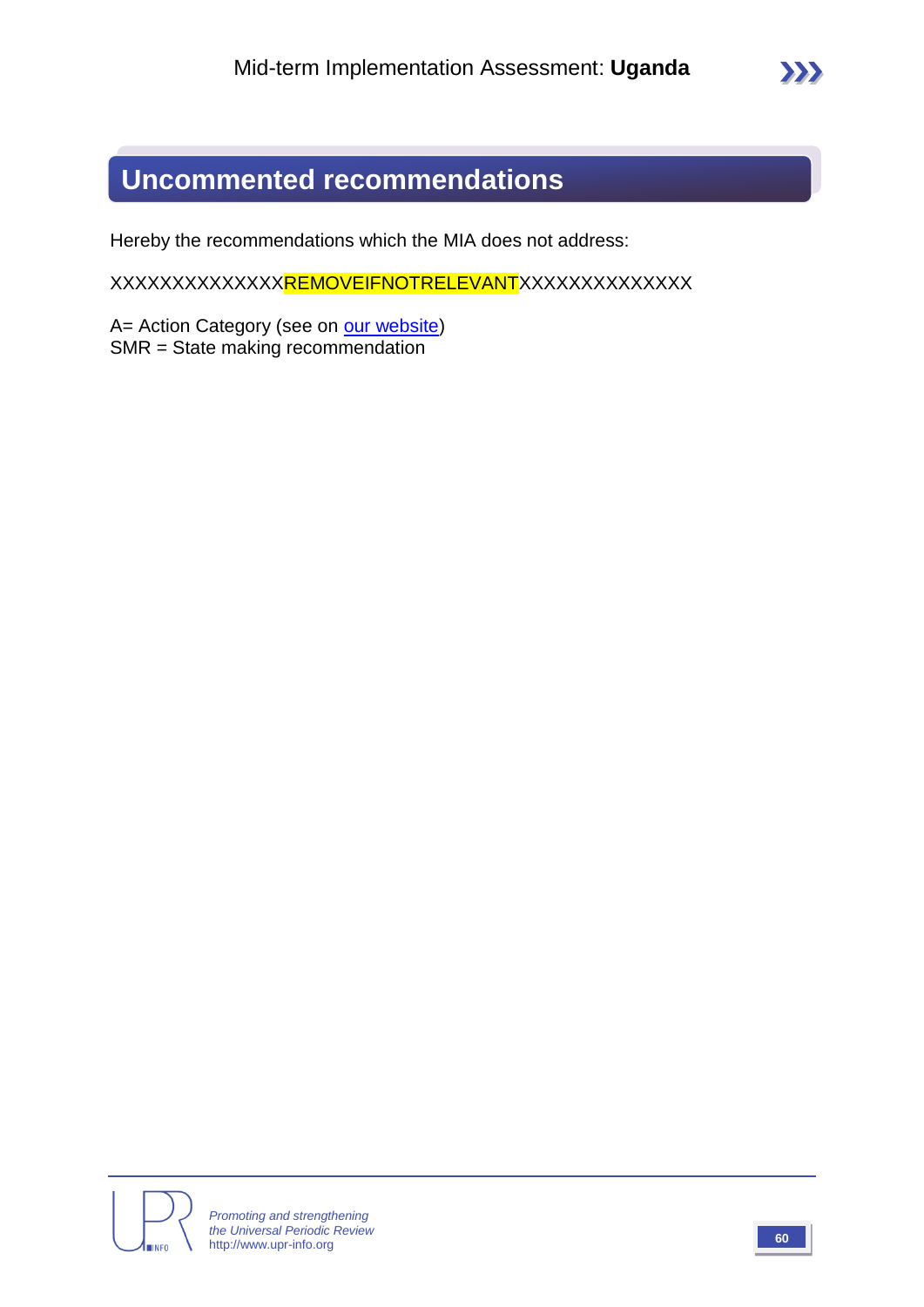## Uncommented recommendations

Hereby the recommendations which the MIA does not address:

XXXXXXXXXXXXXXREMOVEIFNOTRELEVANTXXXXXXXXXXXXXX

A= Action Category (see on our website)
SMR = State making recommendation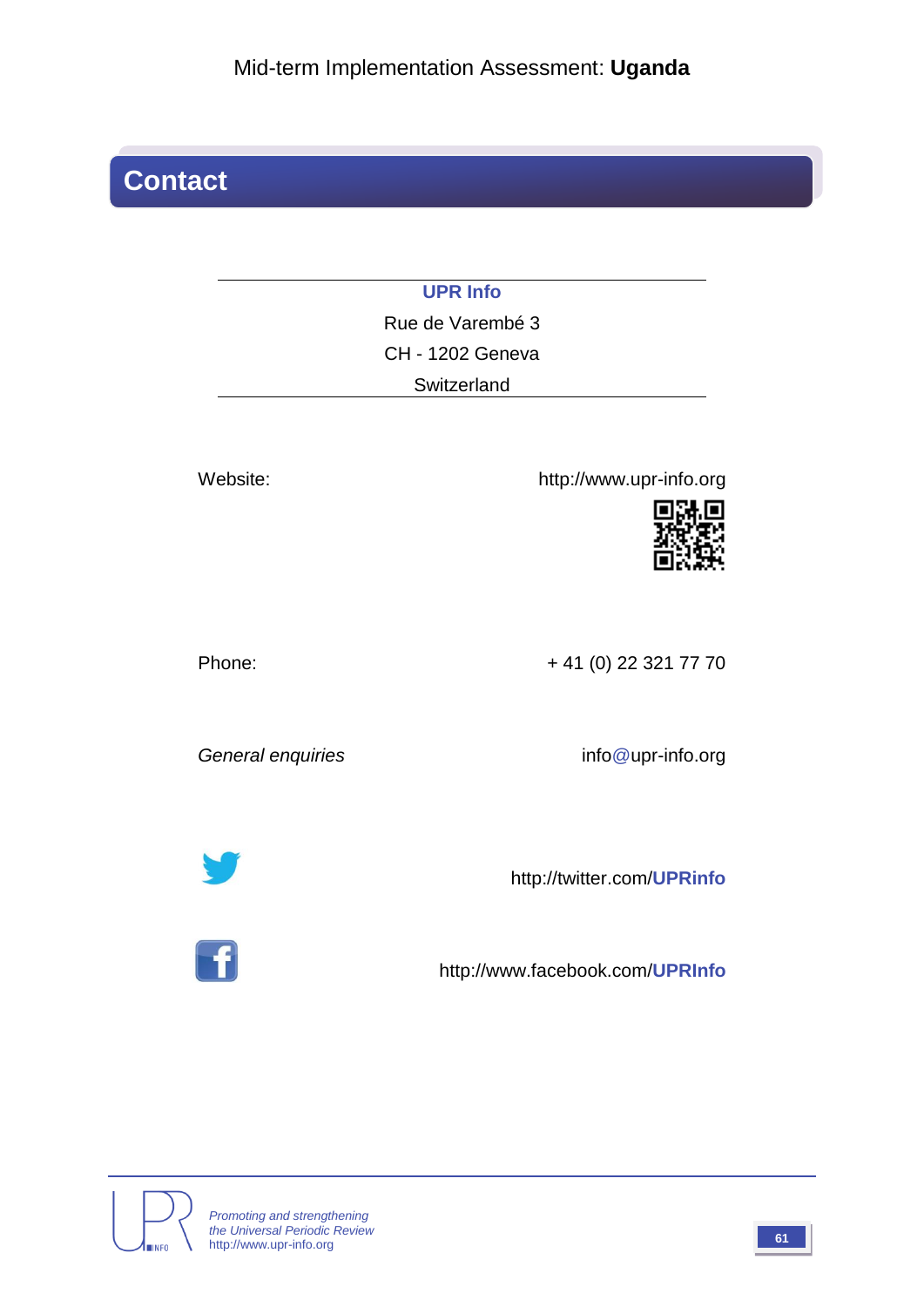# Contact

**UPR Info**
Rue de Varembé 3
CH - 1202 Geneva
Switzerland

Website: http://www.upr-info.org

Phone: + 41 (0) 22 321 77 70

*General enquiries* info@upr-info.org

http://twitter.com/**UPRinfo**

http://www.facebook.com/**UPRInfo**